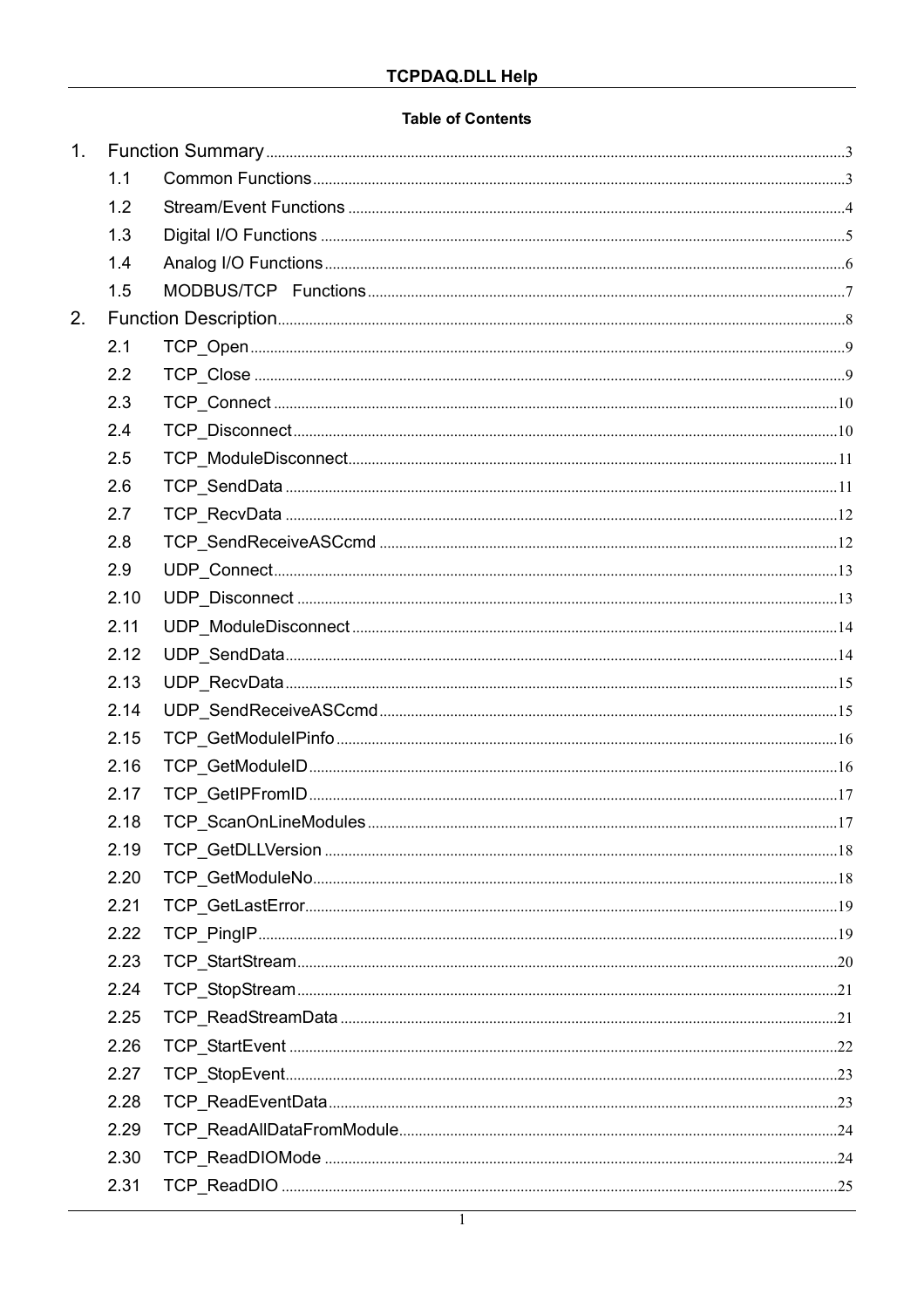**Table of Contents**

1. Function Summary ..... 3
   - 1.1 Common Functions ..... 3
   - 1.2 Stream/Event Functions ..... 4
   - 1.3 Digital I/O Functions ..... 5
   - 1.4 Analog I/O Functions ..... 6
   - 1.5 MODBUS/TCP Functions ..... 7
2. Function Description ..... 8
   - 2.1 TCP_Open ..... 9
   - 2.2 TCP_Close ..... 9
   - 2.3 TCP_Connect ..... 10
   - 2.4 TCP_Disconnect ..... 10
   - 2.5 TCP_ModuleDisconnect ..... 11
   - 2.6 TCP_SendData ..... 11
   - 2.7 TCP_RecvData ..... 12
   - 2.8 TCP_SendReceiveASCcmd ..... 12
   - 2.9 UDP_Connect ..... 13
   - 2.10 UDP_Disconnect ..... 13
   - 2.11 UDP_ModuleDisconnect ..... 14
   - 2.12 UDP_SendData ..... 14
   - 2.13 UDP_RecvData ..... 15
   - 2.14 UDP_SendReceiveASCcmd ..... 15
   - 2.15 TCP_GetModuleIPinfo ..... 16
   - 2.16 TCP_GetModuleID ..... 16
   - 2.17 TCP_GetIPFromID ..... 17
   - 2.18 TCP_ScanOnLineModules ..... 17
   - 2.19 TCP_GetDLLVersion ..... 18
   - 2.20 TCP_GetModuleNo ..... 18
   - 2.21 TCP_GetLastError ..... 19
   - 2.22 TCP_PingIP ..... 19
   - 2.23 TCP_StartStream ..... 20
   - 2.24 TCP_StopStream ..... 21
   - 2.25 TCP_ReadStreamData ..... 21
   - 2.26 TCP_StartEvent ..... 22
   - 2.27 TCP_StopEvent ..... 23
   - 2.28 TCP_ReadEventData ..... 23
   - 2.29 TCP_ReadAllDataFromModule ..... 24
   - 2.30 TCP_ReadDIOMode ..... 24
   - 2.31 TCP_ReadDIO ..... 25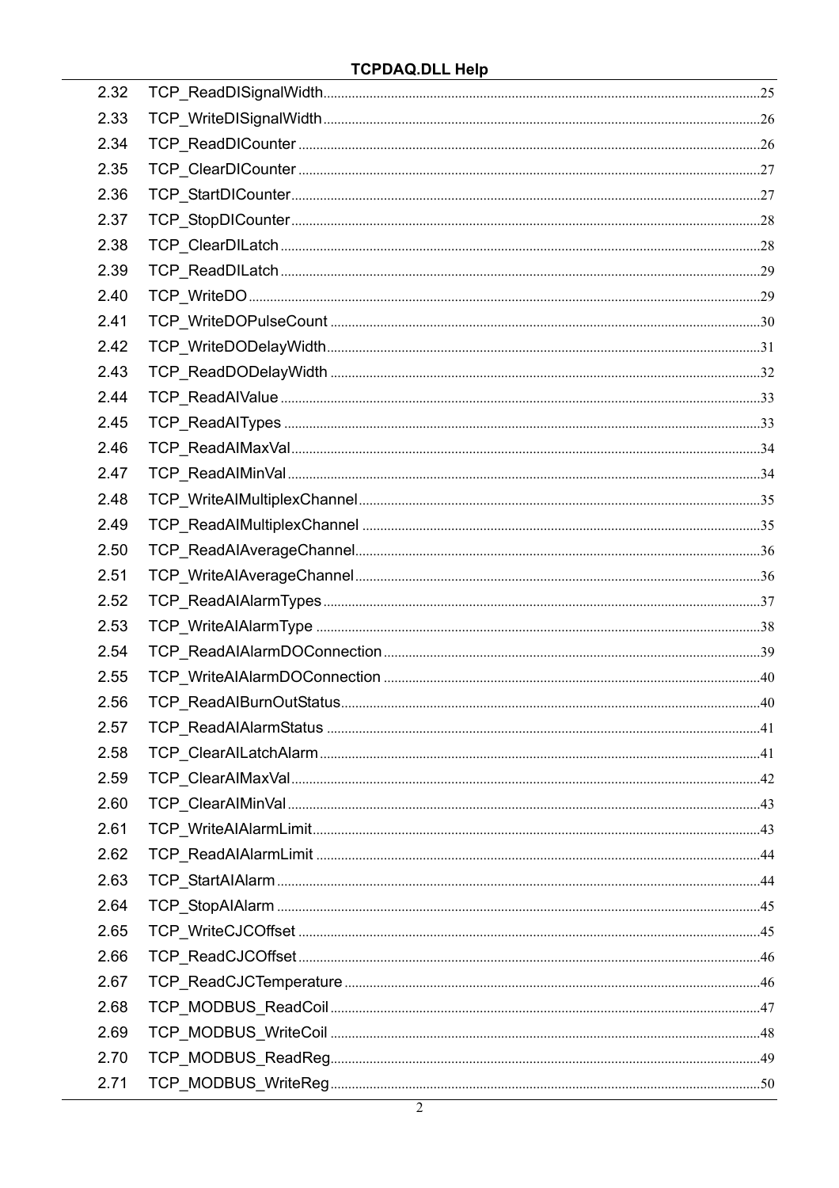2.32 TCP_ReadDISignalWidth ........................ 25
2.33 TCP_WriteDISignalWidth ........................ 26
2.34 TCP_ReadDICounter ........................ 26
2.35 TCP_ClearDICounter ........................ 27
2.36 TCP_StartDICounter ........................ 27
2.37 TCP_StopDICounter ........................ 28
2.38 TCP_ClearDILatch ........................ 28
2.39 TCP_ReadDILatch ........................ 29
2.40 TCP_WriteDO ........................ 29
2.41 TCP_WriteDOPulseCount ........................ 30
2.42 TCP_WriteDODelayWidth ........................ 31
2.43 TCP_ReadDODelayWidth ........................ 32
2.44 TCP_ReadAIValue ........................ 33
2.45 TCP_ReadAITypes ........................ 33
2.46 TCP_ReadAIMaxVal ........................ 34
2.47 TCP_ReadAIMinVal ........................ 34
2.48 TCP_WriteAIMultiplexChannel ........................ 35
2.49 TCP_ReadAIMultiplexChannel ........................ 35
2.50 TCP_ReadAIAverageChannel ........................ 36
2.51 TCP_WriteAIAverageChannel ........................ 36
2.52 TCP_ReadAIAlarmTypes ........................ 37
2.53 TCP_WriteAIAlarmType ........................ 38
2.54 TCP_ReadAIAlarmDOConnection ........................ 39
2.55 TCP_WriteAIAlarmDOConnection ........................ 40
2.56 TCP_ReadAIBurnOutStatus ........................ 40
2.57 TCP_ReadAIAlarmStatus ........................ 41
2.58 TCP_ClearAILatchAlarm ........................ 41
2.59 TCP_ClearAIMaxVal ........................ 42
2.60 TCP_ClearAIMinVal ........................ 43
2.61 TCP_WriteAIAlarmLimit ........................ 43
2.62 TCP_ReadAIAlarmLimit ........................ 44
2.63 TCP_StartAIAlarm ........................ 44
2.64 TCP_StopAIAlarm ........................ 45
2.65 TCP_WriteCJCOffset ........................ 45
2.66 TCP_ReadCJCOffset ........................ 46
2.67 TCP_ReadCJCTemperature ........................ 46
2.68 TCP_MODBUS_ReadCoil ........................ 47
2.69 TCP_MODBUS_WriteCoil ........................ 48
2.70 TCP_MODBUS_ReadReg ........................ 49
2.71 TCP_MODBUS_WriteReg ........................ 50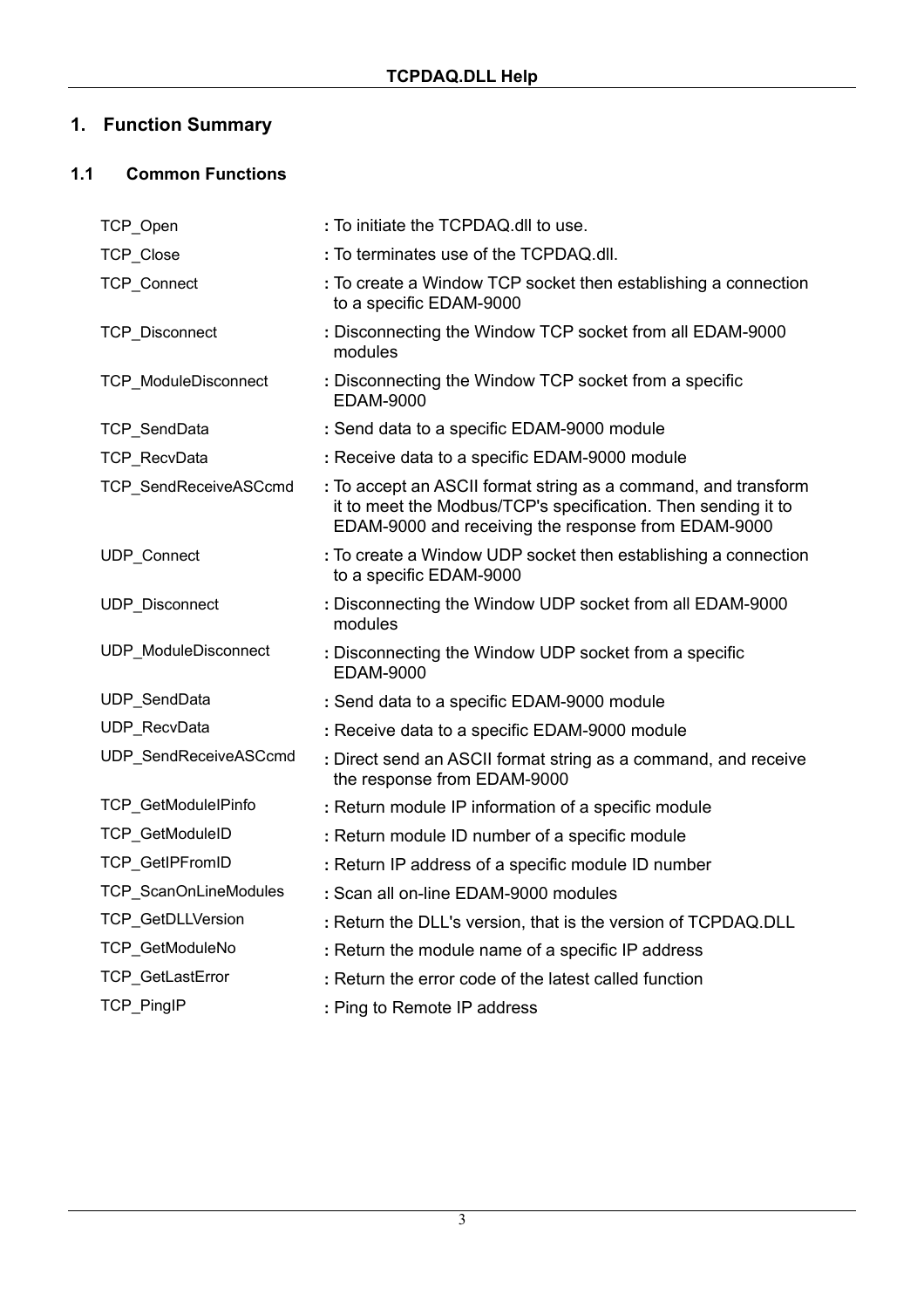# 1. Function Summary

## 1.1 Common Functions

| | |
|---|---|
| TCP_Open | : To initiate the TCPDAQ.dll to use. |
| TCP_Close | : To terminates use of the TCPDAQ.dll. |
| TCP_Connect | : To create a Window TCP socket then establishing a connection to a specific EDAM-9000 |
| TCP_Disconnect | : Disconnecting the Window TCP socket from all EDAM-9000 modules |
| TCP_ModuleDisconnect | : Disconnecting the Window TCP socket from a specific EDAM-9000 |
| TCP_SendData | : Send data to a specific EDAM-9000 module |
| TCP_RecvData | : Receive data to a specific EDAM-9000 module |
| TCP_SendReceiveASCcmd | : To accept an ASCII format string as a command, and transform it to meet the Modbus/TCP's specification. Then sending it to EDAM-9000 and receiving the response from EDAM-9000 |
| UDP_Connect | : To create a Window UDP socket then establishing a connection to a specific EDAM-9000 |
| UDP_Disconnect | : Disconnecting the Window UDP socket from all EDAM-9000 modules |
| UDP_ModuleDisconnect | : Disconnecting the Window UDP socket from a specific EDAM-9000 |
| UDP_SendData | : Send data to a specific EDAM-9000 module |
| UDP_RecvData | : Receive data to a specific EDAM-9000 module |
| UDP_SendReceiveASCcmd | : Direct send an ASCII format string as a command, and receive the response from EDAM-9000 |
| TCP_GetModuleIPinfo | : Return module IP information of a specific module |
| TCP_GetModuleID | : Return module ID number of a specific module |
| TCP_GetIPFromID | : Return IP address of a specific module ID number |
| TCP_ScanOnLineModules | : Scan all on-line EDAM-9000 modules |
| TCP_GetDLLVersion | : Return the DLL's version, that is the version of TCPDAQ.DLL |
| TCP_GetModuleNo | : Return the module name of a specific IP address |
| TCP_GetLastError | : Return the error code of the latest called function |
| TCP_PingIP | : Ping to Remote IP address |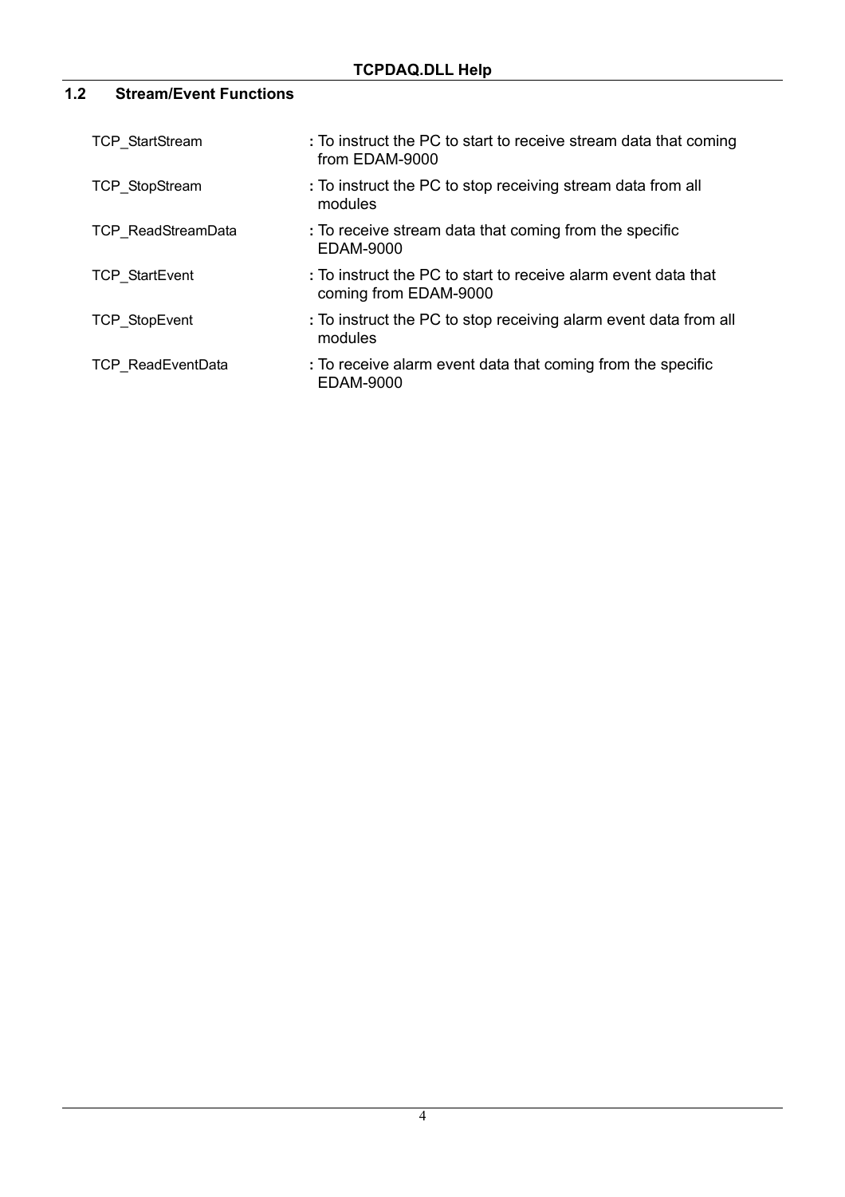## 1.2 Stream/Event Functions

| | |
|---|---|
| TCP_StartStream | : To instruct the PC to start to receive stream data that coming from EDAM-9000 |
| TCP_StopStream | : To instruct the PC to stop receiving stream data from all modules |
| TCP_ReadStreamData | : To receive stream data that coming from the specific EDAM-9000 |
| TCP_StartEvent | : To instruct the PC to start to receive alarm event data that coming from EDAM-9000 |
| TCP_StopEvent | : To instruct the PC to stop receiving alarm event data from all modules |
| TCP_ReadEventData | : To receive alarm event data that coming from the specific EDAM-9000 |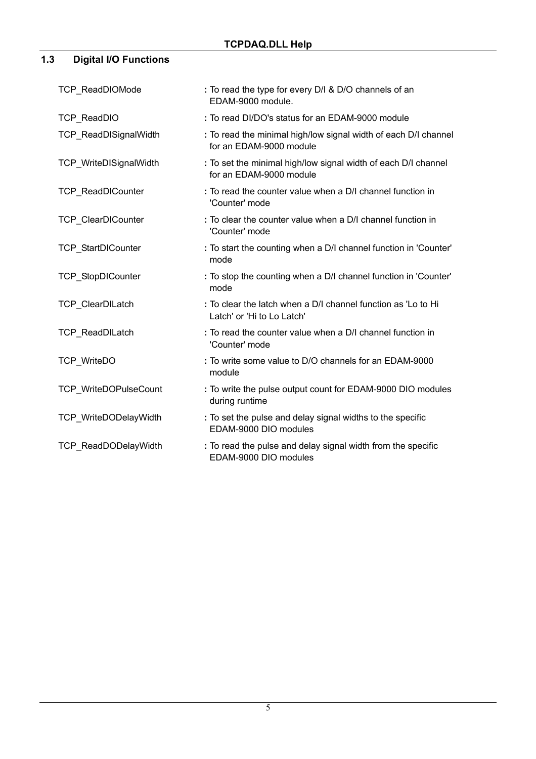## 1.3 Digital I/O Functions

| | |
|---|---|
| TCP_ReadDIOMode | : To read the type for every D/I & D/O channels of an EDAM-9000 module. |
| TCP_ReadDIO | : To read DI/DO's status for an EDAM-9000 module |
| TCP_ReadDISignalWidth | : To read the minimal high/low signal width of each D/I channel for an EDAM-9000 module |
| TCP_WriteDISignalWidth | : To set the minimal high/low signal width of each D/I channel for an EDAM-9000 module |
| TCP_ReadDICounter | : To read the counter value when a D/I channel function in 'Counter' mode |
| TCP_ClearDICounter | : To clear the counter value when a D/I channel function in 'Counter' mode |
| TCP_StartDICounter | : To start the counting when a D/I channel function in 'Counter' mode |
| TCP_StopDICounter | : To stop the counting when a D/I channel function in 'Counter' mode |
| TCP_ClearDILatch | : To clear the latch when a D/I channel function as 'Lo to Hi Latch' or 'Hi to Lo Latch' |
| TCP_ReadDILatch | : To read the counter value when a D/I channel function in 'Counter' mode |
| TCP_WriteDO | : To write some value to D/O channels for an EDAM-9000 module |
| TCP_WriteDOPulseCount | : To write the pulse output count for EDAM-9000 DIO modules during runtime |
| TCP_WriteDODelayWidth | : To set the pulse and delay signal widths to the specific EDAM-9000 DIO modules |
| TCP_ReadDODelayWidth | : To read the pulse and delay signal width from the specific EDAM-9000 DIO modules |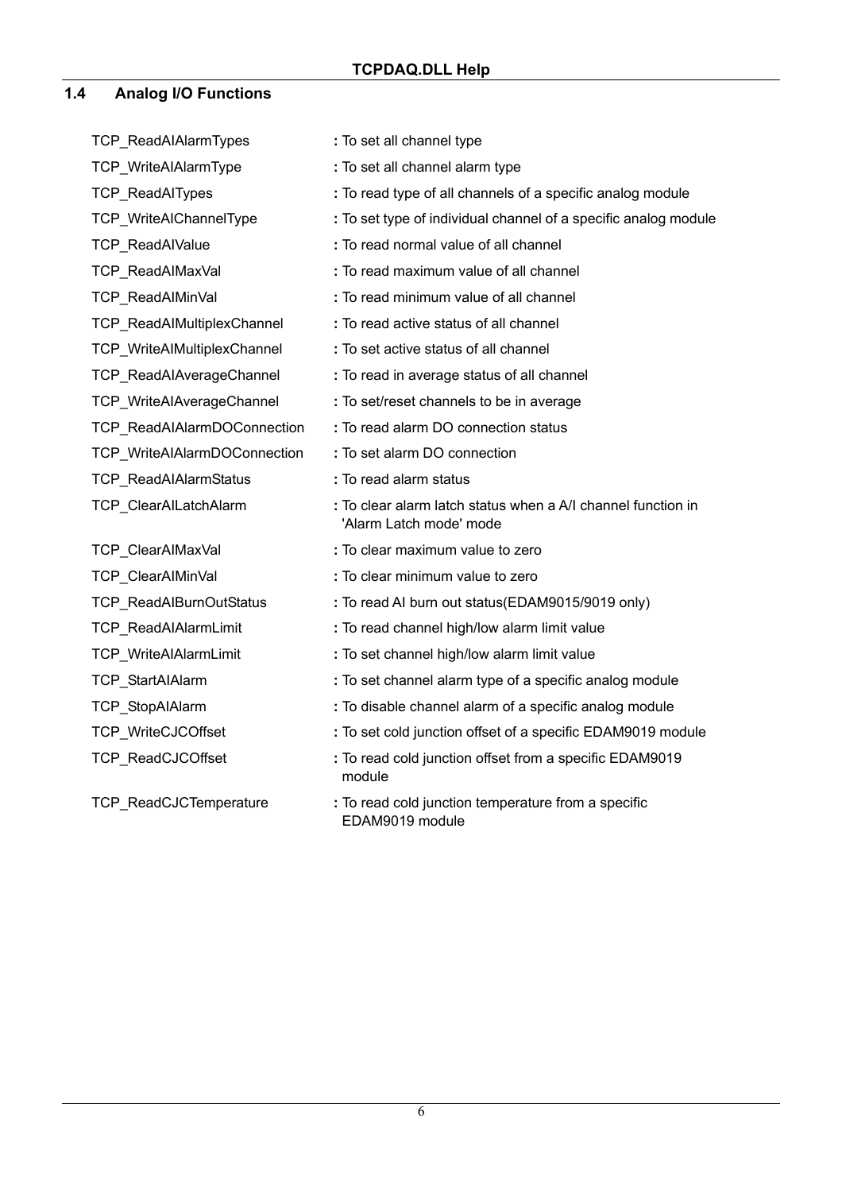## 1.4 Analog I/O Functions

| | |
|---|---|
| TCP_ReadAIAlarmTypes | **:** To set all channel type |
| TCP_WriteAIAlarmType | **:** To set all channel alarm type |
| TCP_ReadAITypes | **:** To read type of all channels of a specific analog module |
| TCP_WriteAIChannelType | **:** To set type of individual channel of a specific analog module |
| TCP_ReadAIValue | **:** To read normal value of all channel |
| TCP_ReadAIMaxVal | **:** To read maximum value of all channel |
| TCP_ReadAIMinVal | **:** To read minimum value of all channel |
| TCP_ReadAIMultiplexChannel | **:** To read active status of all channel |
| TCP_WriteAIMultiplexChannel | **:** To set active status of all channel |
| TCP_ReadAIAverageChannel | **:** To read in average status of all channel |
| TCP_WriteAIAverageChannel | **:** To set/reset channels to be in average |
| TCP_ReadAIAlarmDOConnection | **:** To read alarm DO connection status |
| TCP_WriteAIAlarmDOConnection | **:** To set alarm DO connection |
| TCP_ReadAIAlarmStatus | **:** To read alarm status |
| TCP_ClearAILatchAlarm | **:** To clear alarm latch status when a A/I channel function in 'Alarm Latch mode' mode |
| TCP_ClearAIMaxVal | **:** To clear maximum value to zero |
| TCP_ClearAIMinVal | **:** To clear minimum value to zero |
| TCP_ReadAIBurnOutStatus | **:** To read AI burn out status(EDAM9015/9019 only) |
| TCP_ReadAIAlarmLimit | **:** To read channel high/low alarm limit value |
| TCP_WriteAIAlarmLimit | **:** To set channel high/low alarm limit value |
| TCP_StartAIAlarm | **:** To set channel alarm type of a specific analog module |
| TCP_StopAIAlarm | **:** To disable channel alarm of a specific analog module |
| TCP_WriteCJCOffset | **:** To set cold junction offset of a specific EDAM9019 module |
| TCP_ReadCJCOffset | **:** To read cold junction offset from a specific EDAM9019 module |
| TCP_ReadCJCTemperature | **:** To read cold junction temperature from a specific EDAM9019 module |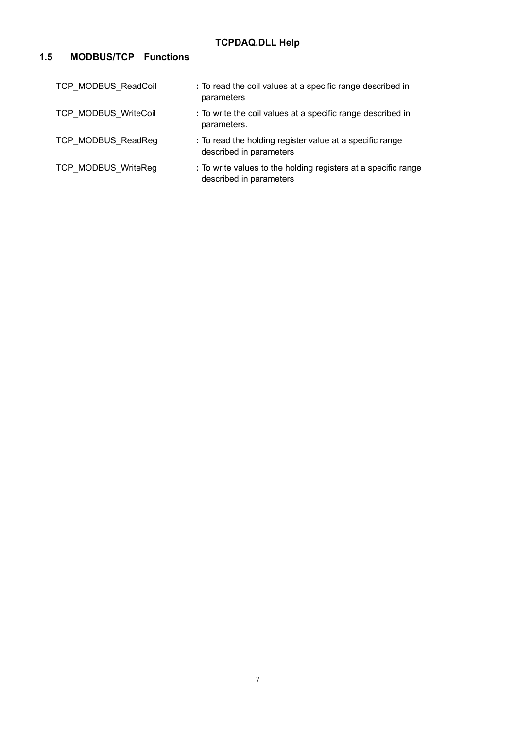## 1.5 MODBUS/TCP Functions

| | |
|---|---|
| TCP_MODBUS_ReadCoil | **:** To read the coil values at a specific range described in parameters |
| TCP_MODBUS_WriteCoil | **:** To write the coil values at a specific range described in parameters. |
| TCP_MODBUS_ReadReg | **:** To read the holding register value at a specific range described in parameters |
| TCP_MODBUS_WriteReg | **:** To write values to the holding registers at a specific range described in parameters |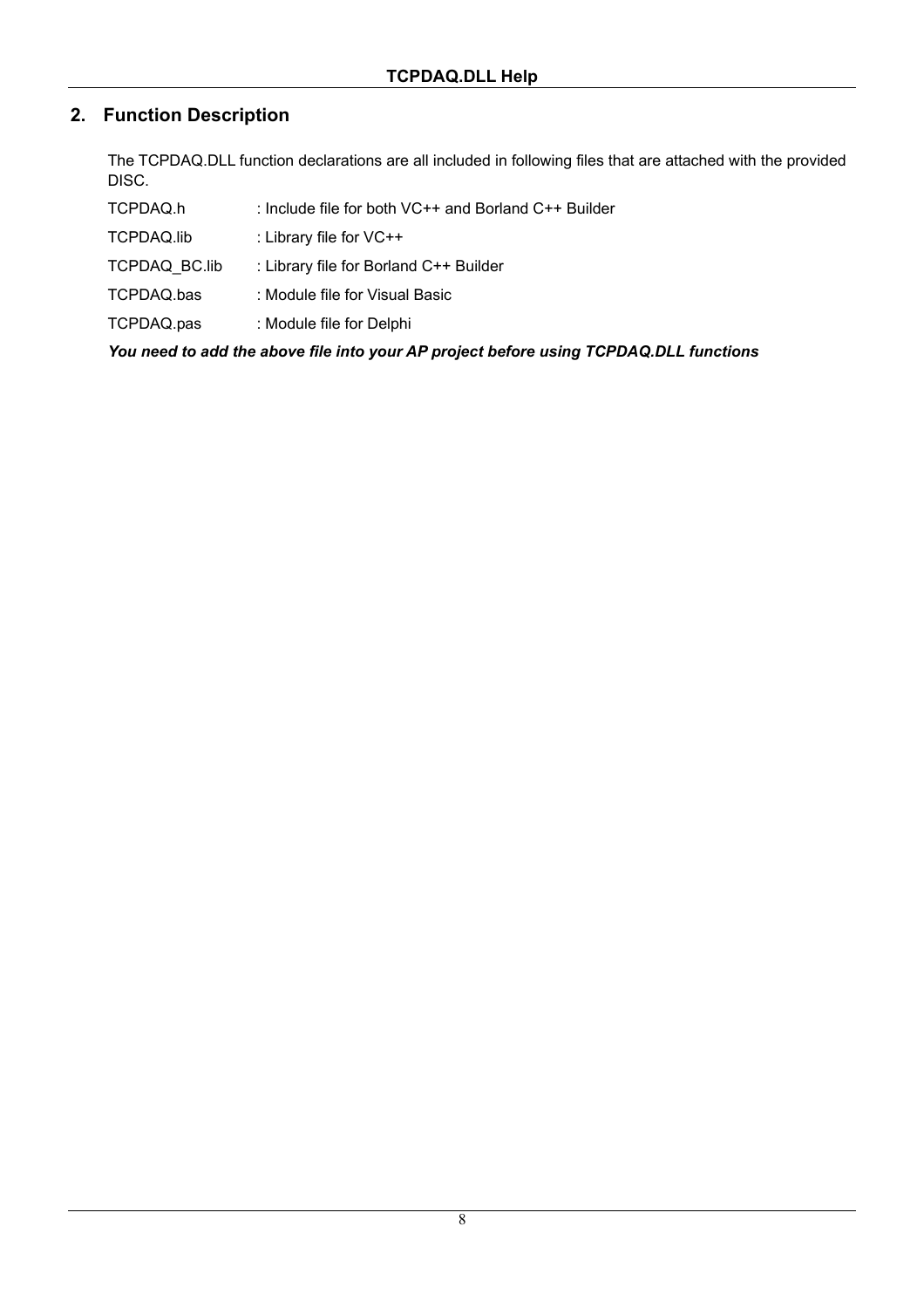## 2. Function Description

The TCPDAQ.DLL function declarations are all included in following files that are attached with the provided DISC.

TCPDAQ.h : Include file for both VC++ and Borland C++ Builder

TCPDAQ.lib : Library file for VC++

TCPDAQ_BC.lib : Library file for Borland C++ Builder

TCPDAQ.bas : Module file for Visual Basic

TCPDAQ.pas : Module file for Delphi

***You need to add the above file into your AP project before using TCPDAQ.DLL functions***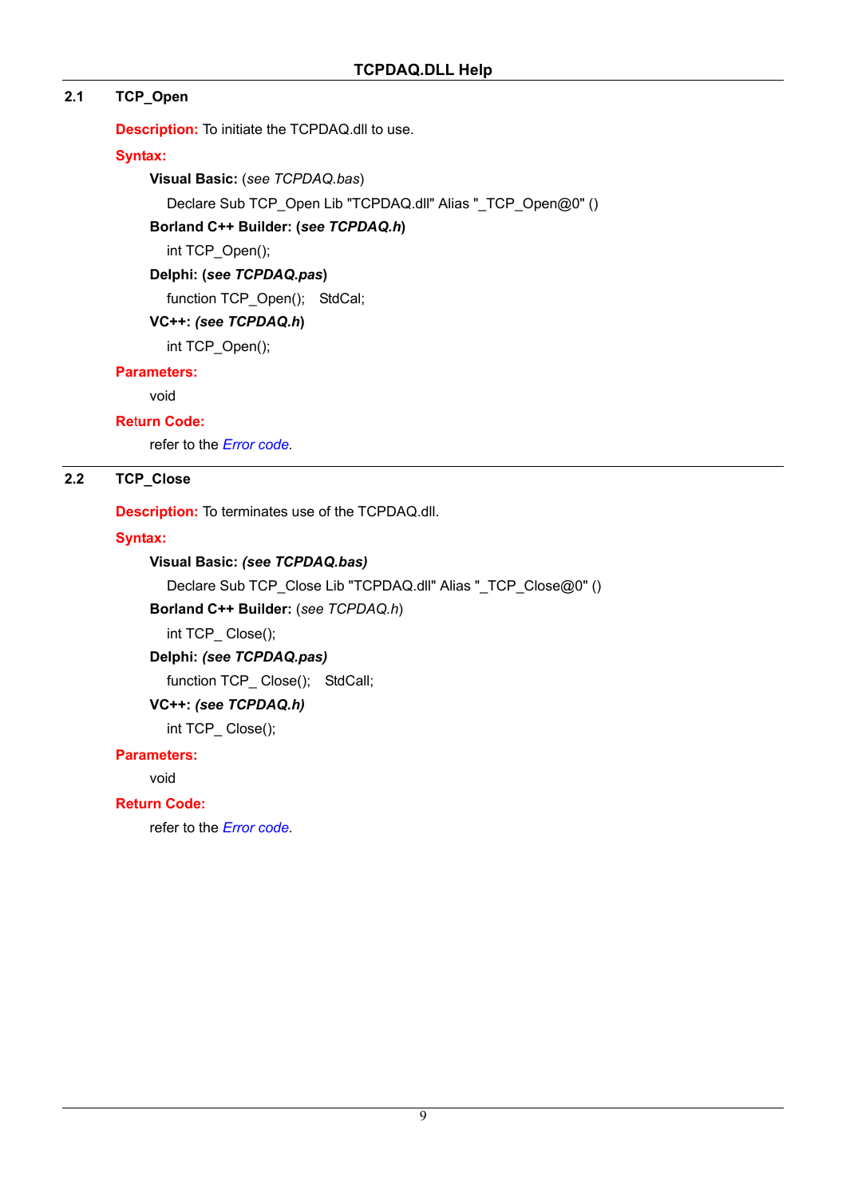## 2.1 TCP_Open

**Description:** To initiate the TCPDAQ.dll to use.

**Syntax:**

**Visual Basic:** (*see TCPDAQ.bas*)

Declare Sub TCP_Open Lib "TCPDAQ.dll" Alias "_TCP_Open@0" ()

**Borland C++ Builder: (*see TCPDAQ.h*)**

int TCP_Open();

**Delphi: (*see TCPDAQ.pas*)**

function TCP_Open(); StdCal;

**VC++: *(see TCPDAQ.h*)**

int TCP_Open();

**Parameters:**

void

**Return Code:**

refer to the *Error code*.

## 2.2 TCP_Close

**Description:** To terminates use of the TCPDAQ.dll.

**Syntax:**

**Visual Basic: *(see TCPDAQ.bas)***

Declare Sub TCP_Close Lib "TCPDAQ.dll" Alias "_TCP_Close@0" ()

**Borland C++ Builder:** (*see TCPDAQ.h*)

int TCP_ Close();

**Delphi: *(see TCPDAQ.pas)***

function TCP_ Close(); StdCall;

**VC++: *(see TCPDAQ.h)***

int TCP_ Close();

**Parameters:**

void

**Return Code:**

refer to the *Error code*.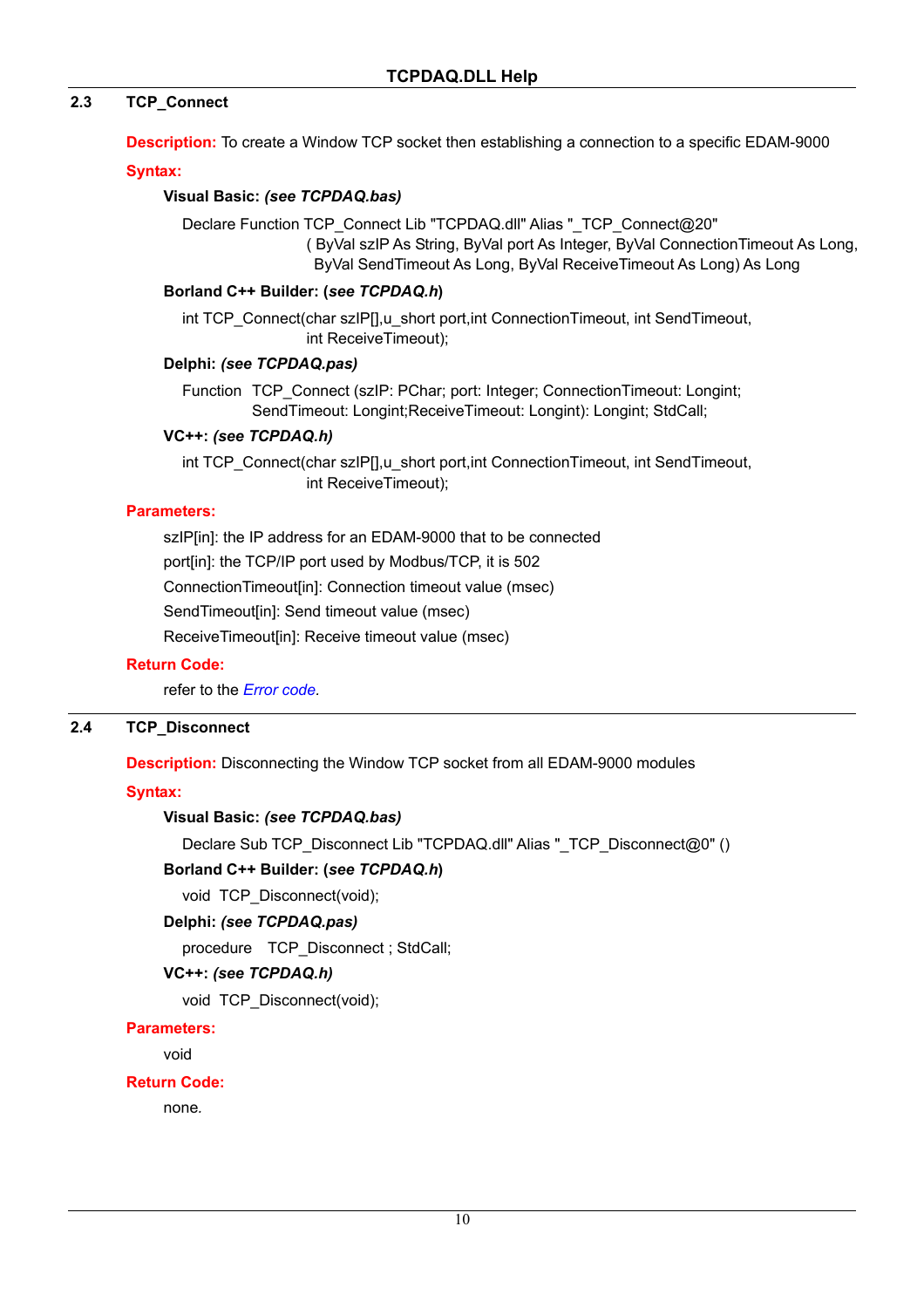## 2.3 TCP_Connect

**Description:** To create a Window TCP socket then establishing a connection to a specific EDAM-9000

**Syntax:**

**Visual Basic:** ***(see TCPDAQ.bas)***

```
Declare Function TCP_Connect Lib "TCPDAQ.dll" Alias "_TCP_Connect@20"
                    ( ByVal szIP As String, ByVal port As Integer, ByVal ConnectionTimeout As Long,
                     ByVal SendTimeout As Long, ByVal ReceiveTimeout As Long) As Long
```

**Borland C++ Builder: (*see TCPDAQ.h*)**

```
int TCP_Connect(char szIP[],u_short port,int ConnectionTimeout, int SendTimeout,
                int ReceiveTimeout);
```

**Delphi:** ***(see TCPDAQ.pas)***

```
Function  TCP_Connect (szIP: PChar; port: Integer; ConnectionTimeout: Longint;
          SendTimeout: Longint;ReceiveTimeout: Longint): Longint; StdCall;
```

**VC++:** ***(see TCPDAQ.h)***

```
int TCP_Connect(char szIP[],u_short port,int ConnectionTimeout, int SendTimeout,
                int ReceiveTimeout);
```

**Parameters:**

szIP[in]: the IP address for an EDAM-9000 that to be connected
port[in]: the TCP/IP port used by Modbus/TCP, it is 502
ConnectionTimeout[in]: Connection timeout value (msec)
SendTimeout[in]: Send timeout value (msec)
ReceiveTimeout[in]: Receive timeout value (msec)

**Return Code:**

refer to the *Error code*.

## 2.4 TCP_Disconnect

**Description:** Disconnecting the Window TCP socket from all EDAM-9000 modules

**Syntax:**

**Visual Basic:** ***(see TCPDAQ.bas)***

```
Declare Sub TCP_Disconnect Lib "TCPDAQ.dll" Alias "_TCP_Disconnect@0" ()
```

**Borland C++ Builder: (*see TCPDAQ.h*)**

```
void  TCP_Disconnect(void);
```

**Delphi:** ***(see TCPDAQ.pas)***

```
procedure   TCP_Disconnect ; StdCall;
```

**VC++:** ***(see TCPDAQ.h)***

```
void  TCP_Disconnect(void);
```

**Parameters:**

void

**Return Code:**

none.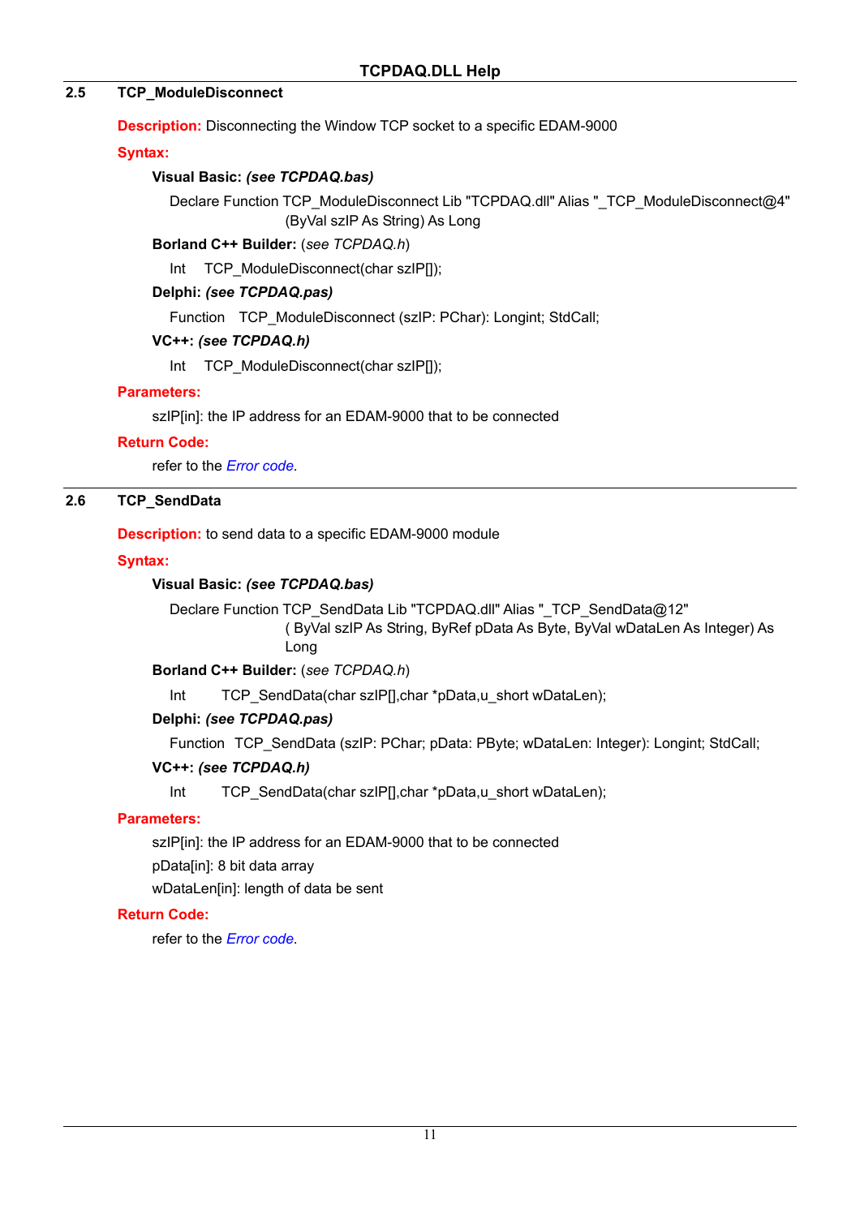## 2.5 TCP_ModuleDisconnect

**Description:** Disconnecting the Window TCP socket to a specific EDAM-9000

**Syntax:**

**Visual Basic:** ***(see TCPDAQ.bas)***

```
Declare Function TCP_ModuleDisconnect Lib "TCPDAQ.dll" Alias "_TCP_ModuleDisconnect@4"
        (ByVal szIP As String) As Long
```

**Borland C++ Builder:** (*see TCPDAQ.h*)

```
Int   TCP_ModuleDisconnect(char szIP[]);
```

**Delphi:** ***(see TCPDAQ.pas)***

```
Function   TCP_ModuleDisconnect (szIP: PChar): Longint; StdCall;
```

**VC++:** ***(see TCPDAQ.h)***

```
Int   TCP_ModuleDisconnect(char szIP[]);
```

**Parameters:**

szIP[in]: the IP address for an EDAM-9000 that to be connected

**Return Code:**

refer to the *Error code*.

## 2.6 TCP_SendData

**Description:** to send data to a specific EDAM-9000 module

**Syntax:**

**Visual Basic:** ***(see TCPDAQ.bas)***

```
Declare Function TCP_SendData Lib "TCPDAQ.dll" Alias "_TCP_SendData@12"
        ( ByVal szIP As String, ByRef pData As Byte, ByVal wDataLen As Integer) As
        Long
```

**Borland C++ Builder:** (*see TCPDAQ.h*)

```
Int      TCP_SendData(char szIP[],char *pData,u_short wDataLen);
```

**Delphi:** ***(see TCPDAQ.pas)***

```
Function  TCP_SendData (szIP: PChar; pData: PByte; wDataLen: Integer): Longint; StdCall;
```

**VC++:** ***(see TCPDAQ.h)***

```
Int      TCP_SendData(char szIP[],char *pData,u_short wDataLen);
```

**Parameters:**

szIP[in]: the IP address for an EDAM-9000 that to be connected

pData[in]: 8 bit data array

wDataLen[in]: length of data be sent

**Return Code:**

refer to the *Error code*.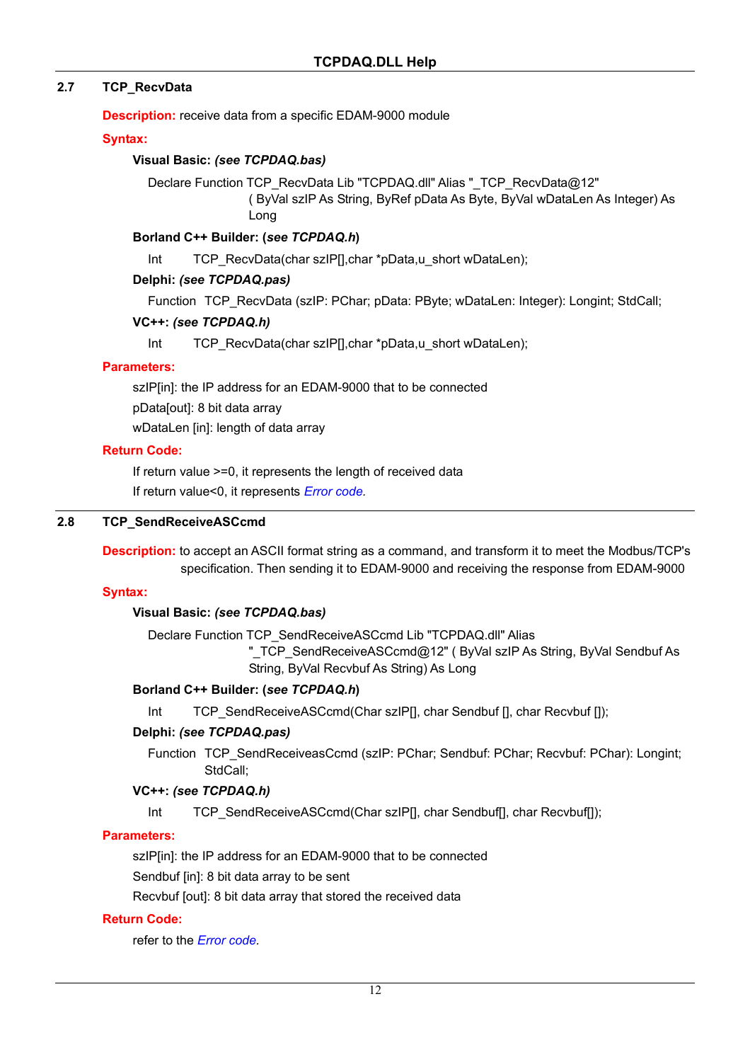## 2.7 TCP_RecvData

**Description:** receive data from a specific EDAM-9000 module

**Syntax:**

**Visual Basic:** ***(see TCPDAQ.bas)***

```
Declare Function TCP_RecvData Lib "TCPDAQ.dll" Alias "_TCP_RecvData@12"
        ( ByVal szIP As String, ByRef pData As Byte, ByVal wDataLen As Integer) As Long
```

**Borland C++ Builder: (*see TCPDAQ.h*)**

```
Int     TCP_RecvData(char szIP[],char *pData,u_short wDataLen);
```

**Delphi:** ***(see TCPDAQ.pas)***

```
Function  TCP_RecvData (szIP: PChar; pData: PByte; wDataLen: Integer): Longint; StdCall;
```

**VC++:** ***(see TCPDAQ.h)***

```
Int     TCP_RecvData(char szIP[],char *pData,u_short wDataLen);
```

**Parameters:**

szIP[in]: the IP address for an EDAM-9000 that to be connected

pData[out]: 8 bit data array

wDataLen [in]: length of data array

**Return Code:**

If return value >=0, it represents the length of received data

If return value<0, it represents *Error code.*

## 2.8 TCP_SendReceiveASCcmd

**Description:** to accept an ASCII format string as a command, and transform it to meet the Modbus/TCP's specification. Then sending it to EDAM-9000 and receiving the response from EDAM-9000

**Syntax:**

**Visual Basic:** ***(see TCPDAQ.bas)***

```
Declare Function TCP_SendReceiveASCcmd Lib "TCPDAQ.dll" Alias
        "_TCP_SendReceiveASCcmd@12" ( ByVal szIP As String, ByVal Sendbuf As
        String, ByVal Recvbuf As String) As Long
```

**Borland C++ Builder: (*see TCPDAQ.h*)**

```
Int     TCP_SendReceiveASCcmd(Char szIP[], char Sendbuf [], char Recvbuf []);
```

**Delphi:** ***(see TCPDAQ.pas)***

```
Function  TCP_SendReceiveasCcmd (szIP: PChar; Sendbuf: PChar; Recvbuf: PChar): Longint;
          StdCall;
```

**VC++:** ***(see TCPDAQ.h)***

```
Int     TCP_SendReceiveASCcmd(Char szIP[], char Sendbuf[], char Recvbuf[]);
```

**Parameters:**

szIP[in]: the IP address for an EDAM-9000 that to be connected

Sendbuf [in]: 8 bit data array to be sent

Recvbuf [out]: 8 bit data array that stored the received data

**Return Code:**

refer to the *Error code*.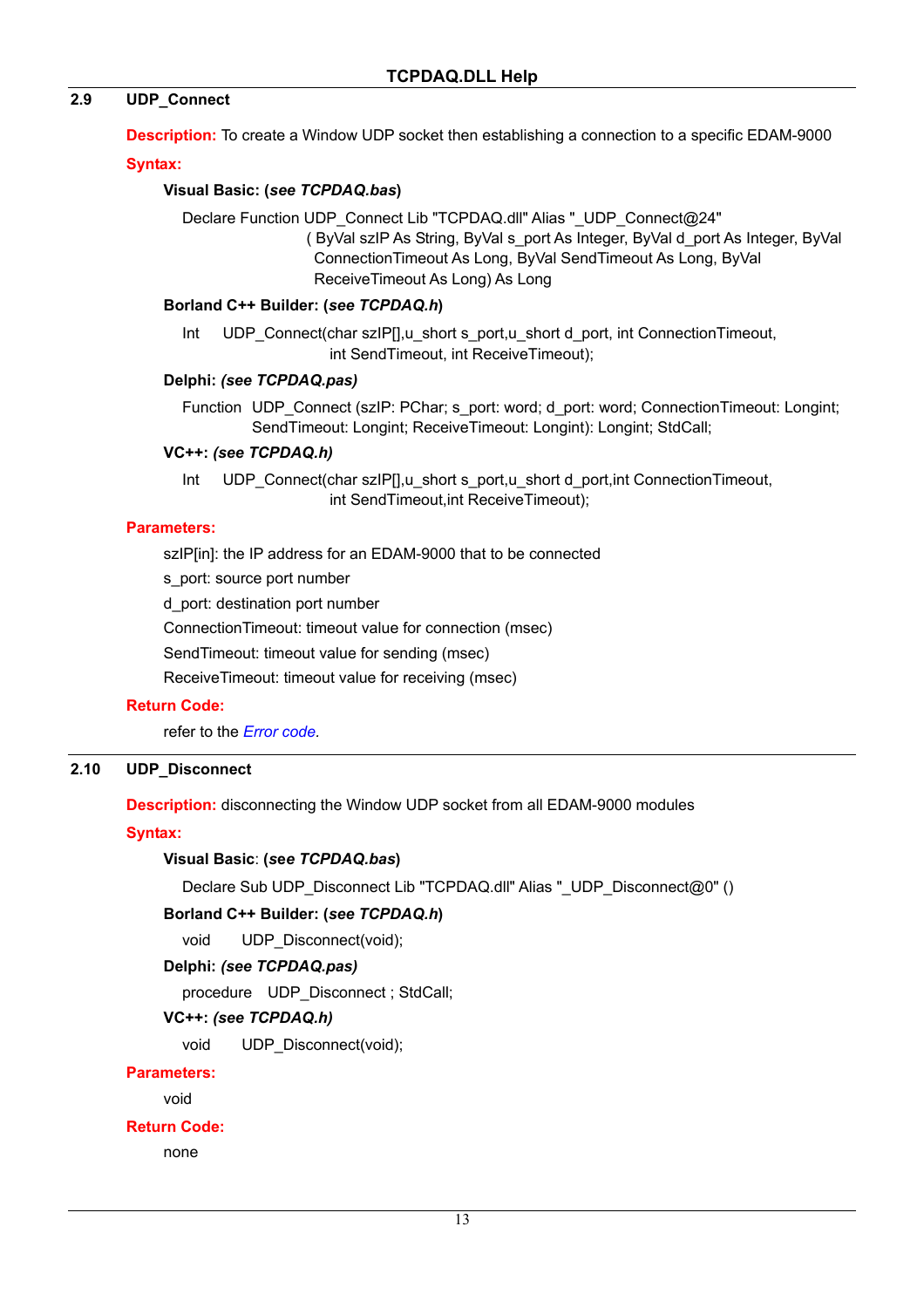## 2.9 UDP_Connect

**Description:** To create a Window UDP socket then establishing a connection to a specific EDAM-9000

**Syntax:**

**Visual Basic: (*see TCPDAQ.bas*)**

```
Declare Function UDP_Connect Lib "TCPDAQ.dll" Alias "_UDP_Connect@24"
        ( ByVal szIP As String, ByVal s_port As Integer, ByVal d_port As Integer, ByVal
         ConnectionTimeout As Long, ByVal SendTimeout As Long, ByVal
         ReceiveTimeout As Long) As Long
```

**Borland C++ Builder: (*see TCPDAQ.h*)**

```
Int    UDP_Connect(char szIP[],u_short s_port,u_short d_port, int ConnectionTimeout,
                   int SendTimeout, int ReceiveTimeout);
```

**Delphi: *(see TCPDAQ.pas)***

```
Function  UDP_Connect (szIP: PChar; s_port: word; d_port: word; ConnectionTimeout: Longint;
          SendTimeout: Longint; ReceiveTimeout: Longint): Longint; StdCall;
```

**VC++: *(see TCPDAQ.h)***

```
Int    UDP_Connect(char szIP[],u_short s_port,u_short d_port,int ConnectionTimeout,
                   int SendTimeout,int ReceiveTimeout);
```

**Parameters:**

szIP[in]: the IP address for an EDAM-9000 that to be connected

s_port: source port number

d_port: destination port number

ConnectionTimeout: timeout value for connection (msec)

SendTimeout: timeout value for sending (msec)

ReceiveTimeout: timeout value for receiving (msec)

**Return Code:**

refer to the *Error code.*

## 2.10 UDP_Disconnect

**Description:** disconnecting the Window UDP socket from all EDAM-9000 modules

**Syntax:**

**Visual Basic: (*see TCPDAQ.bas*)**

```
Declare Sub UDP_Disconnect Lib "TCPDAQ.dll" Alias "_UDP_Disconnect@0" ()
```

**Borland C++ Builder: (*see TCPDAQ.h*)**

```
void    UDP_Disconnect(void);
```

**Delphi: *(see TCPDAQ.pas)***

```
procedure   UDP_Disconnect ; StdCall;
```

**VC++: *(see TCPDAQ.h)***

```
void    UDP_Disconnect(void);
```

**Parameters:**

void

**Return Code:**

none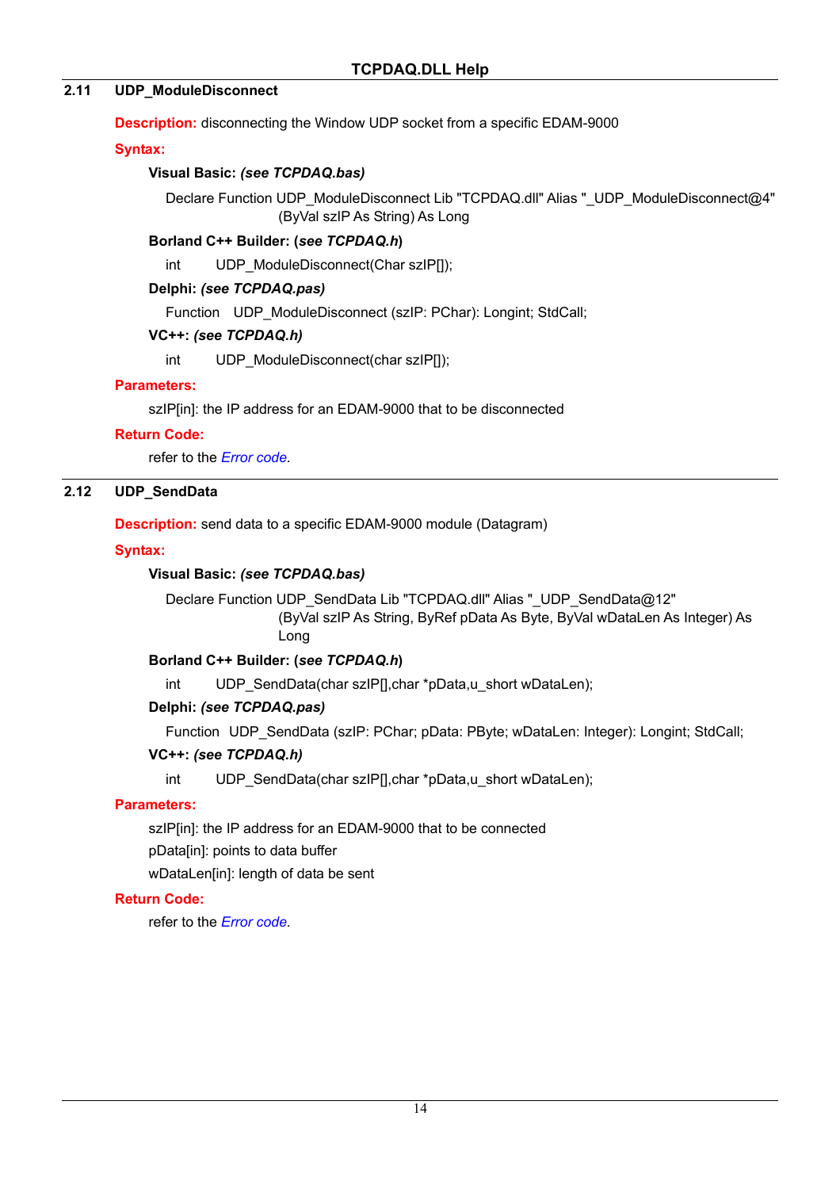## 2.11 UDP_ModuleDisconnect

**Description:** disconnecting the Window UDP socket from a specific EDAM-9000

**Syntax:**

**Visual Basic:** ***(see TCPDAQ.bas)***

```
Declare Function UDP_ModuleDisconnect Lib "TCPDAQ.dll" Alias "_UDP_ModuleDisconnect@4"
        (ByVal szIP As String) As Long
```

**Borland C++ Builder: (*see TCPDAQ.h*)**

```
int     UDP_ModuleDisconnect(Char szIP[]);
```

**Delphi:** ***(see TCPDAQ.pas)***

```
Function   UDP_ModuleDisconnect (szIP: PChar): Longint; StdCall;
```

**VC++:** ***(see TCPDAQ.h)***

```
int     UDP_ModuleDisconnect(char szIP[]);
```

**Parameters:**

szIP[in]: the IP address for an EDAM-9000 that to be disconnected

**Return Code:**

refer to the *Error code*.

## 2.12 UDP_SendData

**Description:** send data to a specific EDAM-9000 module (Datagram)

**Syntax:**

**Visual Basic:** ***(see TCPDAQ.bas)***

```
Declare Function UDP_SendData Lib "TCPDAQ.dll" Alias "_UDP_SendData@12"
        (ByVal szIP As String, ByRef pData As Byte, ByVal wDataLen As Integer) As
        Long
```

**Borland C++ Builder: (*see TCPDAQ.h*)**

```
int     UDP_SendData(char szIP[],char *pData,u_short wDataLen);
```

**Delphi:** ***(see TCPDAQ.pas)***

```
Function  UDP_SendData (szIP: PChar; pData: PByte; wDataLen: Integer): Longint; StdCall;
```

**VC++:** ***(see TCPDAQ.h)***

```
int     UDP_SendData(char szIP[],char *pData,u_short wDataLen);
```

**Parameters:**

szIP[in]: the IP address for an EDAM-9000 that to be connected

pData[in]: points to data buffer

wDataLen[in]: length of data be sent

**Return Code:**

refer to the *Error code*.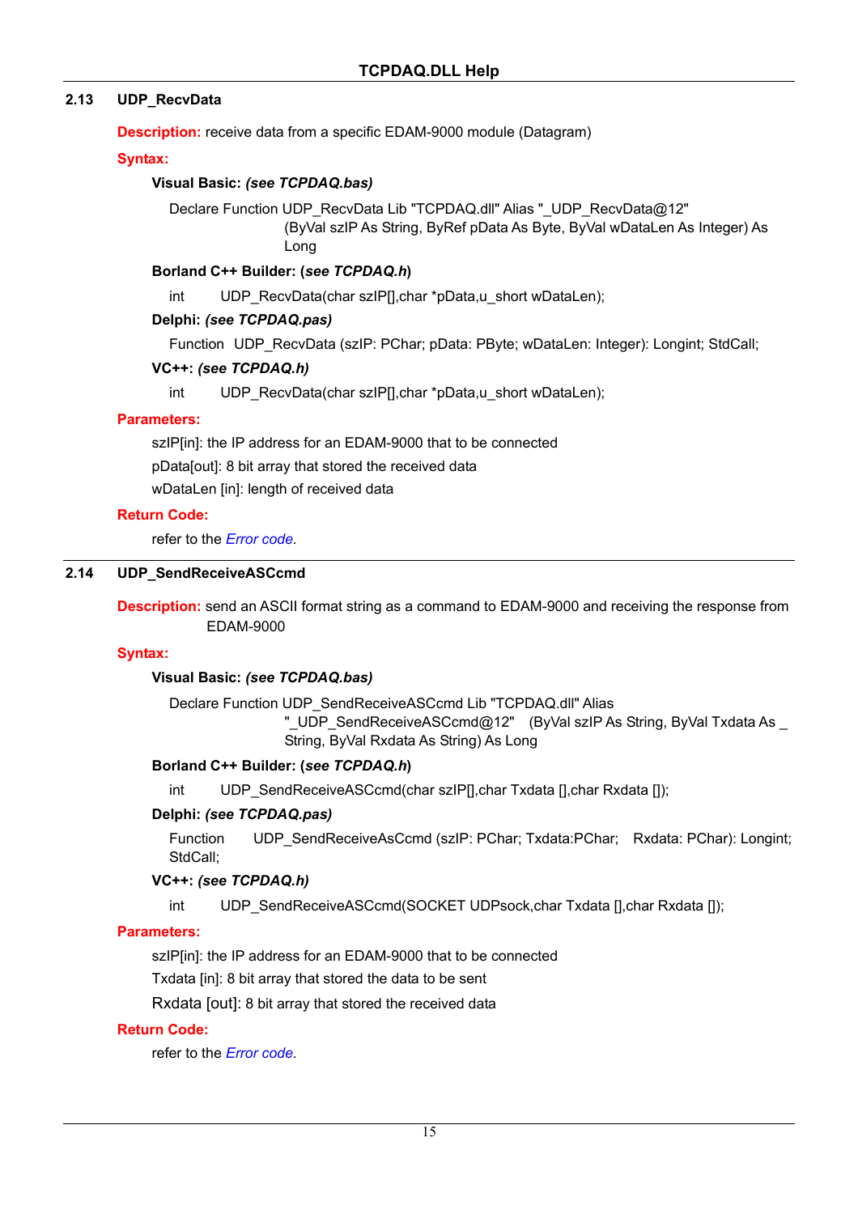## 2.13 UDP_RecvData

**Description:** receive data from a specific EDAM-9000 module (Datagram)

**Syntax:**

**Visual Basic:** ***(see TCPDAQ.bas)***

```
Declare Function UDP_RecvData Lib "TCPDAQ.dll" Alias "_UDP_RecvData@12"
        (ByVal szIP As String, ByRef pData As Byte, ByVal wDataLen As Integer) As
        Long
```

**Borland C++ Builder: (*see TCPDAQ.h*)**

```
int     UDP_RecvData(char szIP[],char *pData,u_short wDataLen);
```

**Delphi:** ***(see TCPDAQ.pas)***

```
Function  UDP_RecvData (szIP: PChar; pData: PByte; wDataLen: Integer): Longint; StdCall;
```

**VC++:** ***(see TCPDAQ.h)***

```
int     UDP_RecvData(char szIP[],char *pData,u_short wDataLen);
```

**Parameters:**

szIP[in]: the IP address for an EDAM-9000 that to be connected

pData[out]: 8 bit array that stored the received data

wDataLen [in]: length of received data

**Return Code:**

refer to the *Error code.*

## 2.14 UDP_SendReceiveASCcmd

**Description:** send an ASCII format string as a command to EDAM-9000 and receiving the response from EDAM-9000

**Syntax:**

**Visual Basic:** ***(see TCPDAQ.bas)***

```
Declare Function UDP_SendReceiveASCcmd Lib "TCPDAQ.dll" Alias
        "_UDP_SendReceiveASCcmd@12"   (ByVal szIP As String, ByVal Txdata As _
        String, ByVal Rxdata As String) As Long
```

**Borland C++ Builder: (*see TCPDAQ.h*)**

```
int     UDP_SendReceiveASCcmd(char szIP[],char Txdata [],char Rxdata []);
```

**Delphi:** ***(see TCPDAQ.pas)***

```
Function     UDP_SendReceiveAsCcmd (szIP: PChar; Txdata:PChar;   Rxdata: PChar): Longint;
StdCall;
```

**VC++:** ***(see TCPDAQ.h)***

```
int     UDP_SendReceiveASCcmd(SOCKET UDPsock,char Txdata [],char Rxdata []);
```

**Parameters:**

szIP[in]: the IP address for an EDAM-9000 that to be connected

Txdata [in]: 8 bit array that stored the data to be sent

Rxdata [out]: 8 bit array that stored the received data

**Return Code:**

refer to the *Error code*.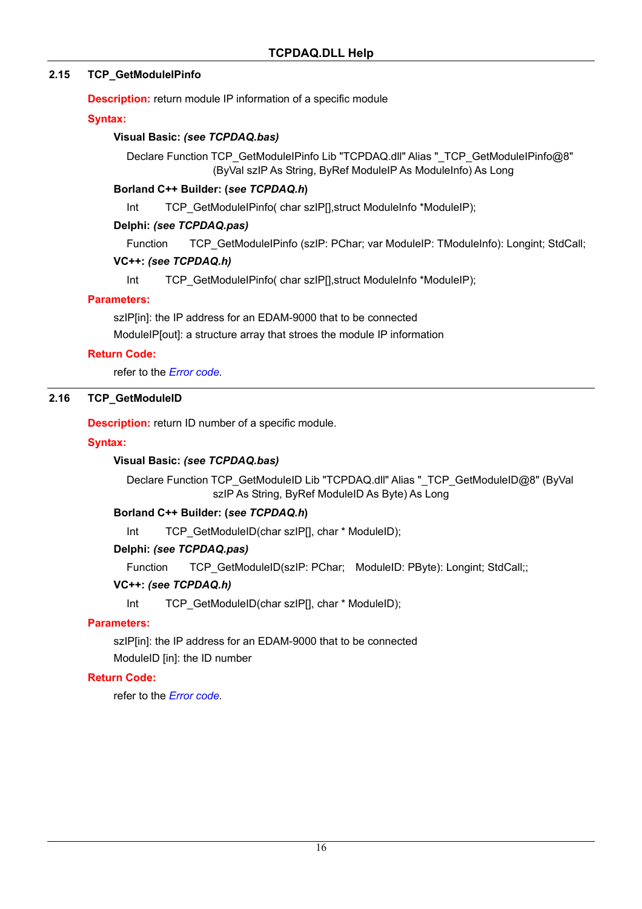## 2.15 TCP_GetModuleIPinfo

**Description:** return module IP information of a specific module

**Syntax:**

**Visual Basic:** ***(see TCPDAQ.bas)***

```
Declare Function TCP_GetModuleIPinfo Lib "TCPDAQ.dll" Alias "_TCP_GetModuleIPinfo@8"
        (ByVal szIP As String, ByRef ModuleIP As ModuleInfo) As Long
```

**Borland C++ Builder: (*see TCPDAQ.h*)**

```
Int     TCP_GetModuleIPinfo( char szIP[],struct ModuleInfo *ModuleIP);
```

**Delphi:** ***(see TCPDAQ.pas)***

```
Function     TCP_GetModuleIPinfo (szIP: PChar; var ModuleIP: TModuleInfo): Longint; StdCall;
```

**VC++:** ***(see TCPDAQ.h)***

```
Int     TCP_GetModuleIPinfo( char szIP[],struct ModuleInfo *ModuleIP);
```

**Parameters:**

szIP[in]: the IP address for an EDAM-9000 that to be connected

ModuleIP[out]: a structure array that stroes the module IP information

**Return Code:**

refer to the *Error code*.

## 2.16 TCP_GetModuleID

**Description:** return ID number of a specific module.

**Syntax:**

**Visual Basic:** ***(see TCPDAQ.bas)***

```
Declare Function TCP_GetModuleID Lib "TCPDAQ.dll" Alias "_TCP_GetModuleID@8" (ByVal
        szIP As String, ByRef ModuleID As Byte) As Long
```

**Borland C++ Builder: (*see TCPDAQ.h*)**

```
Int     TCP_GetModuleID(char szIP[], char * ModuleID);
```

**Delphi:** ***(see TCPDAQ.pas)***

```
Function     TCP_GetModuleID(szIP: PChar;    ModuleID: PByte): Longint; StdCall;;
```

**VC++:** ***(see TCPDAQ.h)***

```
Int     TCP_GetModuleID(char szIP[], char * ModuleID);
```

**Parameters:**

szIP[in]: the IP address for an EDAM-9000 that to be connected

ModuleID [in]: the ID number

**Return Code:**

refer to the *Error code*.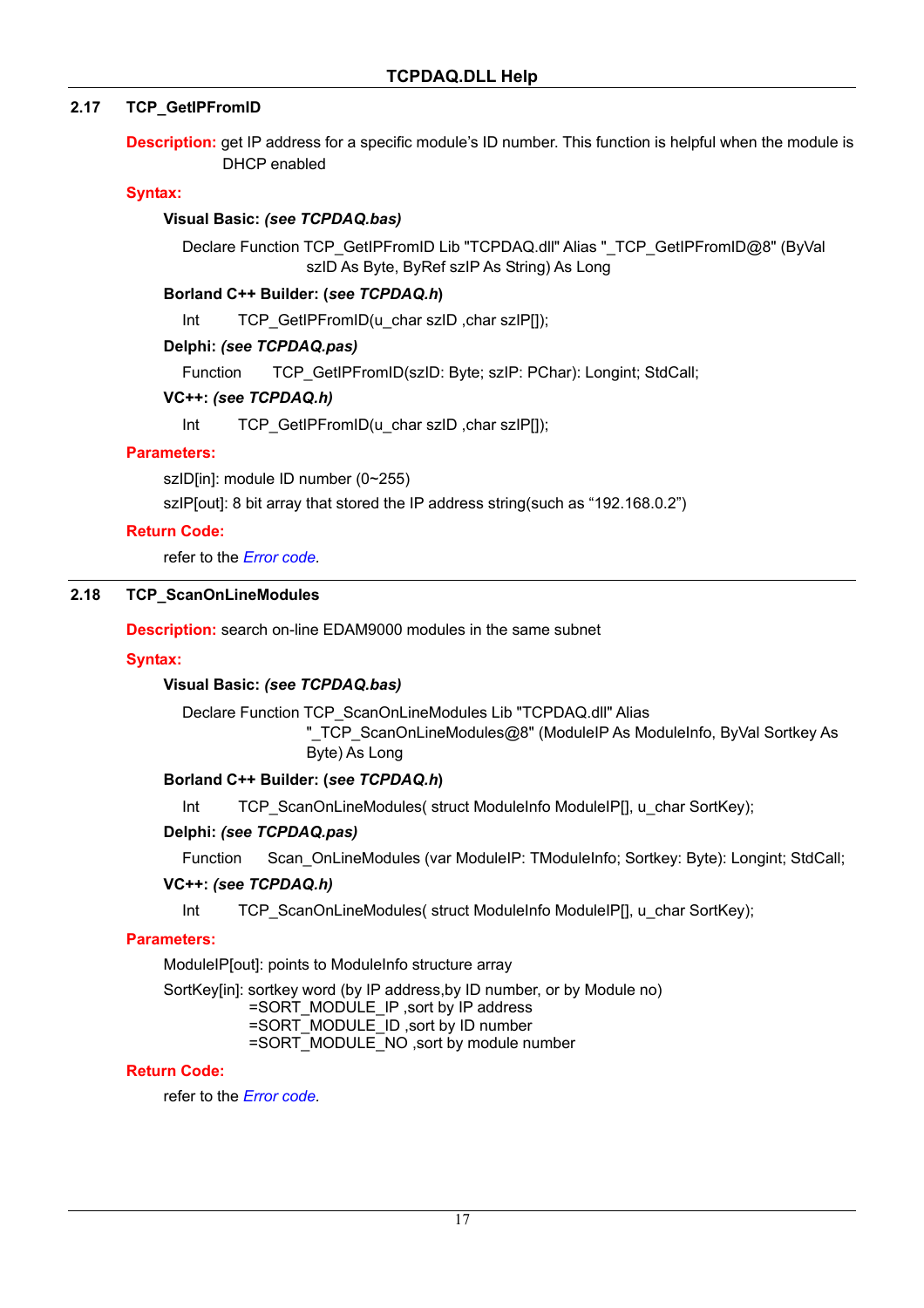## 2.17 TCP_GetIPFromID

**Description:** get IP address for a specific module's ID number. This function is helpful when the module is DHCP enabled

**Syntax:**

**Visual Basic:** ***(see TCPDAQ.bas)***

```
Declare Function TCP_GetIPFromID Lib "TCPDAQ.dll" Alias "_TCP_GetIPFromID@8" (ByVal szID As Byte, ByRef szIP As String) As Long
```

**Borland C++ Builder: (*see TCPDAQ.h*)**

```
Int     TCP_GetIPFromID(u_char szID ,char szIP[]);
```

**Delphi:** ***(see TCPDAQ.pas)***

```
Function    TCP_GetIPFromID(szID: Byte; szIP: PChar): Longint; StdCall;
```

**VC++:** ***(see TCPDAQ.h)***

```
Int     TCP_GetIPFromID(u_char szID ,char szIP[]);
```

**Parameters:**

szID[in]: module ID number (0~255)

szIP[out]: 8 bit array that stored the IP address string(such as "192.168.0.2")

**Return Code:**

refer to the *Error code*.

## 2.18 TCP_ScanOnLineModules

**Description:** search on-line EDAM9000 modules in the same subnet

**Syntax:**

**Visual Basic:** ***(see TCPDAQ.bas)***

```
Declare Function TCP_ScanOnLineModules Lib "TCPDAQ.dll" Alias "_TCP_ScanOnLineModules@8" (ModuleIP As ModuleInfo, ByVal Sortkey As Byte) As Long
```

**Borland C++ Builder: (*see TCPDAQ.h*)**

```
Int     TCP_ScanOnLineModules( struct ModuleInfo ModuleIP[], u_char SortKey);
```

**Delphi:** ***(see TCPDAQ.pas)***

```
Function    Scan_OnLineModules (var ModuleIP: TModuleInfo; Sortkey: Byte): Longint; StdCall;
```

**VC++:** ***(see TCPDAQ.h)***

```
Int     TCP_ScanOnLineModules( struct ModuleInfo ModuleIP[], u_char SortKey);
```

**Parameters:**

ModuleIP[out]: points to ModuleInfo structure array

SortKey[in]: sortkey word (by IP address,by ID number, or by Module no)
=SORT_MODULE_IP ,sort by IP address
=SORT_MODULE_ID ,sort by ID number
=SORT_MODULE_NO ,sort by module number

**Return Code:**

refer to the *Error code*.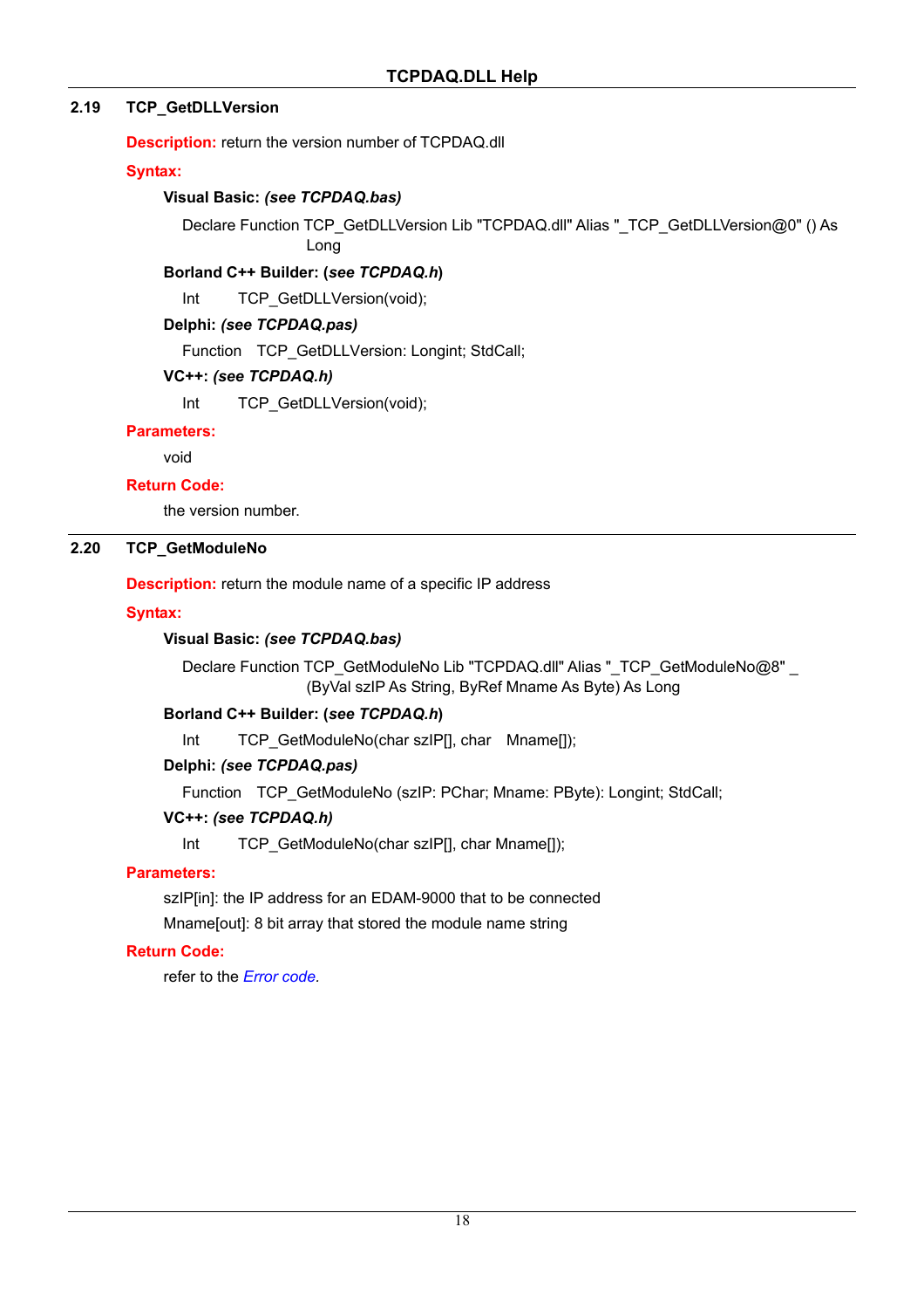## 2.19 TCP_GetDLLVersion

**Description:** return the version number of TCPDAQ.dll

**Syntax:**

**Visual Basic:** ***(see TCPDAQ.bas)***

```
Declare Function TCP_GetDLLVersion Lib "TCPDAQ.dll" Alias "_TCP_GetDLLVersion@0" () As
        Long
```

**Borland C++ Builder: (*see TCPDAQ.h*)**

```
Int     TCP_GetDLLVersion(void);
```

**Delphi:** ***(see TCPDAQ.pas)***

```
Function   TCP_GetDLLVersion: Longint; StdCall;
```

**VC++:** ***(see TCPDAQ.h)***

```
Int     TCP_GetDLLVersion(void);
```

**Parameters:**

void

**Return Code:**

the version number.

## 2.20 TCP_GetModuleNo

**Description:** return the module name of a specific IP address

**Syntax:**

**Visual Basic:** ***(see TCPDAQ.bas)***

```
Declare Function TCP_GetModuleNo Lib "TCPDAQ.dll" Alias "_TCP_GetModuleNo@8" _
        (ByVal szIP As String, ByRef Mname As Byte) As Long
```

**Borland C++ Builder: (*see TCPDAQ.h*)**

```
Int     TCP_GetModuleNo(char szIP[], char   Mname[]);
```

**Delphi:** ***(see TCPDAQ.pas)***

```
Function   TCP_GetModuleNo (szIP: PChar; Mname: PByte): Longint; StdCall;
```

**VC++:** ***(see TCPDAQ.h)***

```
Int     TCP_GetModuleNo(char szIP[], char Mname[]);
```

**Parameters:**

szIP[in]: the IP address for an EDAM-9000 that to be connected

Mname[out]: 8 bit array that stored the module name string

**Return Code:**

refer to the *Error code*.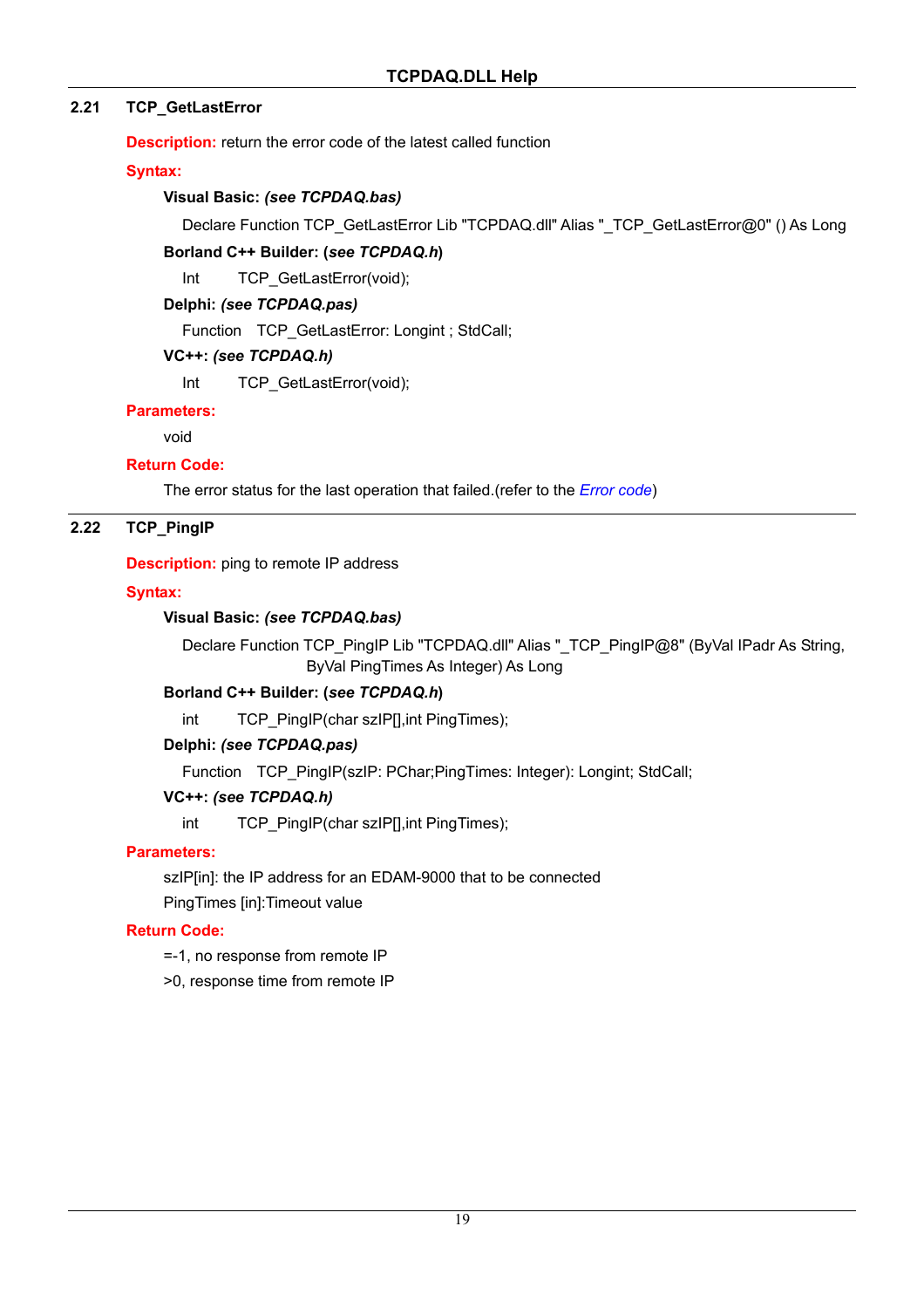## 2.21 TCP_GetLastError

**Description:** return the error code of the latest called function

**Syntax:**

**Visual Basic:** ***(see TCPDAQ.bas)***

```
Declare Function TCP_GetLastError Lib "TCPDAQ.dll" Alias "_TCP_GetLastError@0" () As Long
```

**Borland C++ Builder: (*see TCPDAQ.h*)**

```
Int     TCP_GetLastError(void);
```

**Delphi:** ***(see TCPDAQ.pas)***

```
Function   TCP_GetLastError: Longint ; StdCall;
```

**VC++:** ***(see TCPDAQ.h)***

```
Int     TCP_GetLastError(void);
```

**Parameters:**

void

**Return Code:**

The error status for the last operation that failed.(refer to the *Error code*)

## 2.22 TCP_PingIP

**Description:** ping to remote IP address

**Syntax:**

**Visual Basic:** ***(see TCPDAQ.bas)***

```
Declare Function TCP_PingIP Lib "TCPDAQ.dll" Alias "_TCP_PingIP@8" (ByVal IPadr As String,
              ByVal PingTimes As Integer) As Long
```

**Borland C++ Builder: (*see TCPDAQ.h*)**

```
int     TCP_PingIP(char szIP[],int PingTimes);
```

**Delphi:** ***(see TCPDAQ.pas)***

```
Function   TCP_PingIP(szIP: PChar;PingTimes: Integer): Longint; StdCall;
```

**VC++:** ***(see TCPDAQ.h)***

```
int     TCP_PingIP(char szIP[],int PingTimes);
```

**Parameters:**

szIP[in]: the IP address for an EDAM-9000 that to be connected

PingTimes [in]:Timeout value

**Return Code:**

=-1, no response from remote IP

>0, response time from remote IP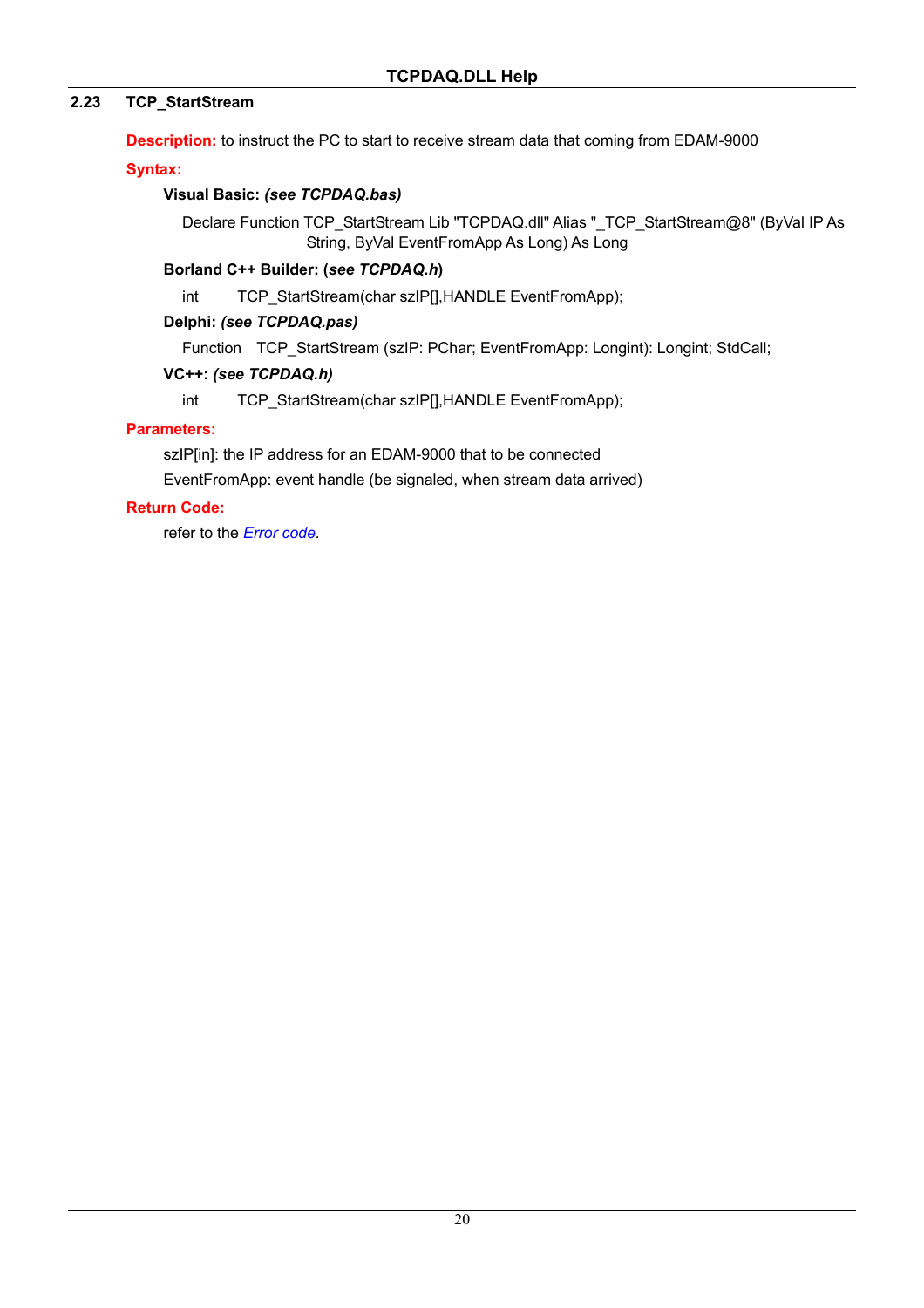## 2.23 TCP_StartStream

**Description:** to instruct the PC to start to receive stream data that coming from EDAM-9000

**Syntax:**

**Visual Basic:** ***(see TCPDAQ.bas)***

```
Declare Function TCP_StartStream Lib "TCPDAQ.dll" Alias "_TCP_StartStream@8" (ByVal IP As String, ByVal EventFromApp As Long) As Long
```

**Borland C++ Builder: (*see TCPDAQ.h*)**

```
int     TCP_StartStream(char szIP[],HANDLE EventFromApp);
```

**Delphi:** ***(see TCPDAQ.pas)***

```
Function   TCP_StartStream (szIP: PChar; EventFromApp: Longint): Longint; StdCall;
```

**VC++:** ***(see TCPDAQ.h)***

```
int     TCP_StartStream(char szIP[],HANDLE EventFromApp);
```

**Parameters:**

szIP[in]: the IP address for an EDAM-9000 that to be connected

EventFromApp: event handle (be signaled, when stream data arrived)

**Return Code:**

refer to the *Error code*.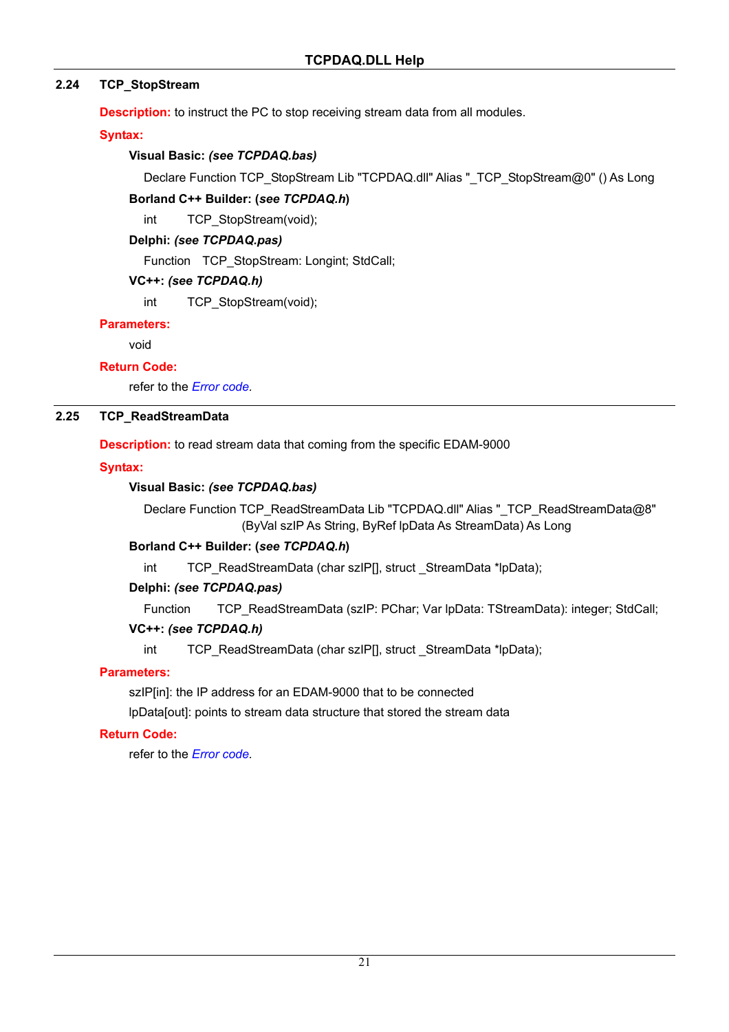## 2.24 TCP_StopStream

**Description:** to instruct the PC to stop receiving stream data from all modules.

**Syntax:**

**Visual Basic:** ***(see TCPDAQ.bas)***

```
Declare Function TCP_StopStream Lib "TCPDAQ.dll" Alias "_TCP_StopStream@0" () As Long
```

**Borland C++ Builder: (*see TCPDAQ.h*)**

```
int     TCP_StopStream(void);
```

**Delphi:** ***(see TCPDAQ.pas)***

```
Function   TCP_StopStream: Longint; StdCall;
```

**VC++:** ***(see TCPDAQ.h)***

```
int     TCP_StopStream(void);
```

**Parameters:**

void

**Return Code:**

refer to the *Error code*.

## 2.25 TCP_ReadStreamData

**Description:** to read stream data that coming from the specific EDAM-9000

**Syntax:**

**Visual Basic:** ***(see TCPDAQ.bas)***

```
Declare Function TCP_ReadStreamData Lib "TCPDAQ.dll" Alias "_TCP_ReadStreamData@8"
        (ByVal szIP As String, ByRef lpData As StreamData) As Long
```

**Borland C++ Builder: (*see TCPDAQ.h*)**

```
int     TCP_ReadStreamData (char szIP[], struct _StreamData *lpData);
```

**Delphi:** ***(see TCPDAQ.pas)***

```
Function     TCP_ReadStreamData (szIP: PChar; Var lpData: TStreamData): integer; StdCall;
```

**VC++:** ***(see TCPDAQ.h)***

```
int     TCP_ReadStreamData (char szIP[], struct _StreamData *lpData);
```

**Parameters:**

szIP[in]: the IP address for an EDAM-9000 that to be connected

lpData[out]: points to stream data structure that stored the stream data

**Return Code:**

refer to the *Error code*.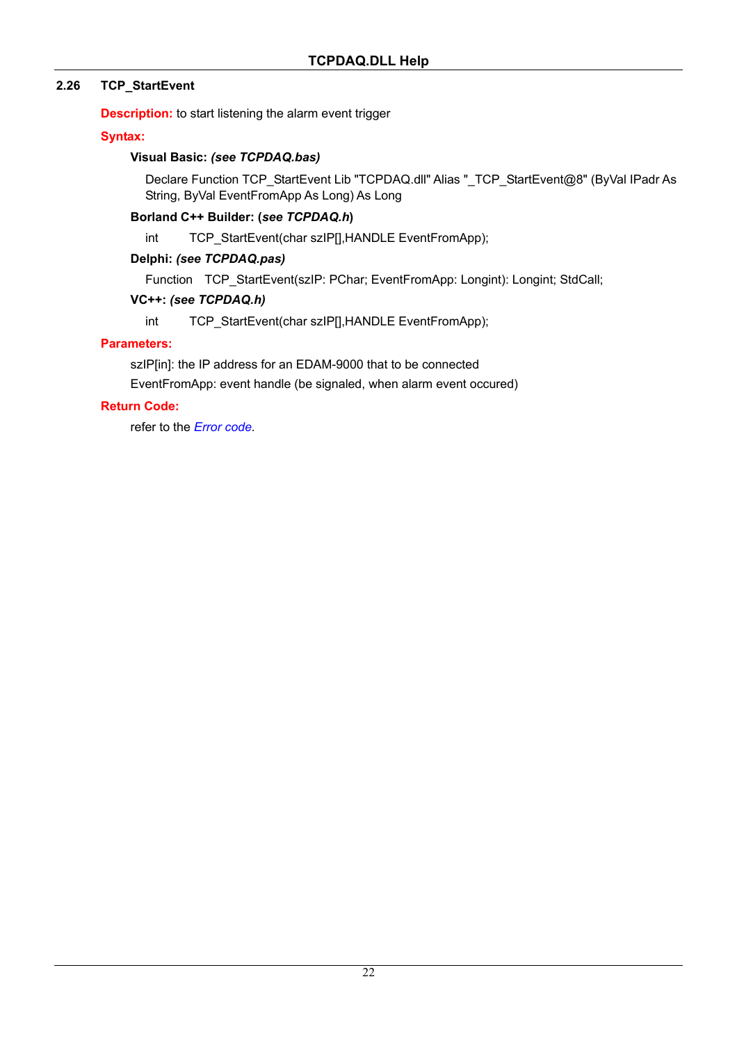## 2.26 TCP_StartEvent

**Description:** to start listening the alarm event trigger

**Syntax:**

**Visual Basic:** ***(see TCPDAQ.bas)***

Declare Function TCP_StartEvent Lib "TCPDAQ.dll" Alias "_TCP_StartEvent@8" (ByVal IPadr As String, ByVal EventFromApp As Long) As Long

**Borland C++ Builder: (*see TCPDAQ.h*)**

```
int        TCP_StartEvent(char szIP[],HANDLE EventFromApp);
```

**Delphi:** ***(see TCPDAQ.pas)***

```
Function   TCP_StartEvent(szIP: PChar; EventFromApp: Longint): Longint; StdCall;
```

**VC++:** ***(see TCPDAQ.h)***

```
int        TCP_StartEvent(char szIP[],HANDLE EventFromApp);
```

**Parameters:**

szIP[in]: the IP address for an EDAM-9000 that to be connected

EventFromApp: event handle (be signaled, when alarm event occured)

**Return Code:**

refer to the *Error code*.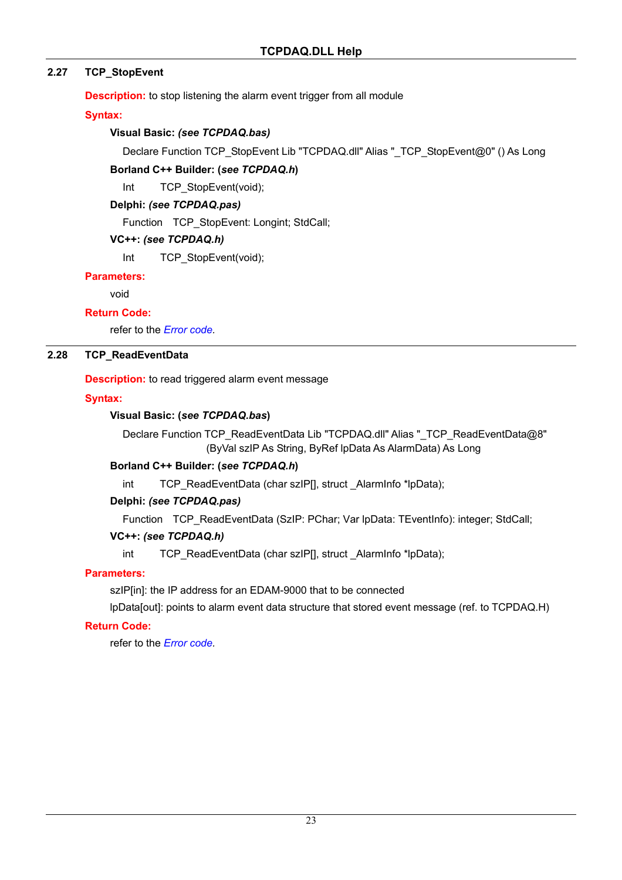## 2.27 TCP_StopEvent

**Description:** to stop listening the alarm event trigger from all module

**Syntax:**

**Visual Basic:** ***(see TCPDAQ.bas)***

Declare Function TCP_StopEvent Lib "TCPDAQ.dll" Alias "_TCP_StopEvent@0" () As Long

**Borland C++ Builder: (*see TCPDAQ.h*)**

Int TCP_StopEvent(void);

**Delphi:** ***(see TCPDAQ.pas)***

Function TCP_StopEvent: Longint; StdCall;

**VC++:** ***(see TCPDAQ.h)***

Int TCP_StopEvent(void);

**Parameters:**

void

**Return Code:**

refer to the *Error code*.

## 2.28 TCP_ReadEventData

**Description:** to read triggered alarm event message

**Syntax:**

**Visual Basic: (*see TCPDAQ.bas*)**

Declare Function TCP_ReadEventData Lib "TCPDAQ.dll" Alias "_TCP_ReadEventData@8" (ByVal szIP As String, ByRef lpData As AlarmData) As Long

**Borland C++ Builder: (*see TCPDAQ.h*)**

int TCP_ReadEventData (char szIP[], struct _AlarmInfo *lpData);

**Delphi:** ***(see TCPDAQ.pas)***

Function TCP_ReadEventData (SzIP: PChar; Var lpData: TEventInfo): integer; StdCall;

**VC++:** ***(see TCPDAQ.h)***

int TCP_ReadEventData (char szIP[], struct _AlarmInfo *lpData);

**Parameters:**

szIP[in]: the IP address for an EDAM-9000 that to be connected

lpData[out]: points to alarm event data structure that stored event message (ref. to TCPDAQ.H)

**Return Code:**

refer to the *Error code*.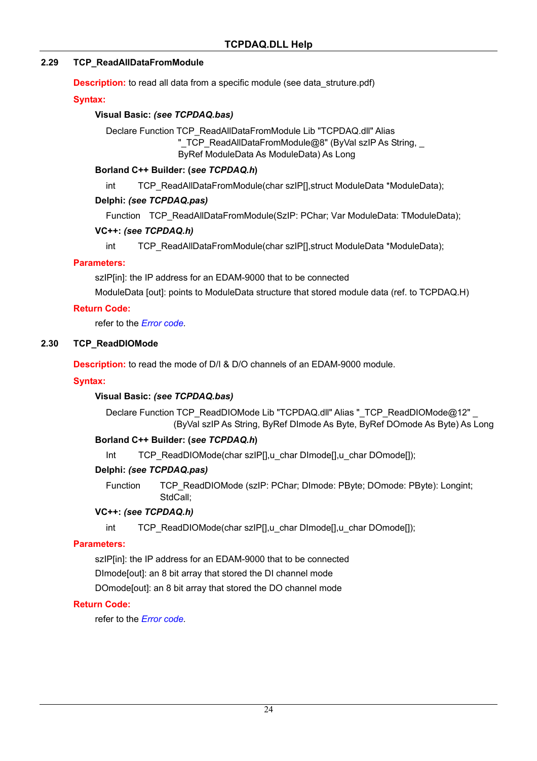## 2.29 TCP_ReadAllDataFromModule

**Description:** to read all data from a specific module (see data_struture.pdf)

**Syntax:**

**Visual Basic:** ***(see TCPDAQ.bas)***

```
Declare Function TCP_ReadAllDataFromModule Lib "TCPDAQ.dll" Alias
                    "_TCP_ReadAllDataFromModule@8" (ByVal szIP As String, _
                    ByRef ModuleData As ModuleData) As Long
```

**Borland C++ Builder: (*see TCPDAQ.h*)**

```
int     TCP_ReadAllDataFromModule(char szIP[],struct ModuleData *ModuleData);
```

**Delphi:** ***(see TCPDAQ.pas)***

```
Function   TCP_ReadAllDataFromModule(SzIP: PChar; Var ModuleData: TModuleData);
```

**VC++:** ***(see TCPDAQ.h)***

```
int     TCP_ReadAllDataFromModule(char szIP[],struct ModuleData *ModuleData);
```

**Parameters:**

szIP[in]: the IP address for an EDAM-9000 that to be connected

ModuleData [out]: points to ModuleData structure that stored module data (ref. to TCPDAQ.H)

**Return Code:**

refer to the *Error code*.

## 2.30 TCP_ReadDIOMode

**Description:** to read the mode of D/I & D/O channels of an EDAM-9000 module.

**Syntax:**

**Visual Basic:** ***(see TCPDAQ.bas)***

```
Declare Function TCP_ReadDIOMode Lib "TCPDAQ.dll" Alias "_TCP_ReadDIOMode@12" _
                (ByVal szIP As String, ByRef DImode As Byte, ByRef DOmode As Byte) As Long
```

**Borland C++ Builder: (*see TCPDAQ.h*)**

```
Int     TCP_ReadDIOMode(char szIP[],u_char DImode[],u_char DOmode[]);
```

**Delphi:** ***(see TCPDAQ.pas)***

```
Function      TCP_ReadDIOMode (szIP: PChar; DImode: PByte; DOmode: PByte): Longint;
              StdCall;
```

**VC++:** ***(see TCPDAQ.h)***

```
int     TCP_ReadDIOMode(char szIP[],u_char DImode[],u_char DOmode[]);
```

**Parameters:**

szIP[in]: the IP address for an EDAM-9000 that to be connected

DImode[out]: an 8 bit array that stored the DI channel mode

DOmode[out]: an 8 bit array that stored the DO channel mode

**Return Code:**

refer to the *Error code*.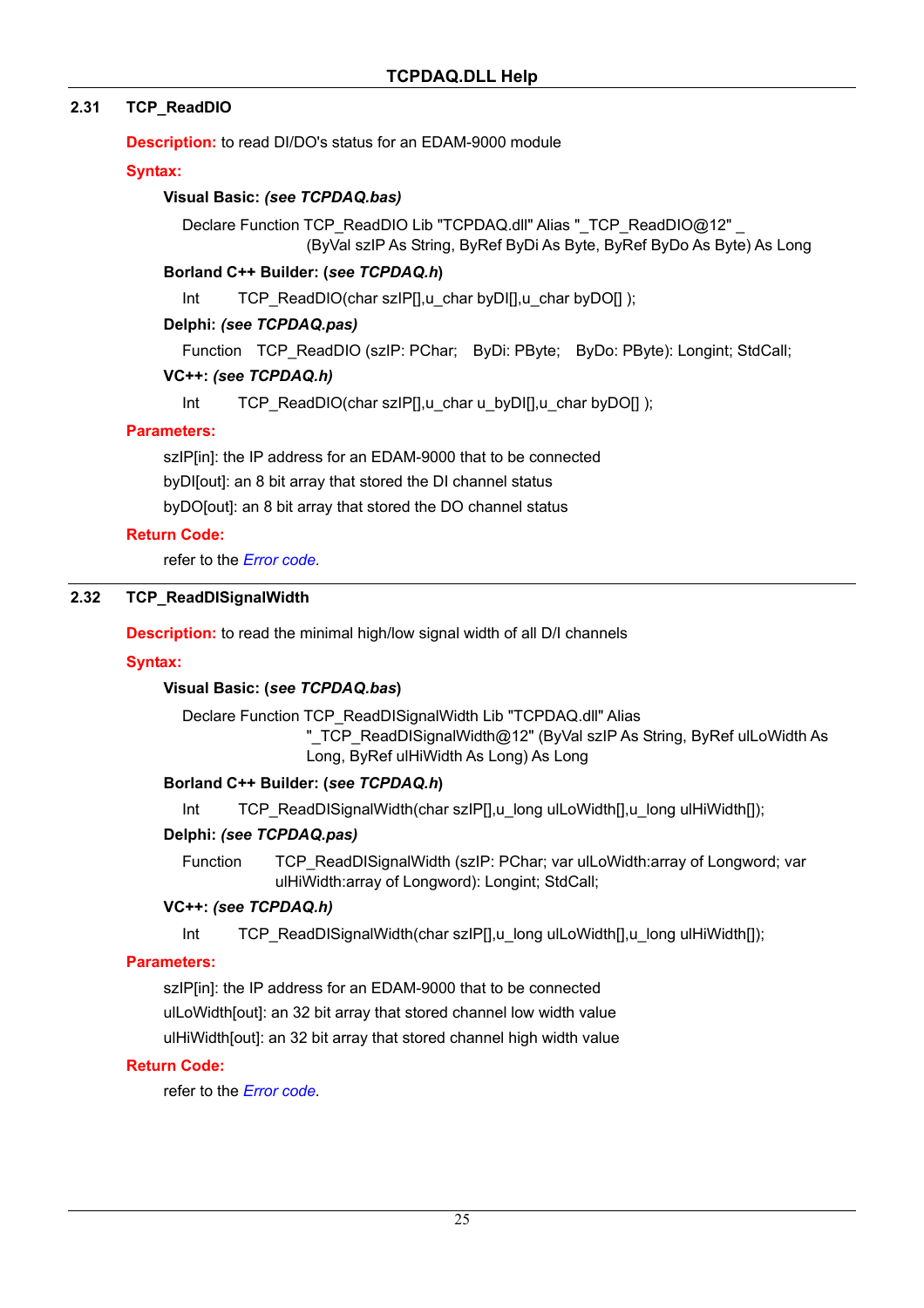## 2.31 TCP_ReadDIO

**Description:** to read DI/DO's status for an EDAM-9000 module

**Syntax:**

**Visual Basic:** ***(see TCPDAQ.bas)***

```
Declare Function TCP_ReadDIO Lib "TCPDAQ.dll" Alias "_TCP_ReadDIO@12" _
        (ByVal szIP As String, ByRef ByDi As Byte, ByRef ByDo As Byte) As Long
```

**Borland C++ Builder: (*see TCPDAQ.h*)**

```
Int    TCP_ReadDIO(char szIP[],u_char byDI[],u_char byDO[] );
```

**Delphi:** ***(see TCPDAQ.pas)***

```
Function   TCP_ReadDIO (szIP: PChar;   ByDi: PByte;   ByDo: PByte): Longint; StdCall;
```

**VC++:** ***(see TCPDAQ.h)***

```
Int    TCP_ReadDIO(char szIP[],u_char u_byDI[],u_char byDO[] );
```

**Parameters:**

szIP[in]: the IP address for an EDAM-9000 that to be connected

byDI[out]: an 8 bit array that stored the DI channel status

byDO[out]: an 8 bit array that stored the DO channel status

**Return Code:**

refer to the *Error code*.

## 2.32 TCP_ReadDISignalWidth

**Description:** to read the minimal high/low signal width of all D/I channels

**Syntax:**

**Visual Basic: (*see TCPDAQ.bas*)**

```
Declare Function TCP_ReadDISignalWidth Lib "TCPDAQ.dll" Alias
        "_TCP_ReadDISignalWidth@12" (ByVal szIP As String, ByRef ulLoWidth As
        Long, ByRef ulHiWidth As Long) As Long
```

**Borland C++ Builder: (*see TCPDAQ.h*)**

```
Int    TCP_ReadDISignalWidth(char szIP[],u_long ulLoWidth[],u_long ulHiWidth[]);
```

**Delphi:** ***(see TCPDAQ.pas)***

```
Function    TCP_ReadDISignalWidth (szIP: PChar; var ulLoWidth:array of Longword; var
            ulHiWidth:array of Longword): Longint; StdCall;
```

**VC++:** ***(see TCPDAQ.h)***

```
Int    TCP_ReadDISignalWidth(char szIP[],u_long ulLoWidth[],u_long ulHiWidth[]);
```

**Parameters:**

szIP[in]: the IP address for an EDAM-9000 that to be connected

ulLoWidth[out]: an 32 bit array that stored channel low width value

ulHiWidth[out]: an 32 bit array that stored channel high width value

**Return Code:**

refer to the *Error code*.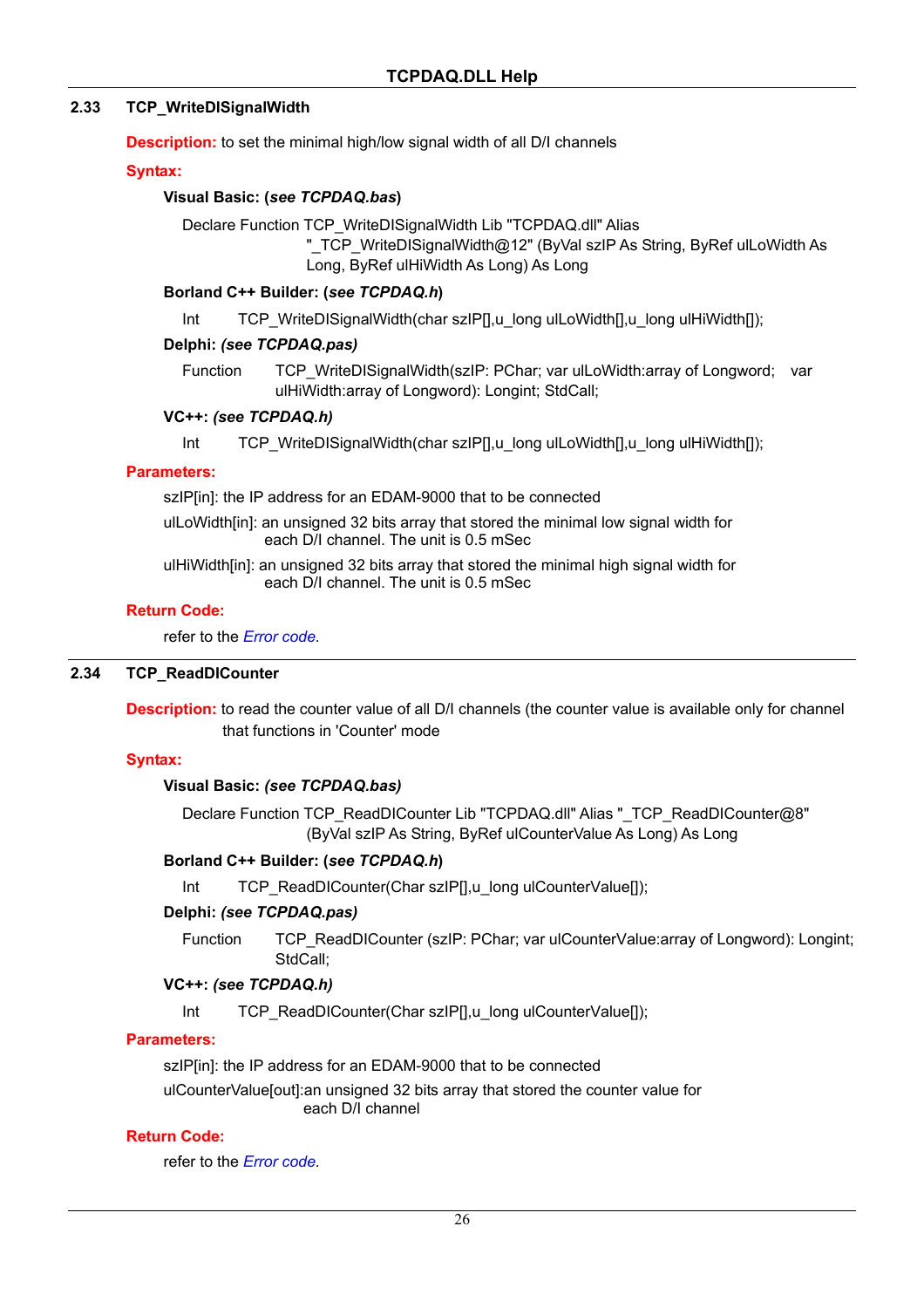## 2.33 TCP_WriteDISignalWidth

**Description:** to set the minimal high/low signal width of all D/I channels

**Syntax:**

**Visual Basic: (*see TCPDAQ.bas*)**

```
Declare Function TCP_WriteDISignalWidth Lib "TCPDAQ.dll" Alias
        "_TCP_WriteDISignalWidth@12" (ByVal szIP As String, ByRef ulLoWidth As
        Long, ByRef ulHiWidth As Long) As Long
```

**Borland C++ Builder: (*see TCPDAQ.h*)**

```
Int     TCP_WriteDISignalWidth(char szIP[],u_long ulLoWidth[],u_long ulHiWidth[]);
```

**Delphi: *(see TCPDAQ.pas)***

```
Function     TCP_WriteDISignalWidth(szIP: PChar; var ulLoWidth:array of Longword;   var
             ulHiWidth:array of Longword): Longint; StdCall;
```

**VC++: *(see TCPDAQ.h)***

```
Int     TCP_WriteDISignalWidth(char szIP[],u_long ulLoWidth[],u_long ulHiWidth[]);
```

**Parameters:**

szIP[in]: the IP address for an EDAM-9000 that to be connected

ulLoWidth[in]: an unsigned 32 bits array that stored the minimal low signal width for each D/I channel. The unit is 0.5 mSec

ulHiWidth[in]: an unsigned 32 bits array that stored the minimal high signal width for each D/I channel. The unit is 0.5 mSec

**Return Code:**

refer to the *Error code*.

## 2.34 TCP_ReadDICounter

**Description:** to read the counter value of all D/I channels (the counter value is available only for channel that functions in 'Counter' mode

**Syntax:**

**Visual Basic: *(see TCPDAQ.bas)***

```
Declare Function TCP_ReadDICounter Lib "TCPDAQ.dll" Alias "_TCP_ReadDICounter@8"
        (ByVal szIP As String, ByRef ulCounterValue As Long) As Long
```

**Borland C++ Builder: (*see TCPDAQ.h*)**

```
Int     TCP_ReadDICounter(Char szIP[],u_long ulCounterValue[]);
```

**Delphi: *(see TCPDAQ.pas)***

```
Function     TCP_ReadDICounter (szIP: PChar; var ulCounterValue:array of Longword): Longint;
             StdCall;
```

**VC++: *(see TCPDAQ.h)***

```
Int     TCP_ReadDICounter(Char szIP[],u_long ulCounterValue[]);
```

**Parameters:**

szIP[in]: the IP address for an EDAM-9000 that to be connected

ulCounterValue[out]:an unsigned 32 bits array that stored the counter value for each D/I channel

**Return Code:**

refer to the *Error code*.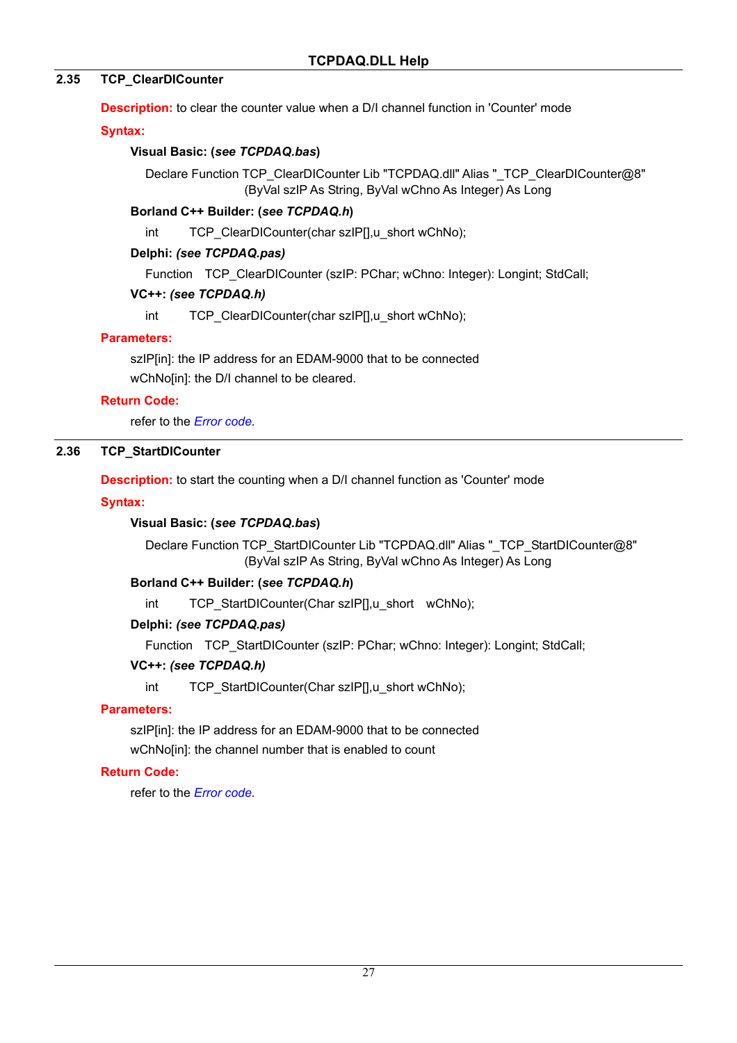## 2.35 TCP_ClearDICounter

**Description:** to clear the counter value when a D/I channel function in 'Counter' mode

**Syntax:**

**Visual Basic: (*see TCPDAQ.bas*)**

```
Declare Function TCP_ClearDICounter Lib "TCPDAQ.dll" Alias "_TCP_ClearDICounter@8"
        (ByVal szIP As String, ByVal wChno As Integer) As Long
```

**Borland C++ Builder: (*see TCPDAQ.h*)**

```
int     TCP_ClearDICounter(char szIP[],u_short wChNo);
```

**Delphi: *(see TCPDAQ.pas)***

```
Function   TCP_ClearDICounter (szIP: PChar; wChno: Integer): Longint; StdCall;
```

**VC++: *(see TCPDAQ.h)***

```
int     TCP_ClearDICounter(char szIP[],u_short wChNo);
```

**Parameters:**

szIP[in]: the IP address for an EDAM-9000 that to be connected

wChNo[in]: the D/I channel to be cleared.

**Return Code:**

refer to the *Error code*.

## 2.36 TCP_StartDICounter

**Description:** to start the counting when a D/I channel function as 'Counter' mode

**Syntax:**

**Visual Basic: (*see TCPDAQ.bas*)**

```
Declare Function TCP_StartDICounter Lib "TCPDAQ.dll" Alias "_TCP_StartDICounter@8"
        (ByVal szIP As String, ByVal wChno As Integer) As Long
```

**Borland C++ Builder: (*see TCPDAQ.h*)**

```
int     TCP_StartDICounter(Char szIP[],u_short   wChNo);
```

**Delphi: *(see TCPDAQ.pas)***

```
Function   TCP_StartDICounter (szIP: PChar; wChno: Integer): Longint; StdCall;
```

**VC++: *(see TCPDAQ.h)***

```
int     TCP_StartDICounter(Char szIP[],u_short wChNo);
```

**Parameters:**

szIP[in]: the IP address for an EDAM-9000 that to be connected

wChNo[in]: the channel number that is enabled to count

**Return Code:**

refer to the *Error code*.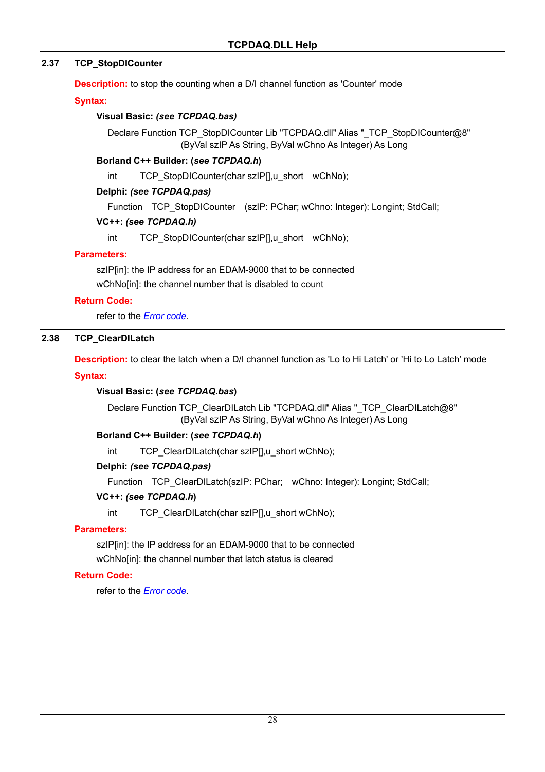## 2.37 TCP_StopDICounter

**Description:** to stop the counting when a D/I channel function as 'Counter' mode

**Syntax:**

**Visual Basic:** ***(see TCPDAQ.bas)***

```
Declare Function TCP_StopDICounter Lib "TCPDAQ.dll" Alias "_TCP_StopDICounter@8"
        (ByVal szIP As String, ByVal wChno As Integer) As Long
```

**Borland C++ Builder: (*see TCPDAQ.h*)**

```
int     TCP_StopDICounter(char szIP[],u_short   wChNo);
```

**Delphi:** ***(see TCPDAQ.pas)***

```
Function   TCP_StopDICounter   (szIP: PChar; wChno: Integer): Longint; StdCall;
```

**VC++:** ***(see TCPDAQ.h)***

```
int     TCP_StopDICounter(char szIP[],u_short   wChNo);
```

**Parameters:**

szIP[in]: the IP address for an EDAM-9000 that to be connected

wChNo[in]: the channel number that is disabled to count

**Return Code:**

refer to the *Error code*.

## 2.38 TCP_ClearDILatch

**Description:** to clear the latch when a D/I channel function as 'Lo to Hi Latch' or 'Hi to Lo Latch' mode

**Syntax:**

**Visual Basic: (*see TCPDAQ.bas*)**

```
Declare Function TCP_ClearDILatch Lib "TCPDAQ.dll" Alias "_TCP_ClearDILatch@8"
        (ByVal szIP As String, ByVal wChno As Integer) As Long
```

**Borland C++ Builder: (*see TCPDAQ.h*)**

```
int     TCP_ClearDILatch(char szIP[],u_short wChNo);
```

**Delphi:** ***(see TCPDAQ.pas)***

```
Function   TCP_ClearDILatch(szIP: PChar;   wChno: Integer): Longint; StdCall;
```

**VC++:** ***(see TCPDAQ.h*)**

```
int     TCP_ClearDILatch(char szIP[],u_short wChNo);
```

**Parameters:**

szIP[in]: the IP address for an EDAM-9000 that to be connected

wChNo[in]: the channel number that latch status is cleared

**Return Code:**

refer to the *Error code*.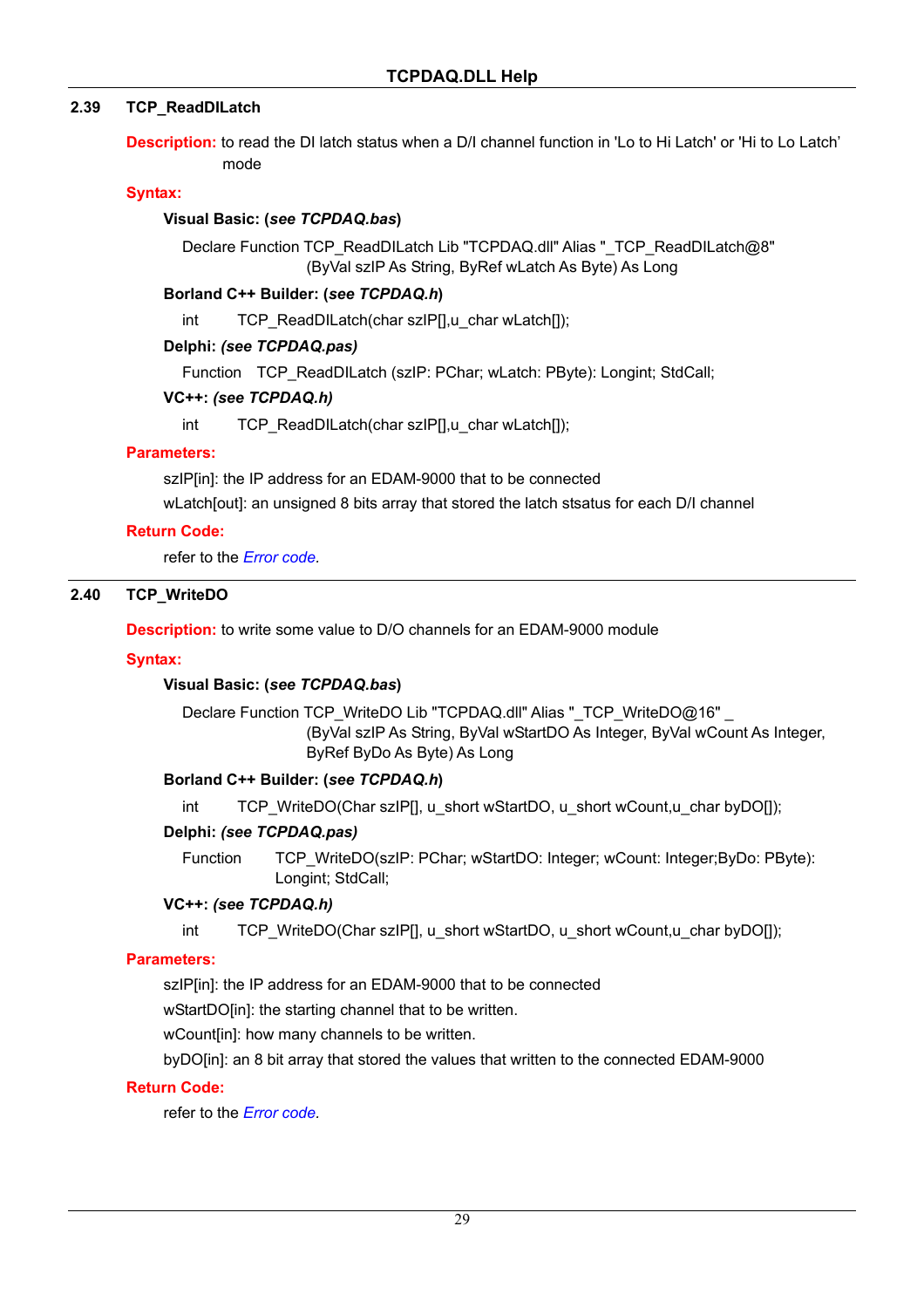## 2.39 TCP_ReadDILatch

**Description:** to read the DI latch status when a D/I channel function in 'Lo to Hi Latch' or 'Hi to Lo Latch' mode

**Syntax:**

**Visual Basic: (*see TCPDAQ.bas*)**

```
Declare Function TCP_ReadDILatch Lib "TCPDAQ.dll" Alias "_TCP_ReadDILatch@8"
                (ByVal szIP As String, ByRef wLatch As Byte) As Long
```

**Borland C++ Builder: (*see TCPDAQ.h*)**

```
int     TCP_ReadDILatch(char szIP[],u_char wLatch[]);
```

**Delphi: *(see TCPDAQ.pas)***

```
Function   TCP_ReadDILatch (szIP: PChar; wLatch: PByte): Longint; StdCall;
```

**VC++: *(see TCPDAQ.h)***

```
int     TCP_ReadDILatch(char szIP[],u_char wLatch[]);
```

**Parameters:**

szIP[in]: the IP address for an EDAM-9000 that to be connected

wLatch[out]: an unsigned 8 bits array that stored the latch stsatus for each D/I channel

**Return Code:**

refer to the *Error code.*

## 2.40 TCP_WriteDO

**Description:** to write some value to D/O channels for an EDAM-9000 module

**Syntax:**

**Visual Basic: (*see TCPDAQ.bas*)**

```
Declare Function TCP_WriteDO Lib "TCPDAQ.dll" Alias "_TCP_WriteDO@16" _
                (ByVal szIP As String, ByVal wStartDO As Integer, ByVal wCount As Integer,
                ByRef ByDo As Byte) As Long
```

**Borland C++ Builder: (*see TCPDAQ.h*)**

```
int     TCP_WriteDO(Char szIP[], u_short wStartDO, u_short wCount,u_char byDO[]);
```

**Delphi: *(see TCPDAQ.pas)***

```
Function     TCP_WriteDO(szIP: PChar; wStartDO: Integer; wCount: Integer;ByDo: PByte):
             Longint; StdCall;
```

**VC++: *(see TCPDAQ.h)***

```
int     TCP_WriteDO(Char szIP[], u_short wStartDO, u_short wCount,u_char byDO[]);
```

**Parameters:**

szIP[in]: the IP address for an EDAM-9000 that to be connected

wStartDO[in]: the starting channel that to be written.

wCount[in]: how many channels to be written.

byDO[in]: an 8 bit array that stored the values that written to the connected EDAM-9000

**Return Code:**

refer to the *Error code.*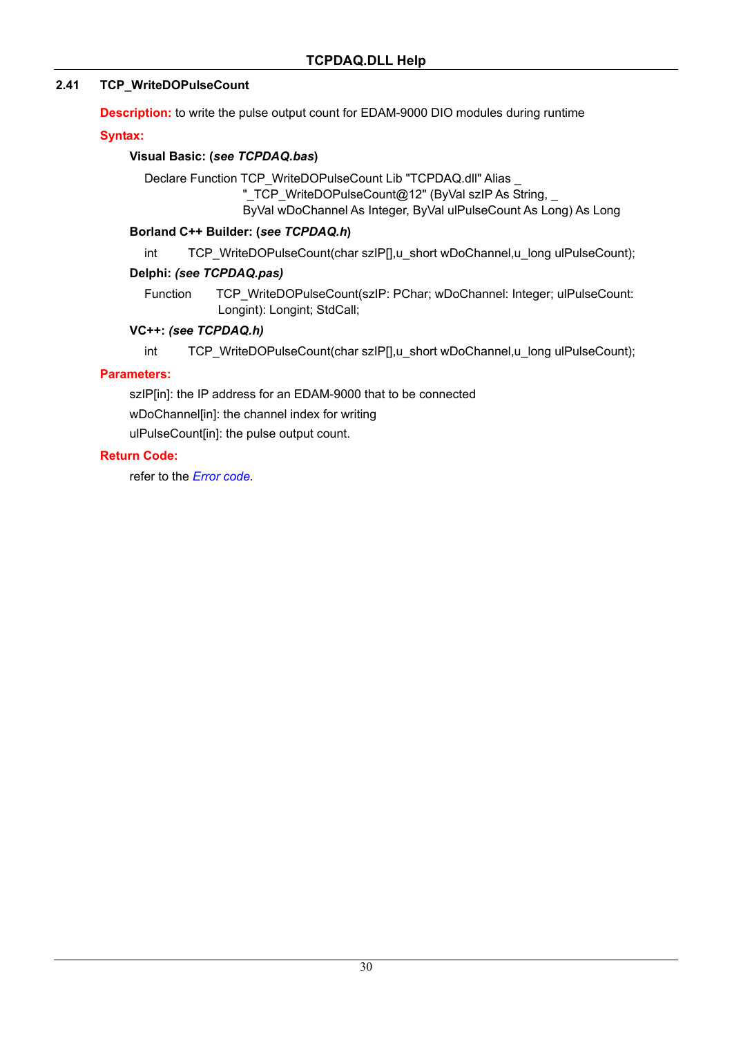## 2.41 TCP_WriteDOPulseCount

**Description:** to write the pulse output count for EDAM-9000 DIO modules during runtime

**Syntax:**

**Visual Basic: (*see TCPDAQ.bas*)**

```
Declare Function TCP_WriteDOPulseCount Lib "TCPDAQ.dll" Alias _
        "_TCP_WriteDOPulseCount@12" (ByVal szIP As String, _
        ByVal wDoChannel As Integer, ByVal ulPulseCount As Long) As Long
```

**Borland C++ Builder: (*see TCPDAQ.h*)**

```
int     TCP_WriteDOPulseCount(char szIP[],u_short wDoChannel,u_long ulPulseCount);
```

**Delphi: *(see TCPDAQ.pas)***

```
Function    TCP_WriteDOPulseCount(szIP: PChar; wDoChannel: Integer; ulPulseCount:
            Longint): Longint; StdCall;
```

**VC++: *(see TCPDAQ.h)***

```
int     TCP_WriteDOPulseCount(char szIP[],u_short wDoChannel,u_long ulPulseCount);
```

**Parameters:**

szIP[in]: the IP address for an EDAM-9000 that to be connected

wDoChannel[in]: the channel index for writing

ulPulseCount[in]: the pulse output count.

**Return Code:**

refer to the *Error code*.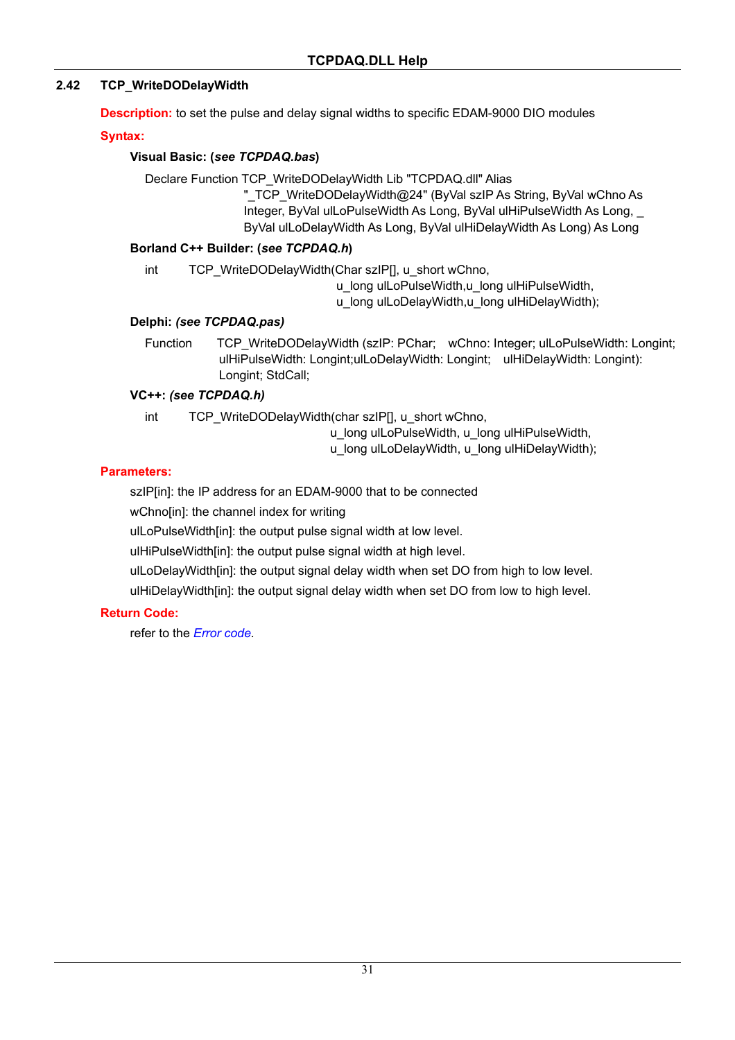## 2.42 TCP_WriteDODelayWidth

**Description:** to set the pulse and delay signal widths to specific EDAM-9000 DIO modules

**Syntax:**

**Visual Basic: (*see TCPDAQ.bas*)**

```
Declare Function TCP_WriteDODelayWidth Lib "TCPDAQ.dll" Alias
        "_TCP_WriteDODelayWidth@24" (ByVal szIP As String, ByVal wChno As
        Integer, ByVal ulLoPulseWidth As Long, ByVal ulHiPulseWidth As Long, _
        ByVal ulLoDelayWidth As Long, ByVal ulHiDelayWidth As Long) As Long
```

**Borland C++ Builder: (*see TCPDAQ.h*)**

```
int     TCP_WriteDODelayWidth(Char szIP[], u_short wChno,
                    u_long ulLoPulseWidth,u_long ulHiPulseWidth,
                    u_long ulLoDelayWidth,u_long ulHiDelayWidth);
```

**Delphi: *(see TCPDAQ.pas)***

```
Function    TCP_WriteDODelayWidth (szIP: PChar;   wChno: Integer; ulLoPulseWidth: Longint;
            ulHiPulseWidth: Longint;ulLoDelayWidth: Longint;   ulHiDelayWidth: Longint):
            Longint; StdCall;
```

**VC++: *(see TCPDAQ.h)***

```
int     TCP_WriteDODelayWidth(char szIP[], u_short wChno,
                    u_long ulLoPulseWidth, u_long ulHiPulseWidth,
                    u_long ulLoDelayWidth, u_long ulHiDelayWidth);
```

**Parameters:**

szIP[in]: the IP address for an EDAM-9000 that to be connected

wChno[in]: the channel index for writing

ulLoPulseWidth[in]: the output pulse signal width at low level.

ulHiPulseWidth[in]: the output pulse signal width at high level.

ulLoDelayWidth[in]: the output signal delay width when set DO from high to low level.

ulHiDelayWidth[in]: the output signal delay width when set DO from low to high level.

**Return Code:**

refer to the *Error code*.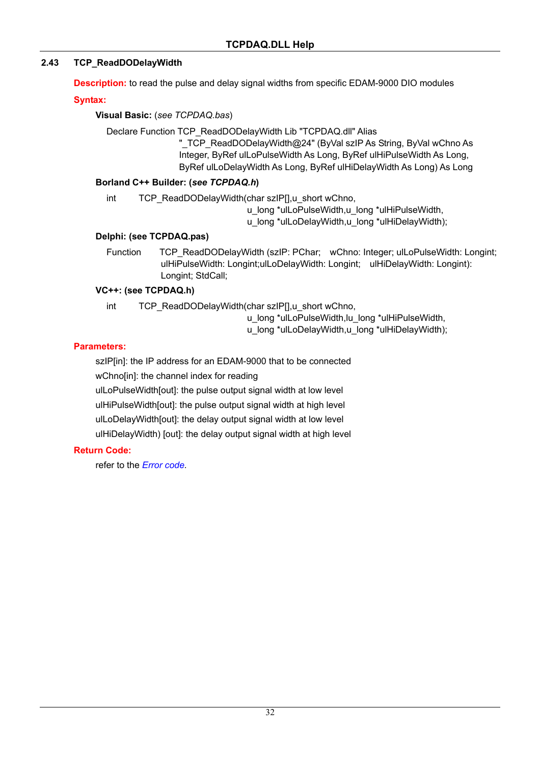## 2.43 TCP_ReadDODelayWidth

**Description:** to read the pulse and delay signal widths from specific EDAM-9000 DIO modules

**Syntax:**

**Visual Basic:** (*see TCPDAQ.bas*)

```
Declare Function TCP_ReadDODelayWidth Lib "TCPDAQ.dll" Alias
        "_TCP_ReadDODelayWidth@24" (ByVal szIP As String, ByVal wChno As
        Integer, ByRef ulLoPulseWidth As Long, ByRef ulHiPulseWidth As Long,
        ByRef ulLoDelayWidth As Long, ByRef ulHiDelayWidth As Long) As Long
```

**Borland C++ Builder: (*see TCPDAQ.h*)**

```
int     TCP_ReadDODelayWidth(char szIP[],u_short wChno,
                u_long *ulLoPulseWidth,u_long *ulHiPulseWidth,
                u_long *ulLoDelayWidth,u_long *ulHiDelayWidth);
```

**Delphi: (see TCPDAQ.pas)**

```
Function     TCP_ReadDODelayWidth (szIP: PChar;   wChno: Integer; ulLoPulseWidth: Longint;
             ulHiPulseWidth: Longint;ulLoDelayWidth: Longint;   ulHiDelayWidth: Longint):
             Longint; StdCall;
```

**VC++: (see TCPDAQ.h)**

```
int     TCP_ReadDODelayWidth(char szIP[],u_short wChno,
                u_long *ulLoPulseWidth,lu_long *ulHiPulseWidth,
                u_long *ulLoDelayWidth,u_long *ulHiDelayWidth);
```

**Parameters:**

szIP[in]: the IP address for an EDAM-9000 that to be connected

wChno[in]: the channel index for reading

ulLoPulseWidth[out]: the pulse output signal width at low level

ulHiPulseWidth[out]: the pulse output signal width at high level

ulLoDelayWidth[out]: the delay output signal width at low level

ulHiDelayWidth) [out]: the delay output signal width at high level

**Return Code:**

refer to the *Error code*.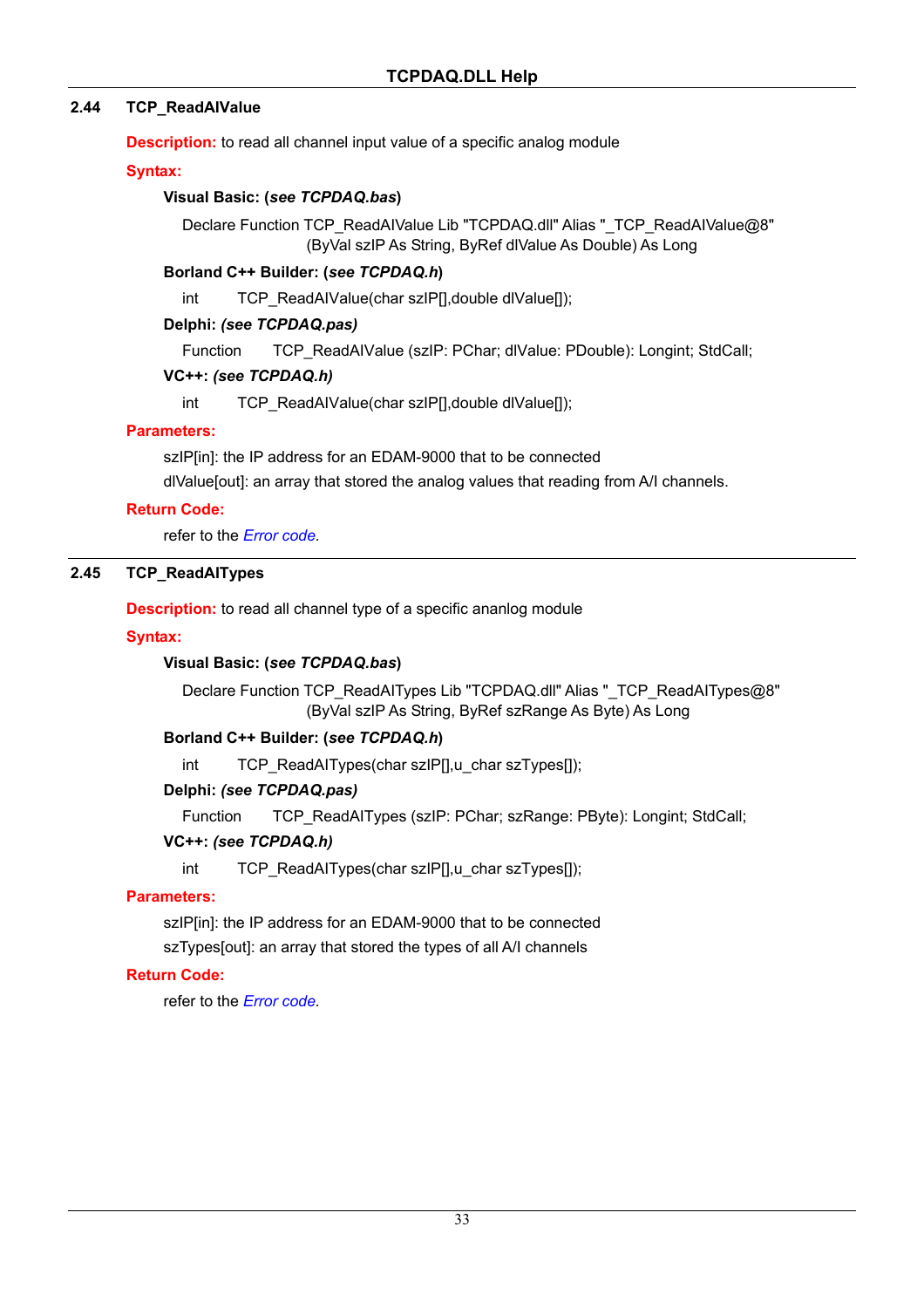## 2.44 TCP_ReadAIValue

**Description:** to read all channel input value of a specific analog module

**Syntax:**

**Visual Basic: (*see TCPDAQ.bas*)**

```
Declare Function TCP_ReadAIValue Lib "TCPDAQ.dll" Alias "_TCP_ReadAIValue@8"
        (ByVal szIP As String, ByRef dlValue As Double) As Long
```

**Borland C++ Builder: (*see TCPDAQ.h*)**

```
int     TCP_ReadAIValue(char szIP[],double dlValue[]);
```

**Delphi: *(see TCPDAQ.pas)***

```
Function     TCP_ReadAIValue (szIP: PChar; dlValue: PDouble): Longint; StdCall;
```

**VC++: *(see TCPDAQ.h)***

```
int     TCP_ReadAIValue(char szIP[],double dlValue[]);
```

**Parameters:**

szIP[in]: the IP address for an EDAM-9000 that to be connected

dlValue[out]: an array that stored the analog values that reading from A/I channels.

**Return Code:**

refer to the *Error code*.

## 2.45 TCP_ReadAITypes

**Description:** to read all channel type of a specific ananlog module

**Syntax:**

**Visual Basic: (*see TCPDAQ.bas*)**

```
Declare Function TCP_ReadAITypes Lib "TCPDAQ.dll" Alias "_TCP_ReadAITypes@8"
        (ByVal szIP As String, ByRef szRange As Byte) As Long
```

**Borland C++ Builder: (*see TCPDAQ.h*)**

```
int     TCP_ReadAITypes(char szIP[],u_char szTypes[]);
```

**Delphi: *(see TCPDAQ.pas)***

```
Function     TCP_ReadAITypes (szIP: PChar; szRange: PByte): Longint; StdCall;
```

**VC++: *(see TCPDAQ.h)***

```
int     TCP_ReadAITypes(char szIP[],u_char szTypes[]);
```

**Parameters:**

szIP[in]: the IP address for an EDAM-9000 that to be connected

szTypes[out]: an array that stored the types of all A/I channels

**Return Code:**

refer to the *Error code*.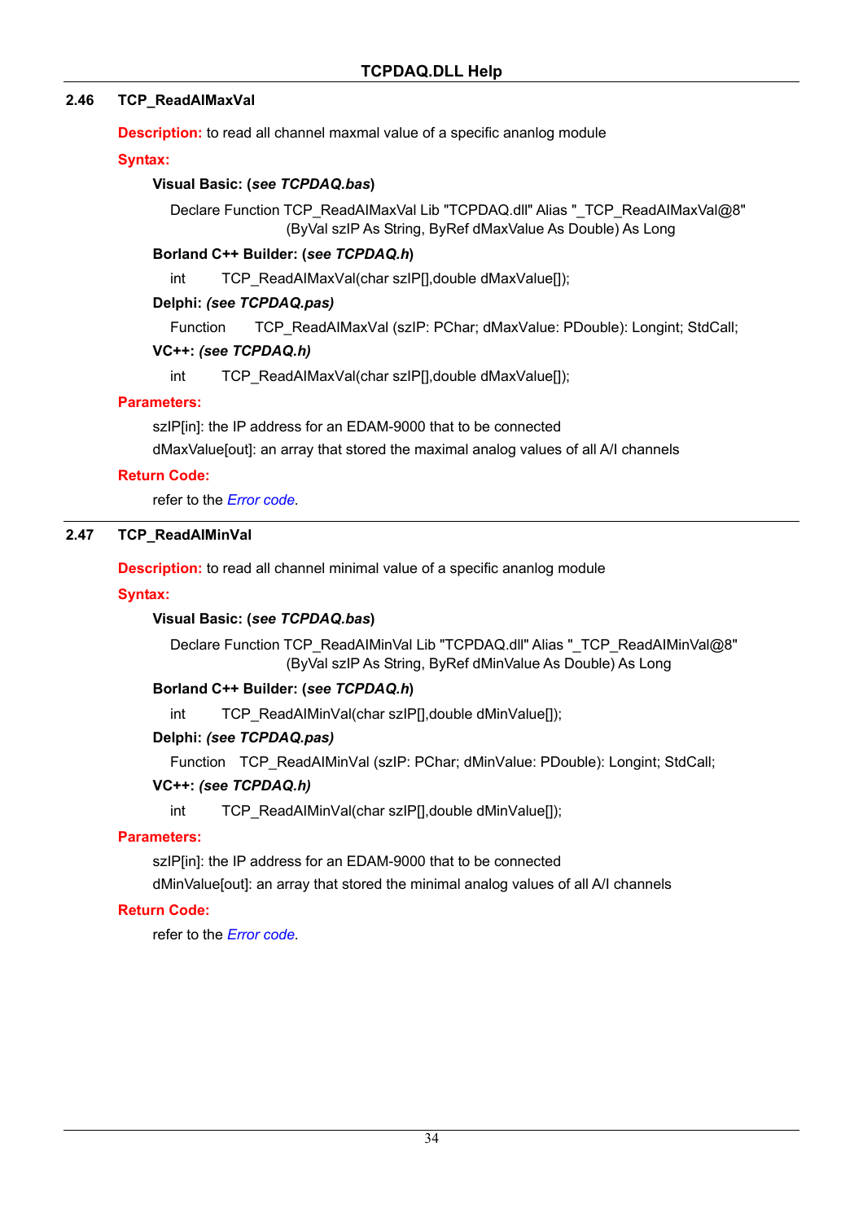## 2.46 TCP_ReadAIMaxVal

**Description:** to read all channel maxmal value of a specific ananlog module

**Syntax:**

**Visual Basic: (*see TCPDAQ.bas*)**

```
Declare Function TCP_ReadAIMaxVal Lib "TCPDAQ.dll" Alias "_TCP_ReadAIMaxVal@8"
        (ByVal szIP As String, ByRef dMaxValue As Double) As Long
```

**Borland C++ Builder: (*see TCPDAQ.h*)**

```
int     TCP_ReadAIMaxVal(char szIP[],double dMaxValue[]);
```

**Delphi: *(see TCPDAQ.pas)***

```
Function    TCP_ReadAIMaxVal (szIP: PChar; dMaxValue: PDouble): Longint; StdCall;
```

**VC++: *(see TCPDAQ.h)***

```
int     TCP_ReadAIMaxVal(char szIP[],double dMaxValue[]);
```

**Parameters:**

szIP[in]: the IP address for an EDAM-9000 that to be connected

dMaxValue[out]: an array that stored the maximal analog values of all A/I channels

**Return Code:**

refer to the *Error code*.

## 2.47 TCP_ReadAIMinVal

**Description:** to read all channel minimal value of a specific ananlog module

**Syntax:**

**Visual Basic: (*see TCPDAQ.bas*)**

```
Declare Function TCP_ReadAIMinVal Lib "TCPDAQ.dll" Alias "_TCP_ReadAIMinVal@8"
        (ByVal szIP As String, ByRef dMinValue As Double) As Long
```

**Borland C++ Builder: (*see TCPDAQ.h*)**

```
int     TCP_ReadAIMinVal(char szIP[],double dMinValue[]);
```

**Delphi: *(see TCPDAQ.pas)***

```
Function   TCP_ReadAIMinVal (szIP: PChar; dMinValue: PDouble): Longint; StdCall;
```

**VC++: *(see TCPDAQ.h)***

```
int     TCP_ReadAIMinVal(char szIP[],double dMinValue[]);
```

**Parameters:**

szIP[in]: the IP address for an EDAM-9000 that to be connected

dMinValue[out]: an array that stored the minimal analog values of all A/I channels

**Return Code:**

refer to the *Error code*.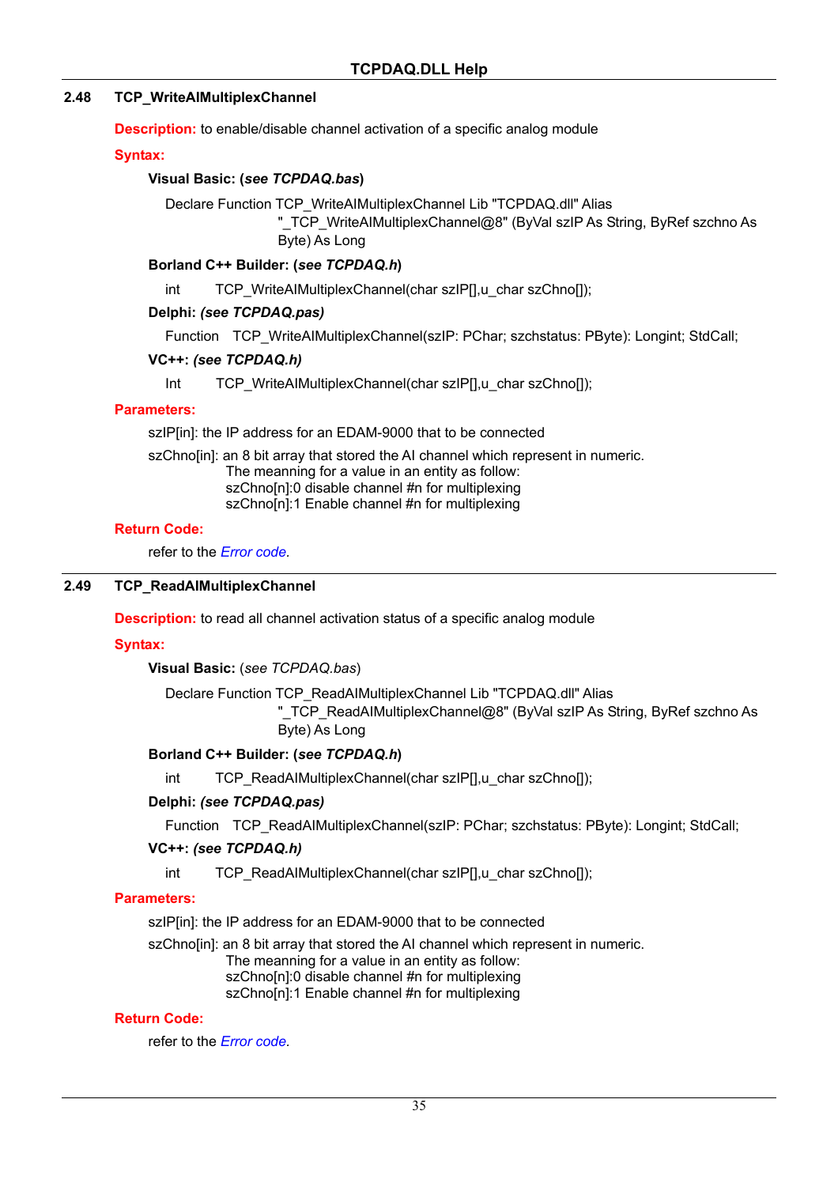## 2.48 TCP_WriteAIMultiplexChannel

**Description:** to enable/disable channel activation of a specific analog module

**Syntax:**

**Visual Basic: (*see TCPDAQ.bas*)**

```
Declare Function TCP_WriteAIMultiplexChannel Lib "TCPDAQ.dll" Alias
        "_TCP_WriteAIMultiplexChannel@8" (ByVal szIP As String, ByRef szchno As
        Byte) As Long
```

**Borland C++ Builder: (*see TCPDAQ.h*)**

```
int     TCP_WriteAIMultiplexChannel(char szIP[],u_char szChno[]);
```

**Delphi: *(see TCPDAQ.pas)***

```
Function   TCP_WriteAIMultiplexChannel(szIP: PChar; szchstatus: PByte): Longint; StdCall;
```

**VC++: *(see TCPDAQ.h)***

```
Int     TCP_WriteAIMultiplexChannel(char szIP[],u_char szChno[]);
```

**Parameters:**

szIP[in]: the IP address for an EDAM-9000 that to be connected

szChno[in]: an 8 bit array that stored the AI channel which represent in numeric.
The meanning for a value in an entity as follow:
szChno[n]:0 disable channel #n for multiplexing
szChno[n]:1 Enable channel #n for multiplexing

**Return Code:**

refer to the *Error code*.

## 2.49 TCP_ReadAIMultiplexChannel

**Description:** to read all channel activation status of a specific analog module

**Syntax:**

**Visual Basic:** (*see TCPDAQ.bas*)

```
Declare Function TCP_ReadAIMultiplexChannel Lib "TCPDAQ.dll" Alias
        "_TCP_ReadAIMultiplexChannel@8" (ByVal szIP As String, ByRef szchno As
        Byte) As Long
```

**Borland C++ Builder: (*see TCPDAQ.h*)**

```
int     TCP_ReadAIMultiplexChannel(char szIP[],u_char szChno[]);
```

**Delphi: *(see TCPDAQ.pas)***

```
Function   TCP_ReadAIMultiplexChannel(szIP: PChar; szchstatus: PByte): Longint; StdCall;
```

**VC++: *(see TCPDAQ.h)***

```
int     TCP_ReadAIMultiplexChannel(char szIP[],u_char szChno[]);
```

**Parameters:**

szIP[in]: the IP address for an EDAM-9000 that to be connected

szChno[in]: an 8 bit array that stored the AI channel which represent in numeric.
The meanning for a value in an entity as follow:
szChno[n]:0 disable channel #n for multiplexing
szChno[n]:1 Enable channel #n for multiplexing

**Return Code:**

refer to the *Error code*.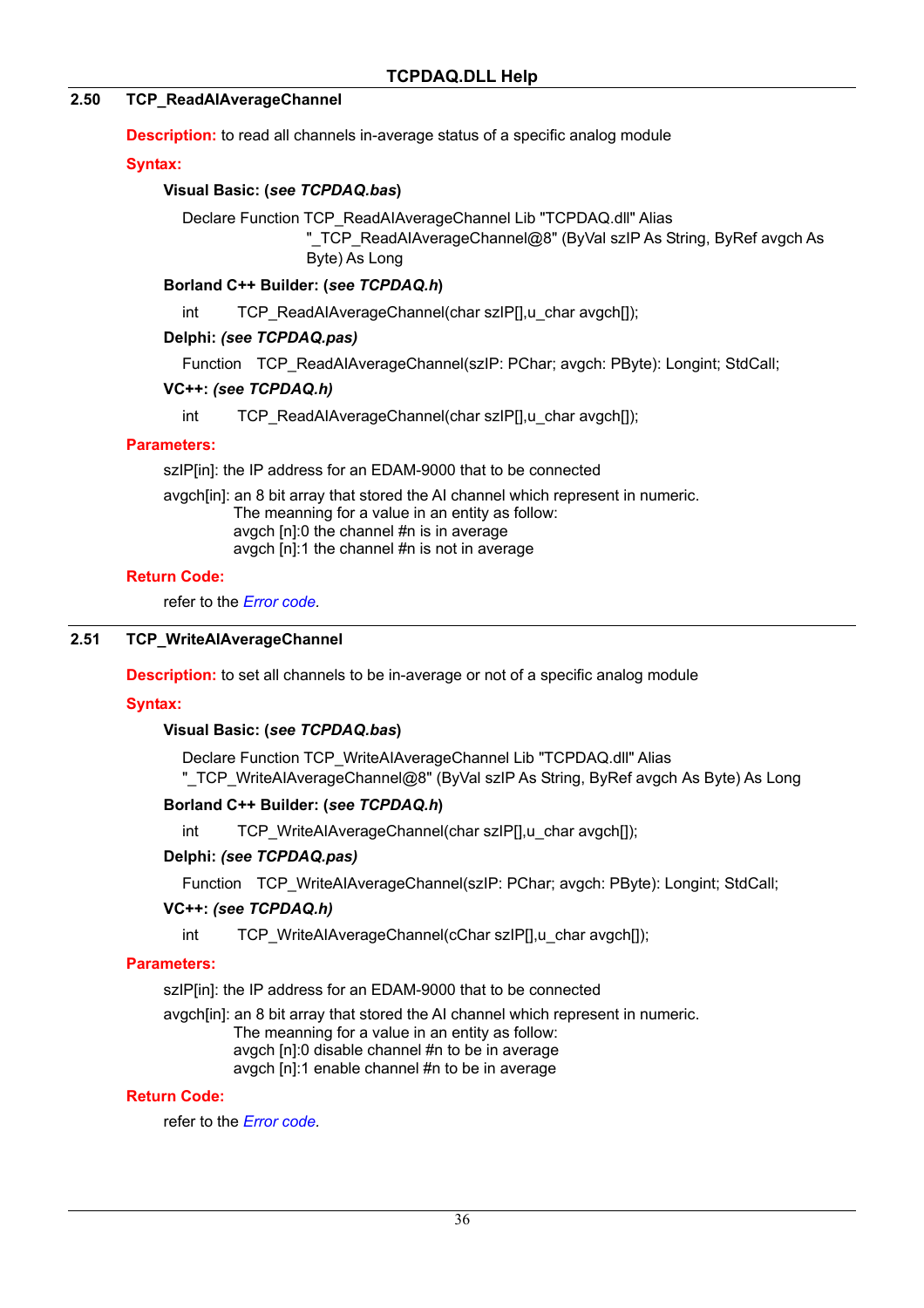## 2.50 TCP_ReadAIAverageChannel

**Description:** to read all channels in-average status of a specific analog module

**Syntax:**

**Visual Basic: (*see TCPDAQ.bas*)**

```
Declare Function TCP_ReadAIAverageChannel Lib "TCPDAQ.dll" Alias
        "_TCP_ReadAIAverageChannel@8" (ByVal szIP As String, ByRef avgch As
        Byte) As Long
```

**Borland C++ Builder: (*see TCPDAQ.h*)**

```
int     TCP_ReadAIAverageChannel(char szIP[],u_char avgch[]);
```

**Delphi: *(see TCPDAQ.pas)***

```
Function   TCP_ReadAIAverageChannel(szIP: PChar; avgch: PByte): Longint; StdCall;
```

**VC++: *(see TCPDAQ.h)***

```
int     TCP_ReadAIAverageChannel(char szIP[],u_char avgch[]);
```

**Parameters:**

szIP[in]: the IP address for an EDAM-9000 that to be connected

avgch[in]: an 8 bit array that stored the AI channel which represent in numeric.
The meanning for a value in an entity as follow:
avgch [n]:0 the channel #n is in average
avgch [n]:1 the channel #n is not in average

**Return Code:**

refer to the *Error code*.

## 2.51 TCP_WriteAIAverageChannel

**Description:** to set all channels to be in-average or not of a specific analog module

**Syntax:**

**Visual Basic: (*see TCPDAQ.bas*)**

```
Declare Function TCP_WriteAIAverageChannel Lib "TCPDAQ.dll" Alias
"_TCP_WriteAIAverageChannel@8" (ByVal szIP As String, ByRef avgch As Byte) As Long
```

**Borland C++ Builder: (*see TCPDAQ.h*)**

```
int     TCP_WriteAIAverageChannel(char szIP[],u_char avgch[]);
```

**Delphi: *(see TCPDAQ.pas)***

```
Function   TCP_WriteAIAverageChannel(szIP: PChar; avgch: PByte): Longint; StdCall;
```

**VC++: *(see TCPDAQ.h)***

```
int     TCP_WriteAIAverageChannel(cChar szIP[],u_char avgch[]);
```

**Parameters:**

szIP[in]: the IP address for an EDAM-9000 that to be connected

avgch[in]: an 8 bit array that stored the AI channel which represent in numeric.
The meanning for a value in an entity as follow:
avgch [n]:0 disable channel #n to be in average
avgch [n]:1 enable channel #n to be in average

**Return Code:**

refer to the *Error code*.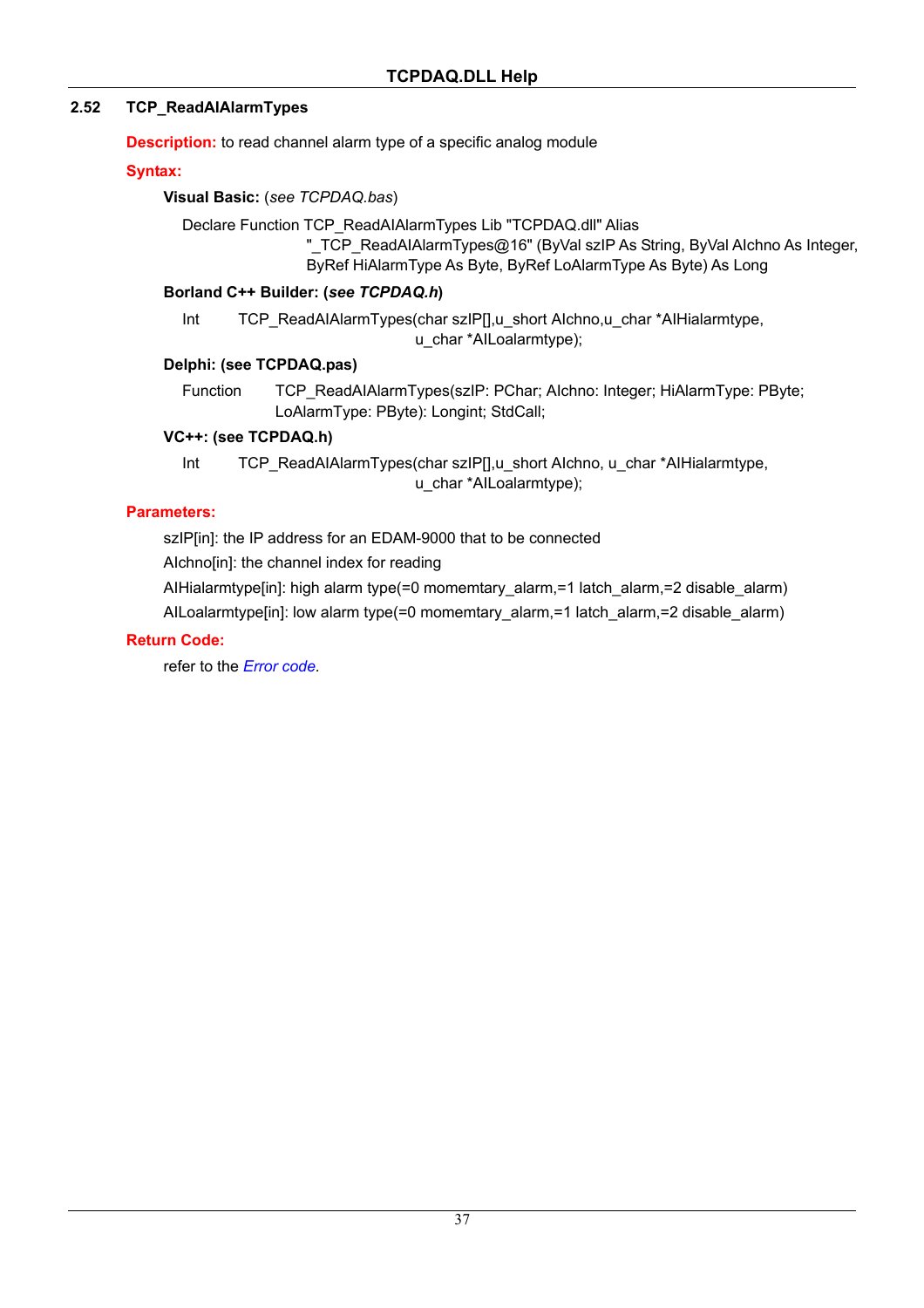## 2.52 TCP_ReadAIAlarmTypes

**Description:** to read channel alarm type of a specific analog module

**Syntax:**

**Visual Basic:** (*see TCPDAQ.bas*)

```
Declare Function TCP_ReadAIAlarmTypes Lib "TCPDAQ.dll" Alias
        "_TCP_ReadAIAlarmTypes@16" (ByVal szIP As String, ByVal AIchno As Integer,
        ByRef HiAlarmType As Byte, ByRef LoAlarmType As Byte) As Long
```

**Borland C++ Builder: (*see TCPDAQ.h*)**

```
Int     TCP_ReadAIAlarmTypes(char szIP[],u_short AIchno,u_char *AIHialarmtype,
                             u_char *AILoalarmtype);
```

**Delphi: (see TCPDAQ.pas)**

```
Function    TCP_ReadAIAlarmTypes(szIP: PChar; AIchno: Integer; HiAlarmType: PByte;
            LoAlarmType: PByte): Longint; StdCall;
```

**VC++: (see TCPDAQ.h)**

```
Int     TCP_ReadAIAlarmTypes(char szIP[],u_short AIchno, u_char *AIHialarmtype,
                             u_char *AILoalarmtype);
```

**Parameters:**

szIP[in]: the IP address for an EDAM-9000 that to be connected

AIchno[in]: the channel index for reading

AIHialarmtype[in]: high alarm type(=0 momemtary_alarm,=1 latch_alarm,=2 disable_alarm)

AILoalarmtype[in]: low alarm type(=0 momemtary_alarm,=1 latch_alarm,=2 disable_alarm)

**Return Code:**

refer to the *Error code.*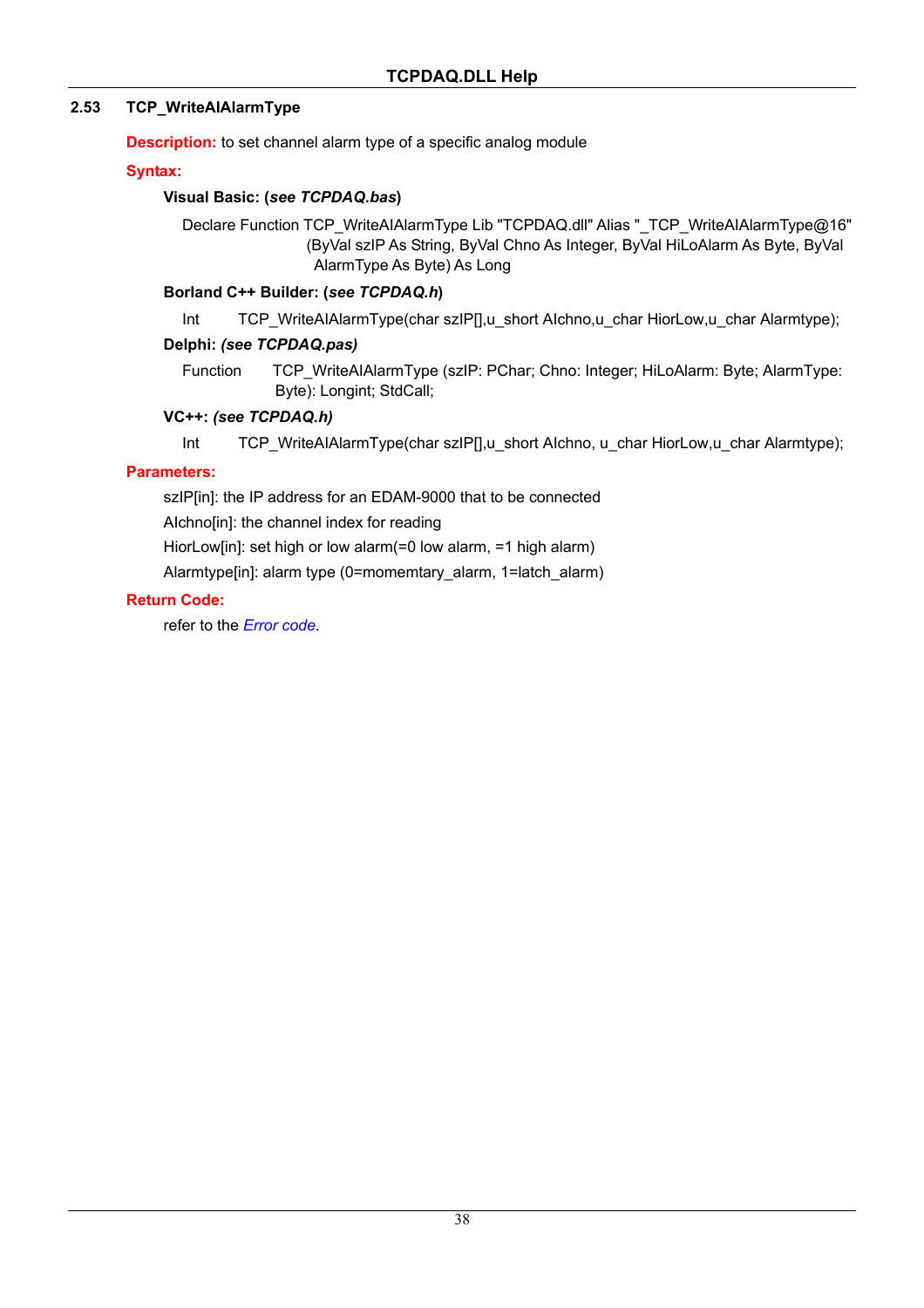## 2.53 TCP_WriteAIAlarmType

**Description:** to set channel alarm type of a specific analog module

**Syntax:**

**Visual Basic: (*see TCPDAQ.bas*)**

```
Declare Function TCP_WriteAIAlarmType Lib "TCPDAQ.dll" Alias "_TCP_WriteAIAlarmType@16"
        (ByVal szIP As String, ByVal Chno As Integer, ByVal HiLoAlarm As Byte, ByVal
         AlarmType As Byte) As Long
```

**Borland C++ Builder: (*see TCPDAQ.h*)**

```
Int     TCP_WriteAIAlarmType(char szIP[],u_short AIchno,u_char HiorLow,u_char Alarmtype);
```

**Delphi: *(see TCPDAQ.pas)***

```
Function    TCP_WriteAIAlarmType (szIP: PChar; Chno: Integer; HiLoAlarm: Byte; AlarmType:
            Byte): Longint; StdCall;
```

**VC++: *(see TCPDAQ.h)***

```
Int     TCP_WriteAIAlarmType(char szIP[],u_short AIchno, u_char HiorLow,u_char Alarmtype);
```

**Parameters:**

szIP[in]: the IP address for an EDAM-9000 that to be connected

AIchno[in]: the channel index for reading

HiorLow[in]: set high or low alarm(=0 low alarm, =1 high alarm)

Alarmtype[in]: alarm type (0=momemtary_alarm, 1=latch_alarm)

**Return Code:**

refer to the *Error code*.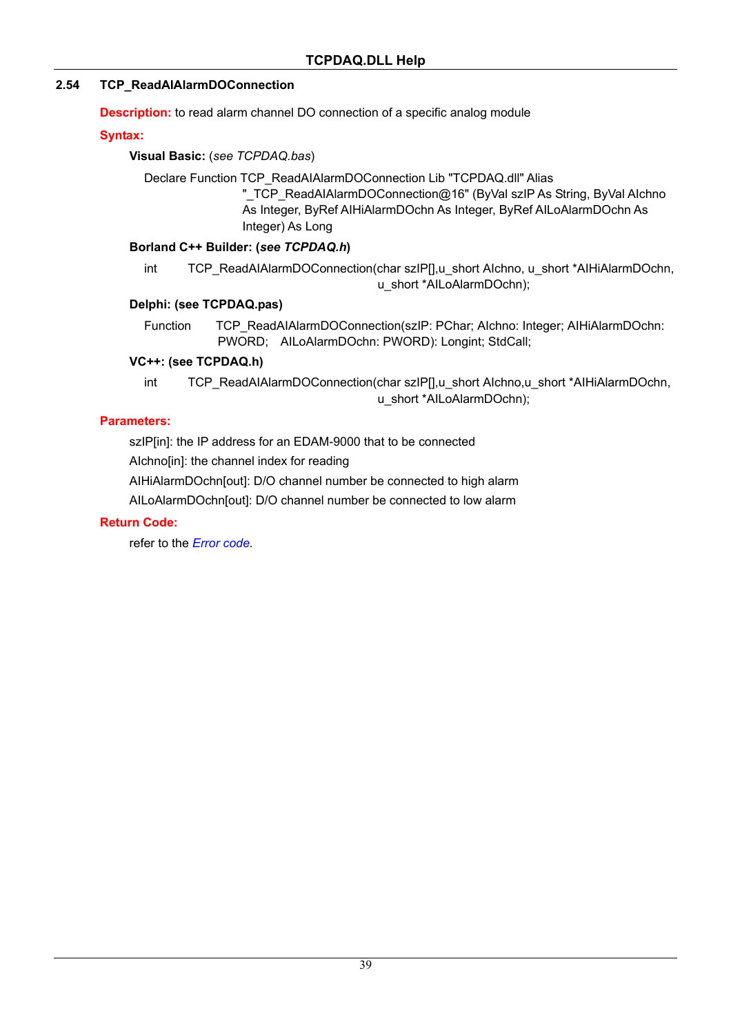## 2.54 TCP_ReadAIAlarmDOConnection

**Description:** to read alarm channel DO connection of a specific analog module

**Syntax:**

**Visual Basic:** (*see TCPDAQ.bas*)

```
Declare Function TCP_ReadAIAlarmDOConnection Lib "TCPDAQ.dll" Alias
        "_TCP_ReadAIAlarmDOConnection@16" (ByVal szIP As String, ByVal AIchno
        As Integer, ByRef AIHiAlarmDOchn As Integer, ByRef AILoAlarmDOchn As
        Integer) As Long
```

**Borland C++ Builder: (*see TCPDAQ.h*)**

```
int     TCP_ReadAIAlarmDOConnection(char szIP[],u_short AIchno, u_short *AIHiAlarmDOchn,
                                    u_short *AILoAlarmDOchn);
```

**Delphi: (see TCPDAQ.pas)**

```
Function    TCP_ReadAIAlarmDOConnection(szIP: PChar; AIchno: Integer; AIHiAlarmDOchn:
            PWORD;   AILoAlarmDOchn: PWORD): Longint; StdCall;
```

**VC++: (see TCPDAQ.h)**

```
int     TCP_ReadAIAlarmDOConnection(char szIP[],u_short AIchno,u_short *AIHiAlarmDOchn,
                                    u_short *AILoAlarmDOchn);
```

**Parameters:**

szIP[in]: the IP address for an EDAM-9000 that to be connected

AIchno[in]: the channel index for reading

AIHiAlarmDOchn[out]: D/O channel number be connected to high alarm

AILoAlarmDOchn[out]: D/O channel number be connected to low alarm

**Return Code:**

refer to the *Error code*.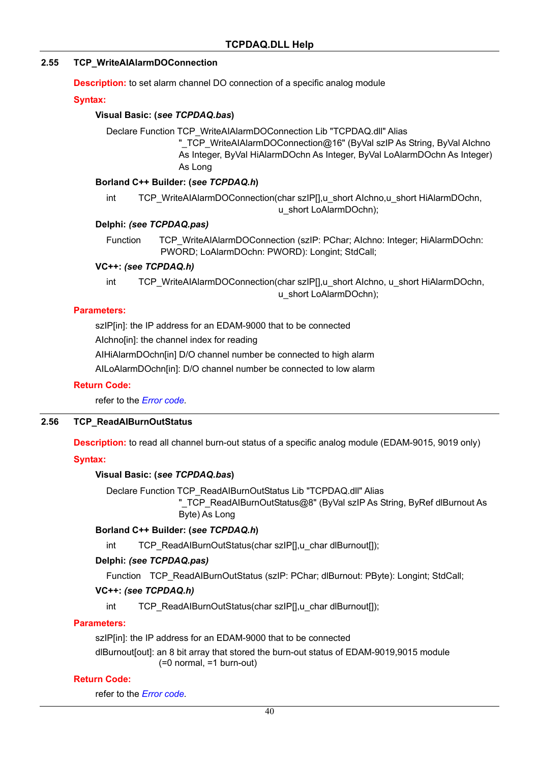## 2.55 TCP_WriteAIAlarmDOConnection

**Description:** to set alarm channel DO connection of a specific analog module

**Syntax:**

**Visual Basic: (*see TCPDAQ.bas*)**

```
Declare Function TCP_WriteAIAlarmDOConnection Lib "TCPDAQ.dll" Alias
        "_TCP_WriteAIAlarmDOConnection@16" (ByVal szIP As String, ByVal AIchno
        As Integer, ByVal HiAlarmDOchn As Integer, ByVal LoAlarmDOchn As Integer)
        As Long
```

**Borland C++ Builder: (*see TCPDAQ.h*)**

```
int    TCP_WriteAIAlarmDOConnection(char szIP[],u_short AIchno,u_short HiAlarmDOchn,
                                   u_short LoAlarmDOchn);
```

**Delphi: *(see TCPDAQ.pas)***

```
Function    TCP_WriteAIAlarmDOConnection (szIP: PChar; AIchno: Integer; HiAlarmDOchn:
            PWORD; LoAlarmDOchn: PWORD): Longint; StdCall;
```

**VC++: *(see TCPDAQ.h)***

```
int    TCP_WriteAIAlarmDOConnection(char szIP[],u_short AIchno, u_short HiAlarmDOchn,
                                   u_short LoAlarmDOchn);
```

**Parameters:**

szIP[in]: the IP address for an EDAM-9000 that to be connected

AIchno[in]: the channel index for reading

AIHiAlarmDOchn[in] D/O channel number be connected to high alarm

AILoAlarmDOchn[in]: D/O channel number be connected to low alarm

**Return Code:**

refer to the *Error code*.

## 2.56 TCP_ReadAIBurnOutStatus

**Description:** to read all channel burn-out status of a specific analog module (EDAM-9015, 9019 only)

**Syntax:**

**Visual Basic: (*see TCPDAQ.bas*)**

```
Declare Function TCP_ReadAIBurnOutStatus Lib "TCPDAQ.dll" Alias
        "_TCP_ReadAIBurnOutStatus@8" (ByVal szIP As String, ByRef dlBurnout As
        Byte) As Long
```

**Borland C++ Builder: (*see TCPDAQ.h*)**

```
int    TCP_ReadAIBurnOutStatus(char szIP[],u_char dlBurnout[]);
```

**Delphi: *(see TCPDAQ.pas)***

```
Function    TCP_ReadAIBurnOutStatus (szIP: PChar; dlBurnout: PByte): Longint; StdCall;
```

**VC++: *(see TCPDAQ.h)***

```
int    TCP_ReadAIBurnOutStatus(char szIP[],u_char dlBurnout[]);
```

**Parameters:**

szIP[in]: the IP address for an EDAM-9000 that to be connected

dlBurnout[out]: an 8 bit array that stored the burn-out status of EDAM-9019,9015 module (=0 normal, =1 burn-out)

**Return Code:**

refer to the *Error code*.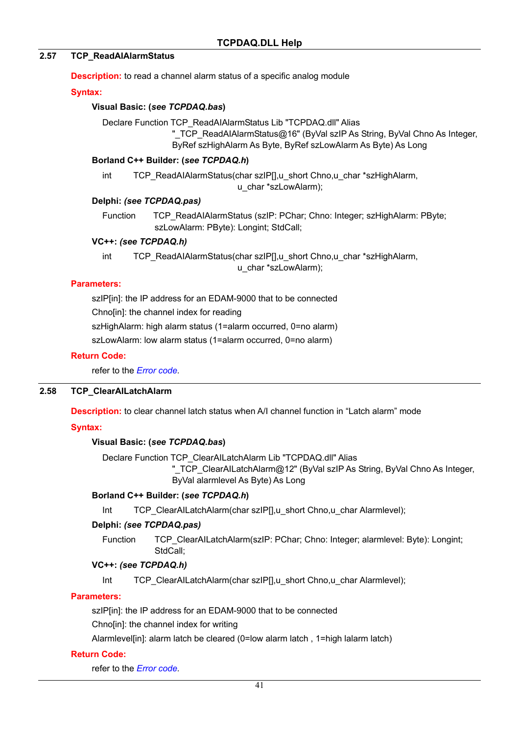## 2.57 TCP_ReadAIAlarmStatus

**Description:** to read a channel alarm status of a specific analog module

**Syntax:**

**Visual Basic: (*see TCPDAQ.bas*)**

```
Declare Function TCP_ReadAIAlarmStatus Lib "TCPDAQ.dll" Alias
        "_TCP_ReadAIAlarmStatus@16" (ByVal szIP As String, ByVal Chno As Integer,
        ByRef szHighAlarm As Byte, ByRef szLowAlarm As Byte) As Long
```

**Borland C++ Builder: (*see TCPDAQ.h*)**

```
int     TCP_ReadAIAlarmStatus(char szIP[],u_short Chno,u_char *szHighAlarm,
                              u_char *szLowAlarm);
```

**Delphi: *(see TCPDAQ.pas)***

```
Function     TCP_ReadAIAlarmStatus (szIP: PChar; Chno: Integer; szHighAlarm: PByte;
             szLowAlarm: PByte): Longint; StdCall;
```

**VC++: *(see TCPDAQ.h)***

```
int     TCP_ReadAIAlarmStatus(char szIP[],u_short Chno,u_char *szHighAlarm,
                              u_char *szLowAlarm);
```

**Parameters:**

szIP[in]: the IP address for an EDAM-9000 that to be connected

Chno[in]: the channel index for reading

szHighAlarm: high alarm status (1=alarm occurred, 0=no alarm)

szLowAlarm: low alarm status (1=alarm occurred, 0=no alarm)

**Return Code:**

refer to the *Error code*.

## 2.58 TCP_ClearAILatchAlarm

**Description:** to clear channel latch status when A/I channel function in “Latch alarm” mode

**Syntax:**

**Visual Basic: (*see TCPDAQ.bas*)**

```
Declare Function TCP_ClearAILatchAlarm Lib "TCPDAQ.dll" Alias
        "_TCP_ClearAILatchAlarm@12" (ByVal szIP As String, ByVal Chno As Integer,
        ByVal alarmlevel As Byte) As Long
```

**Borland C++ Builder: (*see TCPDAQ.h*)**

```
Int     TCP_ClearAILatchAlarm(char szIP[],u_short Chno,u_char Alarmlevel);
```

**Delphi: *(see TCPDAQ.pas)***

```
Function     TCP_ClearAILatchAlarm(szIP: PChar; Chno: Integer; alarmlevel: Byte): Longint;
             StdCall;
```

**VC++: *(see TCPDAQ.h)***

```
Int     TCP_ClearAILatchAlarm(char szIP[],u_short Chno,u_char Alarmlevel);
```

**Parameters:**

szIP[in]: the IP address for an EDAM-9000 that to be connected

Chno[in]: the channel index for writing

Alarmlevel[in]: alarm latch be cleared (0=low alarm latch , 1=high lalarm latch)

**Return Code:**

refer to the *Error code*.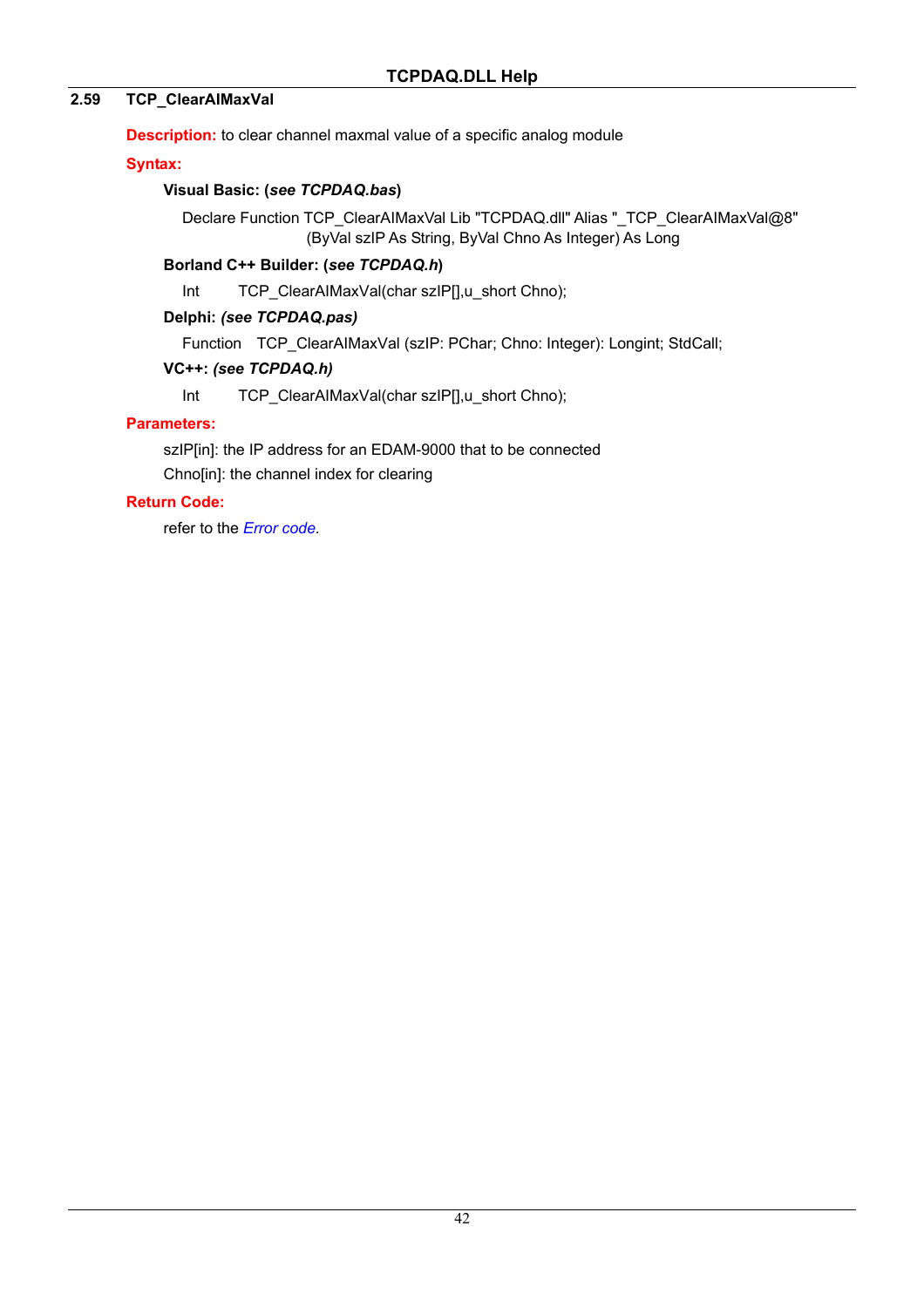## 2.59 TCP_ClearAIMaxVal

**Description:** to clear channel maxmal value of a specific analog module

**Syntax:**

**Visual Basic: (*see TCPDAQ.bas*)**

```
Declare Function TCP_ClearAIMaxVal Lib "TCPDAQ.dll" Alias "_TCP_ClearAIMaxVal@8"
        (ByVal szIP As String, ByVal Chno As Integer) As Long
```

**Borland C++ Builder: (*see TCPDAQ.h*)**

```
Int     TCP_ClearAIMaxVal(char szIP[],u_short Chno);
```

**Delphi: *(see TCPDAQ.pas)***

```
Function   TCP_ClearAIMaxVal (szIP: PChar; Chno: Integer): Longint; StdCall;
```

**VC++: *(see TCPDAQ.h)***

```
Int     TCP_ClearAIMaxVal(char szIP[],u_short Chno);
```

**Parameters:**

szIP[in]: the IP address for an EDAM-9000 that to be connected

Chno[in]: the channel index for clearing

**Return Code:**

refer to the *Error code*.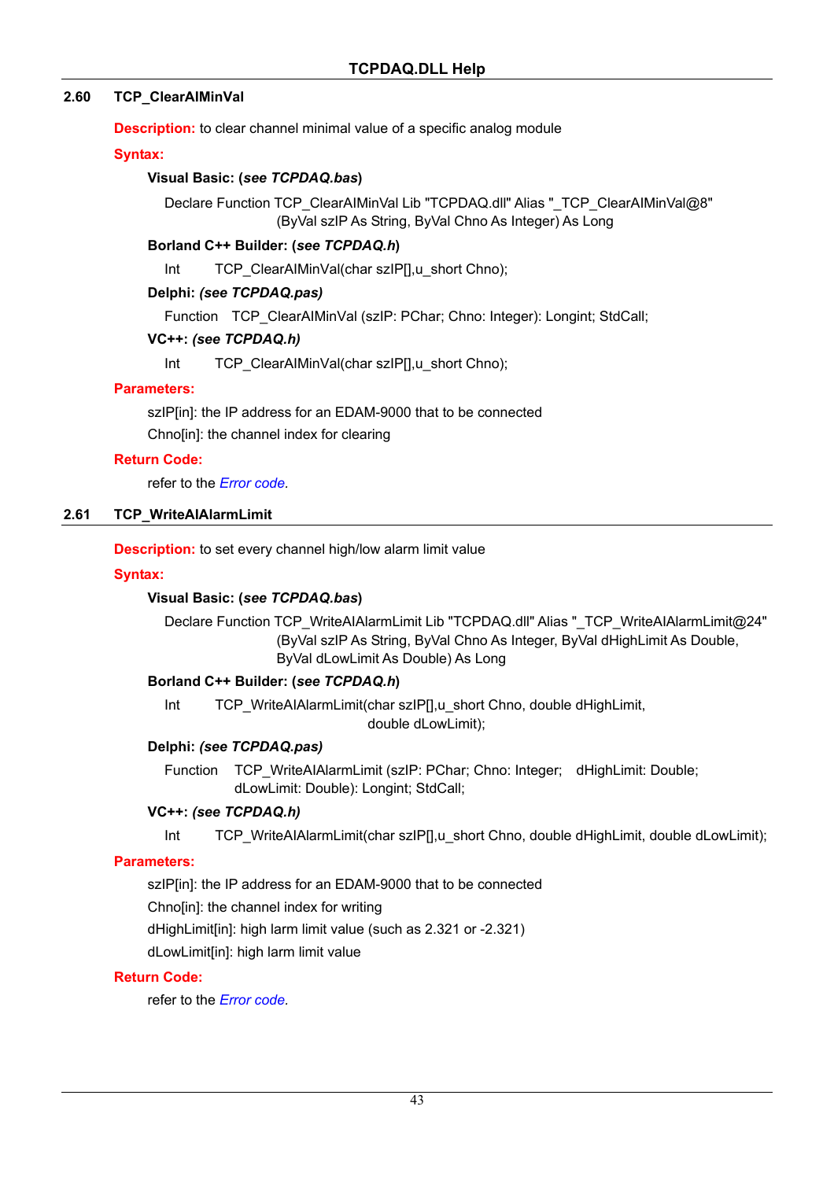## 2.60 TCP_ClearAIMinVal

**Description:** to clear channel minimal value of a specific analog module

**Syntax:**

**Visual Basic: (*see TCPDAQ.bas*)**

```
Declare Function TCP_ClearAIMinVal Lib "TCPDAQ.dll" Alias "_TCP_ClearAIMinVal@8"
        (ByVal szIP As String, ByVal Chno As Integer) As Long
```

**Borland C++ Builder: (*see TCPDAQ.h*)**

```
Int     TCP_ClearAIMinVal(char szIP[],u_short Chno);
```

**Delphi: *(see TCPDAQ.pas)***

```
Function   TCP_ClearAIMinVal (szIP: PChar; Chno: Integer): Longint; StdCall;
```

**VC++: *(see TCPDAQ.h)***

```
Int     TCP_ClearAIMinVal(char szIP[],u_short Chno);
```

**Parameters:**

szIP[in]: the IP address for an EDAM-9000 that to be connected

Chno[in]: the channel index for clearing

**Return Code:**

refer to the *Error code*.

## 2.61 TCP_WriteAIAlarmLimit

**Description:** to set every channel high/low alarm limit value

**Syntax:**

**Visual Basic: (*see TCPDAQ.bas*)**

```
Declare Function TCP_WriteAIAlarmLimit Lib "TCPDAQ.dll" Alias "_TCP_WriteAIAlarmLimit@24"
        (ByVal szIP As String, ByVal Chno As Integer, ByVal dHighLimit As Double,
        ByVal dLowLimit As Double) As Long
```

**Borland C++ Builder: (*see TCPDAQ.h*)**

```
Int     TCP_WriteAIAlarmLimit(char szIP[],u_short Chno, double dHighLimit,
                              double dLowLimit);
```

**Delphi: *(see TCPDAQ.pas)***

```
Function   TCP_WriteAIAlarmLimit (szIP: PChar; Chno: Integer;   dHighLimit: Double;
           dLowLimit: Double): Longint; StdCall;
```

**VC++: *(see TCPDAQ.h)***

```
Int     TCP_WriteAIAlarmLimit(char szIP[],u_short Chno, double dHighLimit, double dLowLimit);
```

**Parameters:**

szIP[in]: the IP address for an EDAM-9000 that to be connected

Chno[in]: the channel index for writing

dHighLimit[in]: high larm limit value (such as 2.321 or -2.321)

dLowLimit[in]: high larm limit value

**Return Code:**

refer to the *Error code*.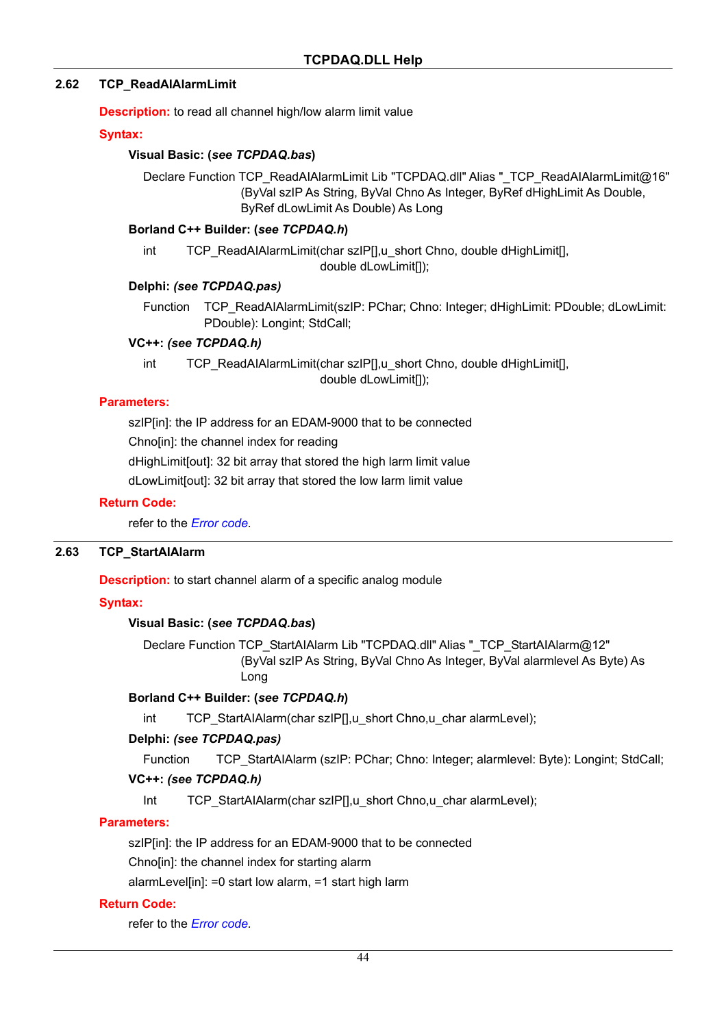## 2.62 TCP_ReadAIAlarmLimit

**Description:** to read all channel high/low alarm limit value

**Syntax:**

**Visual Basic: (*see TCPDAQ.bas*)**

```
Declare Function TCP_ReadAIAlarmLimit Lib "TCPDAQ.dll" Alias "_TCP_ReadAIAlarmLimit@16"
        (ByVal szIP As String, ByVal Chno As Integer, ByRef dHighLimit As Double,
        ByRef dLowLimit As Double) As Long
```

**Borland C++ Builder: (*see TCPDAQ.h*)**

```
int    TCP_ReadAIAlarmLimit(char szIP[],u_short Chno, double dHighLimit[],
                            double dLowLimit[]);
```

**Delphi: *(see TCPDAQ.pas)***

```
Function   TCP_ReadAIAlarmLimit(szIP: PChar; Chno: Integer; dHighLimit: PDouble; dLowLimit:
           PDouble): Longint; StdCall;
```

**VC++: *(see TCPDAQ.h)***

```
int    TCP_ReadAIAlarmLimit(char szIP[],u_short Chno, double dHighLimit[],
                            double dLowLimit[]);
```

**Parameters:**

szIP[in]: the IP address for an EDAM-9000 that to be connected

Chno[in]: the channel index for reading

dHighLimit[out]: 32 bit array that stored the high larm limit value

dLowLimit[out]: 32 bit array that stored the low larm limit value

**Return Code:**

refer to the *Error code*.

## 2.63 TCP_StartAIAlarm

**Description:** to start channel alarm of a specific analog module

**Syntax:**

**Visual Basic: (*see TCPDAQ.bas*)**

```
Declare Function TCP_StartAIAlarm Lib "TCPDAQ.dll" Alias "_TCP_StartAIAlarm@12"
        (ByVal szIP As String, ByVal Chno As Integer, ByVal alarmlevel As Byte) As
        Long
```

**Borland C++ Builder: (*see TCPDAQ.h*)**

```
int    TCP_StartAIAlarm(char szIP[],u_short Chno,u_char alarmLevel);
```

**Delphi: *(see TCPDAQ.pas)***

```
Function    TCP_StartAIAlarm (szIP: PChar; Chno: Integer; alarmlevel: Byte): Longint; StdCall;
```

**VC++: *(see TCPDAQ.h)***

```
Int    TCP_StartAIAlarm(char szIP[],u_short Chno,u_char alarmLevel);
```

**Parameters:**

szIP[in]: the IP address for an EDAM-9000 that to be connected

Chno[in]: the channel index for starting alarm

alarmLevel[in]: =0 start low alarm, =1 start high larm

**Return Code:**

refer to the *Error code*.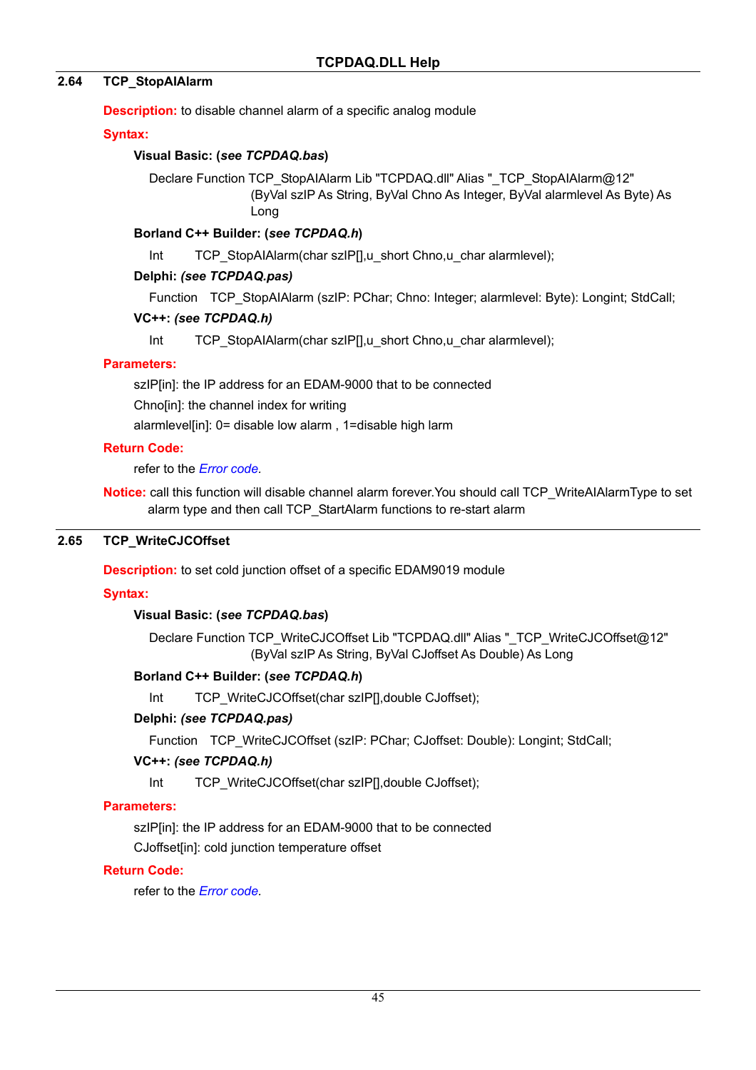## 2.64 TCP_StopAIAlarm

**Description:** to disable channel alarm of a specific analog module

**Syntax:**

**Visual Basic: (*see TCPDAQ.bas*)**

```
Declare Function TCP_StopAIAlarm Lib "TCPDAQ.dll" Alias "_TCP_StopAIAlarm@12"
        (ByVal szIP As String, ByVal Chno As Integer, ByVal alarmlevel As Byte) As
        Long
```

**Borland C++ Builder: (*see TCPDAQ.h*)**

```
Int    TCP_StopAIAlarm(char szIP[],u_short Chno,u_char alarmlevel);
```

**Delphi: *(see TCPDAQ.pas)***

```
Function  TCP_StopAIAlarm (szIP: PChar; Chno: Integer; alarmlevel: Byte): Longint; StdCall;
```

**VC++: *(see TCPDAQ.h)***

```
Int    TCP_StopAIAlarm(char szIP[],u_short Chno,u_char alarmlevel);
```

**Parameters:**

szIP[in]: the IP address for an EDAM-9000 that to be connected

Chno[in]: the channel index for writing

alarmlevel[in]: 0= disable low alarm , 1=disable high larm

**Return Code:**

refer to the *Error code*.

**Notice:** call this function will disable channel alarm forever.You should call TCP_WriteAIAlarmType to set alarm type and then call TCP_StartAlarm functions to re-start alarm

## 2.65 TCP_WriteCJCOffset

**Description:** to set cold junction offset of a specific EDAM9019 module

**Syntax:**

**Visual Basic: (*see TCPDAQ.bas*)**

```
Declare Function TCP_WriteCJCOffset Lib "TCPDAQ.dll" Alias "_TCP_WriteCJCOffset@12"
        (ByVal szIP As String, ByVal CJoffset As Double) As Long
```

**Borland C++ Builder: (*see TCPDAQ.h*)**

```
Int    TCP_WriteCJCOffset(char szIP[],double CJoffset);
```

**Delphi: *(see TCPDAQ.pas)***

```
Function  TCP_WriteCJCOffset (szIP: PChar; CJoffset: Double): Longint; StdCall;
```

**VC++: *(see TCPDAQ.h)***

```
Int    TCP_WriteCJCOffset(char szIP[],double CJoffset);
```

**Parameters:**

szIP[in]: the IP address for an EDAM-9000 that to be connected

CJoffset[in]: cold junction temperature offset

**Return Code:**

refer to the *Error code*.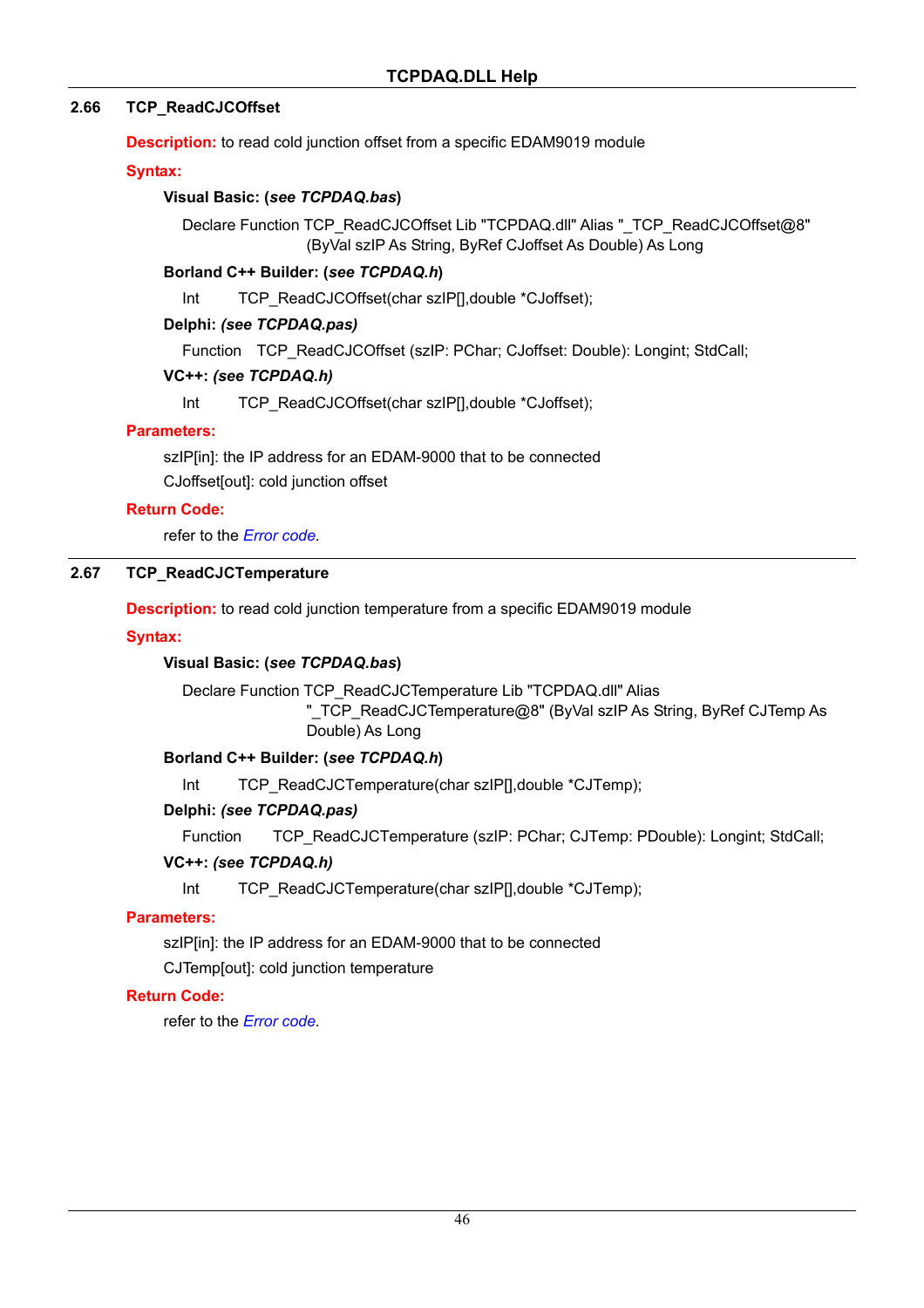## 2.66 TCP_ReadCJCOffset

**Description:** to read cold junction offset from a specific EDAM9019 module

**Syntax:**

**Visual Basic: (*see TCPDAQ.bas*)**

```
Declare Function TCP_ReadCJCOffset Lib "TCPDAQ.dll" Alias "_TCP_ReadCJCOffset@8"
        (ByVal szIP As String, ByRef CJoffset As Double) As Long
```

**Borland C++ Builder: (*see TCPDAQ.h*)**

```
Int    TCP_ReadCJCOffset(char szIP[],double *CJoffset);
```

**Delphi: *(see TCPDAQ.pas)***

```
Function   TCP_ReadCJCOffset (szIP: PChar; CJoffset: Double): Longint; StdCall;
```

**VC++: *(see TCPDAQ.h)***

```
Int    TCP_ReadCJCOffset(char szIP[],double *CJoffset);
```

**Parameters:**

szIP[in]: the IP address for an EDAM-9000 that to be connected

CJoffset[out]: cold junction offset

**Return Code:**

refer to the *Error code*.

## 2.67 TCP_ReadCJCTemperature

**Description:** to read cold junction temperature from a specific EDAM9019 module

**Syntax:**

**Visual Basic: (*see TCPDAQ.bas*)**

```
Declare Function TCP_ReadCJCTemperature Lib "TCPDAQ.dll" Alias
        "_TCP_ReadCJCTemperature@8" (ByVal szIP As String, ByRef CJTemp As
        Double) As Long
```

**Borland C++ Builder: (*see TCPDAQ.h*)**

```
Int    TCP_ReadCJCTemperature(char szIP[],double *CJTemp);
```

**Delphi: *(see TCPDAQ.pas)***

```
Function     TCP_ReadCJCTemperature (szIP: PChar; CJTemp: PDouble): Longint; StdCall;
```

**VC++: *(see TCPDAQ.h)***

```
Int    TCP_ReadCJCTemperature(char szIP[],double *CJTemp);
```

**Parameters:**

szIP[in]: the IP address for an EDAM-9000 that to be connected

CJTemp[out]: cold junction temperature

**Return Code:**

refer to the *Error code*.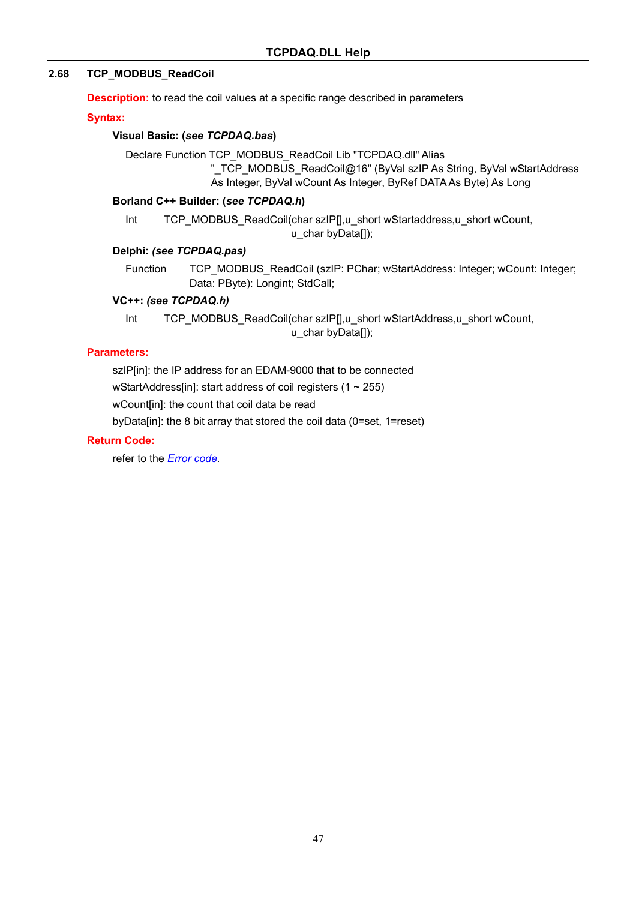## 2.68 TCP_MODBUS_ReadCoil

**Description:** to read the coil values at a specific range described in parameters

**Syntax:**

**Visual Basic: (*see TCPDAQ.bas*)**

```
Declare Function TCP_MODBUS_ReadCoil Lib "TCPDAQ.dll" Alias
        "_TCP_MODBUS_ReadCoil@16" (ByVal szIP As String, ByVal wStartAddress
        As Integer, ByVal wCount As Integer, ByRef DATA As Byte) As Long
```

**Borland C++ Builder: (*see TCPDAQ.h*)**

```
Int     TCP_MODBUS_ReadCoil(char szIP[],u_short wStartaddress,u_short wCount,
                            u_char byData[]);
```

**Delphi: *(see TCPDAQ.pas)***

```
Function    TCP_MODBUS_ReadCoil (szIP: PChar; wStartAddress: Integer; wCount: Integer;
            Data: PByte): Longint; StdCall;
```

**VC++: *(see TCPDAQ.h)***

```
Int     TCP_MODBUS_ReadCoil(char szIP[],u_short wStartAddress,u_short wCount,
                            u_char byData[]);
```

**Parameters:**

szIP[in]: the IP address for an EDAM-9000 that to be connected

wStartAddress[in]: start address of coil registers (1 ~ 255)

wCount[in]: the count that coil data be read

byData[in]: the 8 bit array that stored the coil data (0=set, 1=reset)

**Return Code:**

refer to the *Error code.*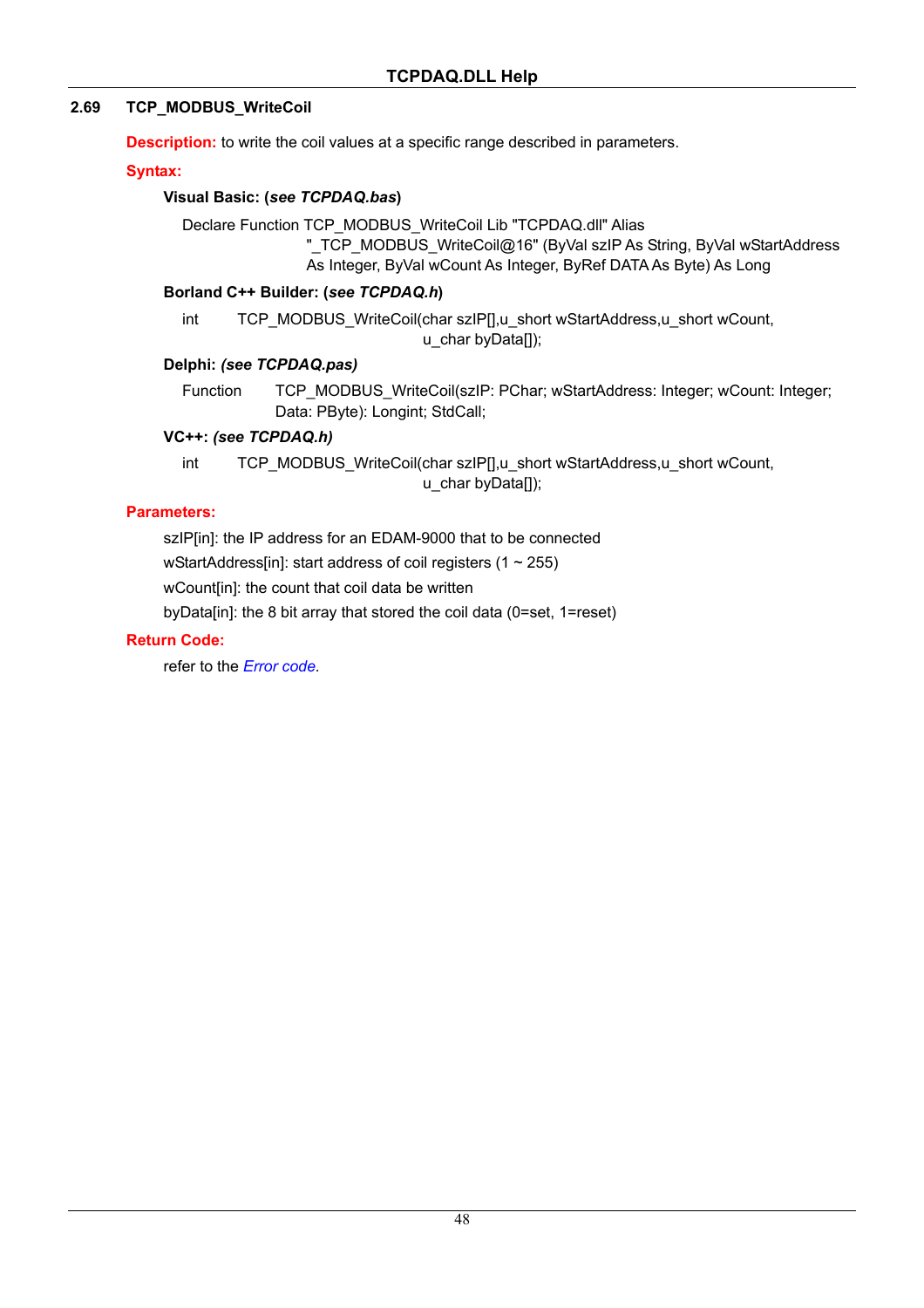## 2.69 TCP_MODBUS_WriteCoil

**Description:** to write the coil values at a specific range described in parameters.

**Syntax:**

**Visual Basic: (*see TCPDAQ.bas*)**

```
Declare Function TCP_MODBUS_WriteCoil Lib "TCPDAQ.dll" Alias
        "_TCP_MODBUS_WriteCoil@16" (ByVal szIP As String, ByVal wStartAddress
        As Integer, ByVal wCount As Integer, ByRef DATA As Byte) As Long
```

**Borland C++ Builder: (*see TCPDAQ.h*)**

```
int     TCP_MODBUS_WriteCoil(char szIP[],u_short wStartAddress,u_short wCount,
                             u_char byData[]);
```

**Delphi: *(see TCPDAQ.pas)***

```
Function    TCP_MODBUS_WriteCoil(szIP: PChar; wStartAddress: Integer; wCount: Integer;
            Data: PByte): Longint; StdCall;
```

**VC++: *(see TCPDAQ.h)***

```
int     TCP_MODBUS_WriteCoil(char szIP[],u_short wStartAddress,u_short wCount,
                             u_char byData[]);
```

**Parameters:**

szIP[in]: the IP address for an EDAM-9000 that to be connected

wStartAddress[in]: start address of coil registers (1 ~ 255)

wCount[in]: the count that coil data be written

byData[in]: the 8 bit array that stored the coil data (0=set, 1=reset)

**Return Code:**

refer to the *Error code.*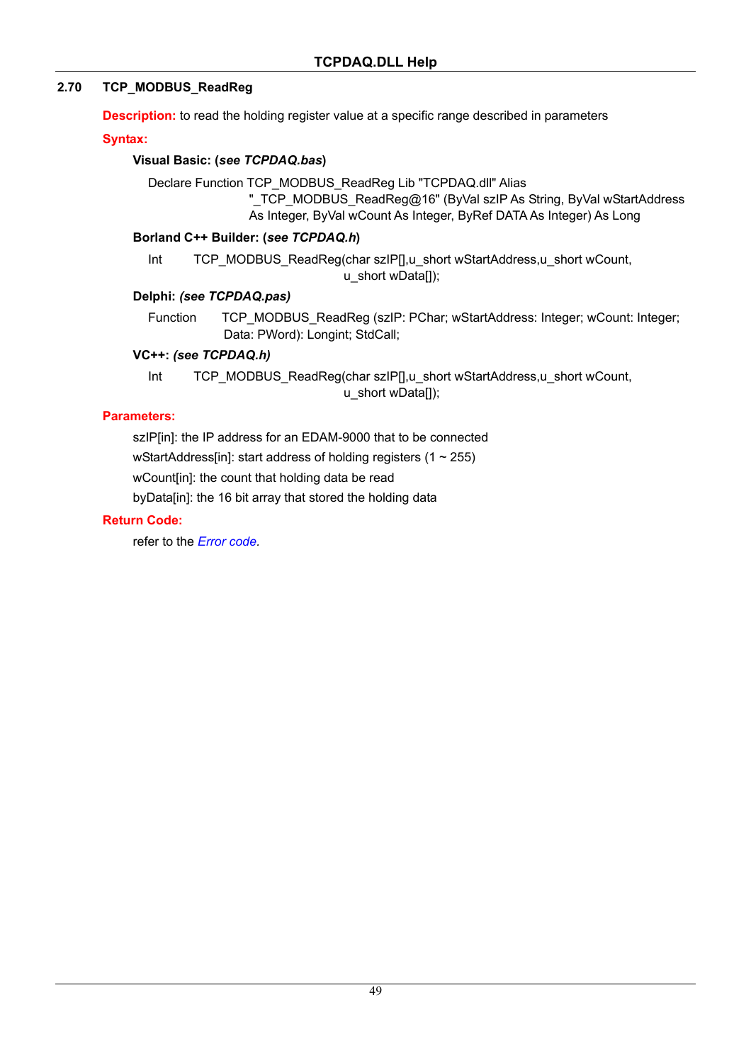## 2.70 TCP_MODBUS_ReadReg

**Description:** to read the holding register value at a specific range described in parameters

**Syntax:**

**Visual Basic: (*see TCPDAQ.bas*)**

```
Declare Function TCP_MODBUS_ReadReg Lib "TCPDAQ.dll" Alias
        "_TCP_MODBUS_ReadReg@16" (ByVal szIP As String, ByVal wStartAddress
        As Integer, ByVal wCount As Integer, ByRef DATA As Integer) As Long
```

**Borland C++ Builder: (*see TCPDAQ.h*)**

```
Int     TCP_MODBUS_ReadReg(char szIP[],u_short wStartAddress,u_short wCount,
                            u_short wData[]);
```

**Delphi: *(see TCPDAQ.pas)***

```
Function    TCP_MODBUS_ReadReg (szIP: PChar; wStartAddress: Integer; wCount: Integer;
             Data: PWord): Longint; StdCall;
```

**VC++: *(see TCPDAQ.h)***

```
Int     TCP_MODBUS_ReadReg(char szIP[],u_short wStartAddress,u_short wCount,
                            u_short wData[]);
```

**Parameters:**

szIP[in]: the IP address for an EDAM-9000 that to be connected

wStartAddress[in]: start address of holding registers (1 ~ 255)

wCount[in]: the count that holding data be read

byData[in]: the 16 bit array that stored the holding data

**Return Code:**

refer to the *Error code.*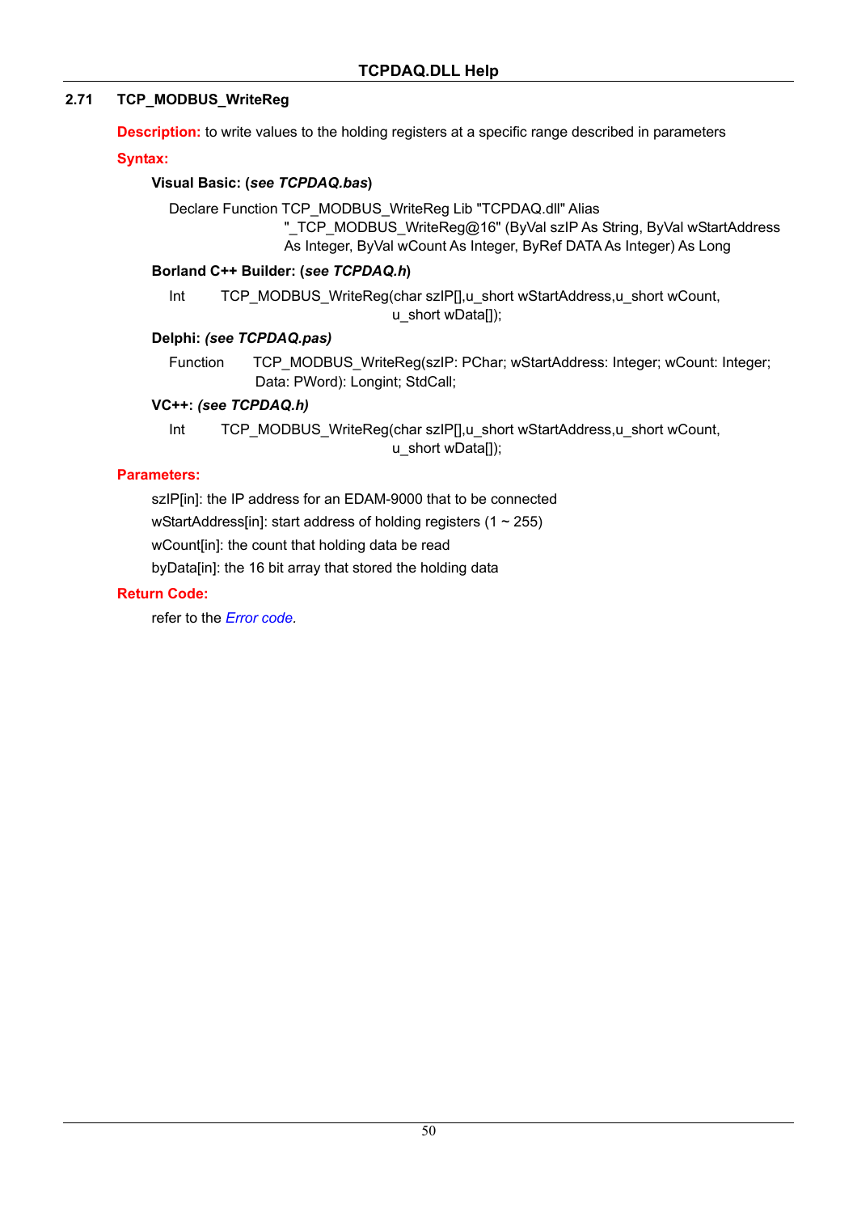## 2.71 TCP_MODBUS_WriteReg

**Description:** to write values to the holding registers at a specific range described in parameters

**Syntax:**

**Visual Basic: (*see TCPDAQ.bas*)**

```
Declare Function TCP_MODBUS_WriteReg Lib "TCPDAQ.dll" Alias
        "_TCP_MODBUS_WriteReg@16" (ByVal szIP As String, ByVal wStartAddress
        As Integer, ByVal wCount As Integer, ByRef DATA As Integer) As Long
```

**Borland C++ Builder: (*see TCPDAQ.h*)**

```
Int     TCP_MODBUS_WriteReg(char szIP[],u_short wStartAddress,u_short wCount,
                    u_short wData[]);
```

**Delphi: *(see TCPDAQ.pas)***

```
Function    TCP_MODBUS_WriteReg(szIP: PChar; wStartAddress: Integer; wCount: Integer;
            Data: PWord): Longint; StdCall;
```

**VC++: *(see TCPDAQ.h)***

```
Int     TCP_MODBUS_WriteReg(char szIP[],u_short wStartAddress,u_short wCount,
                    u_short wData[]);
```

**Parameters:**

szIP[in]: the IP address for an EDAM-9000 that to be connected

wStartAddress[in]: start address of holding registers (1 ~ 255)

wCount[in]: the count that holding data be read

byData[in]: the 16 bit array that stored the holding data

**Return Code:**

refer to the *Error code.*